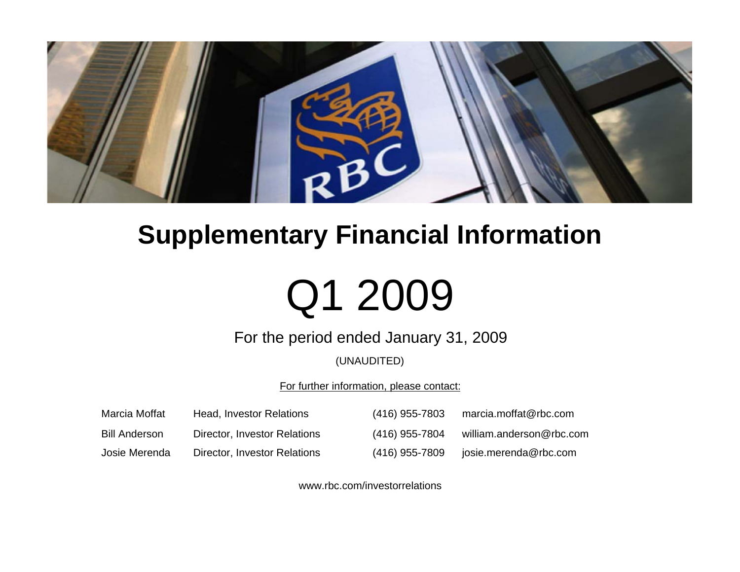# Supplementary Financial Information

# Q1 2009

For the period ended January 31, 2009

(UNAUDITED)

For further information, please contact:

| | | | |
|---|---|---|---|
| Marcia Moffat | Head, Investor Relations | (416) 955-7803 | marcia.moffat@rbc.com |
| Bill Anderson | Director, Investor Relations | (416) 955-7804 | william.anderson@rbc.com |
| Josie Merenda | Director, Investor Relations | (416) 955-7809 | josie.merenda@rbc.com |

www.rbc.com/investorrelations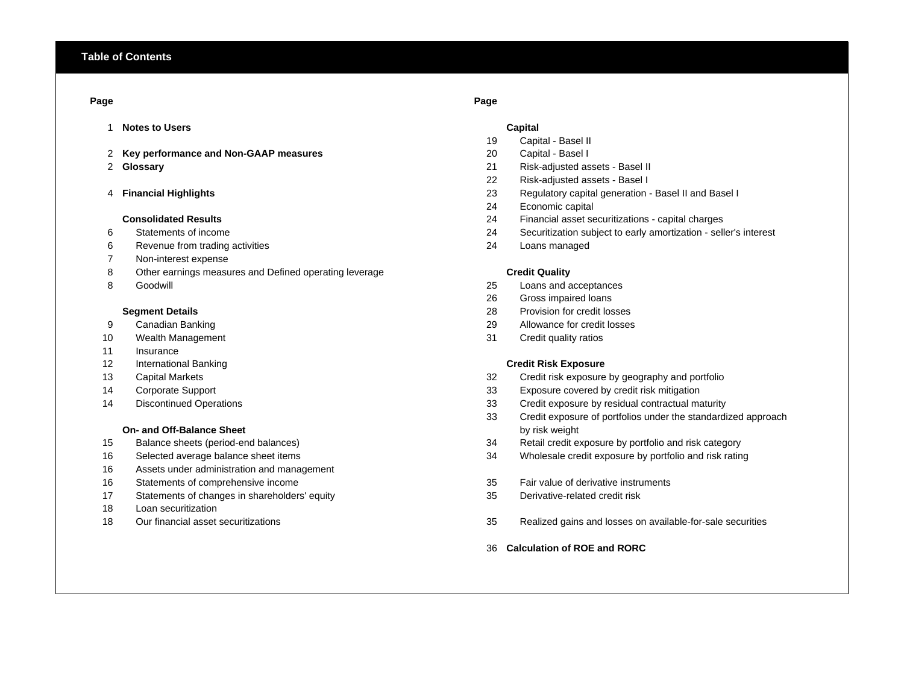## Table of Contents

| Page | |
|---|---|
| 1 | **Notes to Users** |
| 2 | **Key performance and Non-GAAP measures** |
| 2 | **Glossary** |
| 4 | **Financial Highlights** |
| | **Consolidated Results** |
| 6 | Statements of income |
| 6 | Revenue from trading activities |
| 7 | Non-interest expense |
| 8 | Other earnings measures and Defined operating leverage |
| 8 | Goodwill |
| | **Segment Details** |
| 9 | Canadian Banking |
| 10 | Wealth Management |
| 11 | Insurance |
| 12 | International Banking |
| 13 | Capital Markets |
| 14 | Corporate Support |
| 14 | Discontinued Operations |
| | **On- and Off-Balance Sheet** |
| 15 | Balance sheets (period-end balances) |
| 16 | Selected average balance sheet items |
| 16 | Assets under administration and management |
| 16 | Statements of comprehensive income |
| 17 | Statements of changes in shareholders' equity |
| 18 | Loan securitization |
| 18 | Our financial asset securitizations |

| Page | |
|---|---|
| | **Capital** |
| 19 | Capital - Basel II |
| 20 | Capital - Basel I |
| 21 | Risk-adjusted assets - Basel II |
| 22 | Risk-adjusted assets - Basel I |
| 23 | Regulatory capital generation - Basel II and Basel I |
| 24 | Economic capital |
| 24 | Financial asset securitizations - capital charges |
| 24 | Securitization subject to early amortization - seller's interest |
| 24 | Loans managed |
| | **Credit Quality** |
| 25 | Loans and acceptances |
| 26 | Gross impaired loans |
| 28 | Provision for credit losses |
| 29 | Allowance for credit losses |
| 31 | Credit quality ratios |
| | **Credit Risk Exposure** |
| 32 | Credit risk exposure by geography and portfolio |
| 33 | Exposure covered by credit risk mitigation |
| 33 | Credit exposure by residual contractual maturity |
| 33 | Credit exposure of portfolios under the standardized approach by risk weight |
| 34 | Retail credit exposure by portfolio and risk category |
| 34 | Wholesale credit exposure by portfolio and risk rating |
| 35 | Fair value of derivative instruments |
| 35 | Derivative-related credit risk |
| 35 | Realized gains and losses on available-for-sale securities |
| 36 | **Calculation of ROE and RORC** |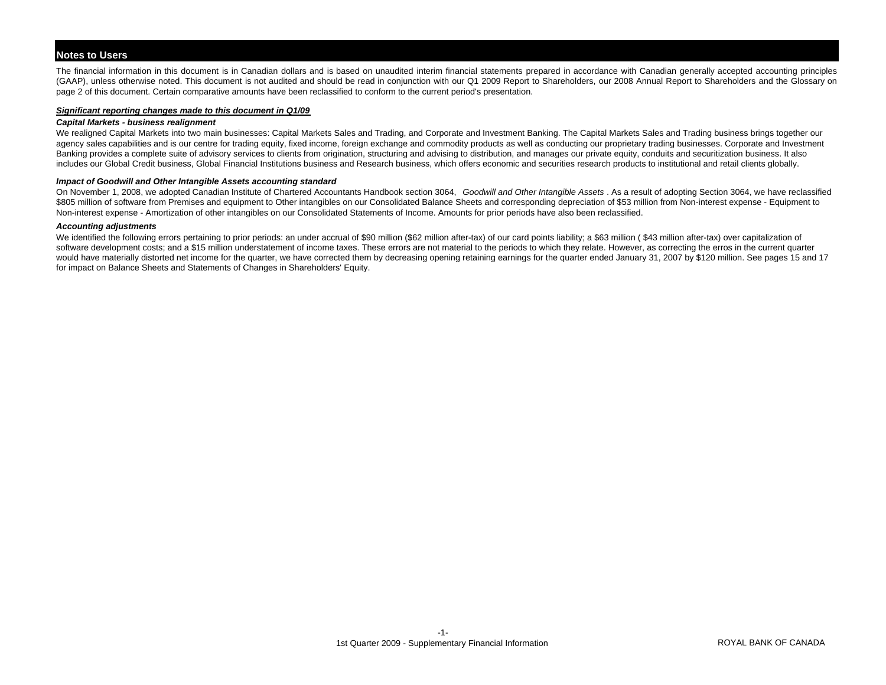## Notes to Users

The financial information in this document is in Canadian dollars and is based on unaudited interim financial statements prepared in accordance with Canadian generally accepted accounting principles (GAAP), unless otherwise noted. This document is not audited and should be read in conjunction with our Q1 2009 Report to Shareholders, our 2008 Annual Report to Shareholders and the Glossary on page 2 of this document. Certain comparative amounts have been reclassified to conform to the current period's presentation.

***Significant reporting changes made to this document in Q1/09***

***Capital Markets - business realignment***

We realigned Capital Markets into two main businesses: Capital Markets Sales and Trading, and Corporate and Investment Banking. The Capital Markets Sales and Trading business brings together our agency sales capabilities and is our centre for trading equity, fixed income, foreign exchange and commodity products as well as conducting our proprietary trading businesses. Corporate and Investment Banking provides a complete suite of advisory services to clients from origination, structuring and advising to distribution, and manages our private equity, conduits and securitization business. It also includes our Global Credit business, Global Financial Institutions business and Research business, which offers economic and securities research products to institutional and retail clients globally.

***Impact of Goodwill and Other Intangible Assets accounting standard***

On November 1, 2008, we adopted Canadian Institute of Chartered Accountants Handbook section 3064, *Goodwill and Other Intangible Assets* . As a result of adopting Section 3064, we have reclassified $805 million of software from Premises and equipment to Other intangibles on our Consolidated Balance Sheets and corresponding depreciation of $53 million from Non-interest expense - Equipment to Non-interest expense - Amortization of other intangibles on our Consolidated Statements of Income. Amounts for prior periods have also been reclassified.

***Accounting adjustments***

We identified the following errors pertaining to prior periods: an under accrual of $90 million ($62 million after-tax) of our card points liability; a $63 million ( $43 million after-tax) over capitalization of software development costs; and a $15 million understatement of income taxes. These errors are not material to the periods to which they relate. However, as correcting the erros in the current quarter would have materially distorted net income for the quarter, we have corrected them by decreasing opening retaining earnings for the quarter ended January 31, 2007 by $120 million. See pages 15 and 17 for impact on Balance Sheets and Statements of Changes in Shareholders' Equity.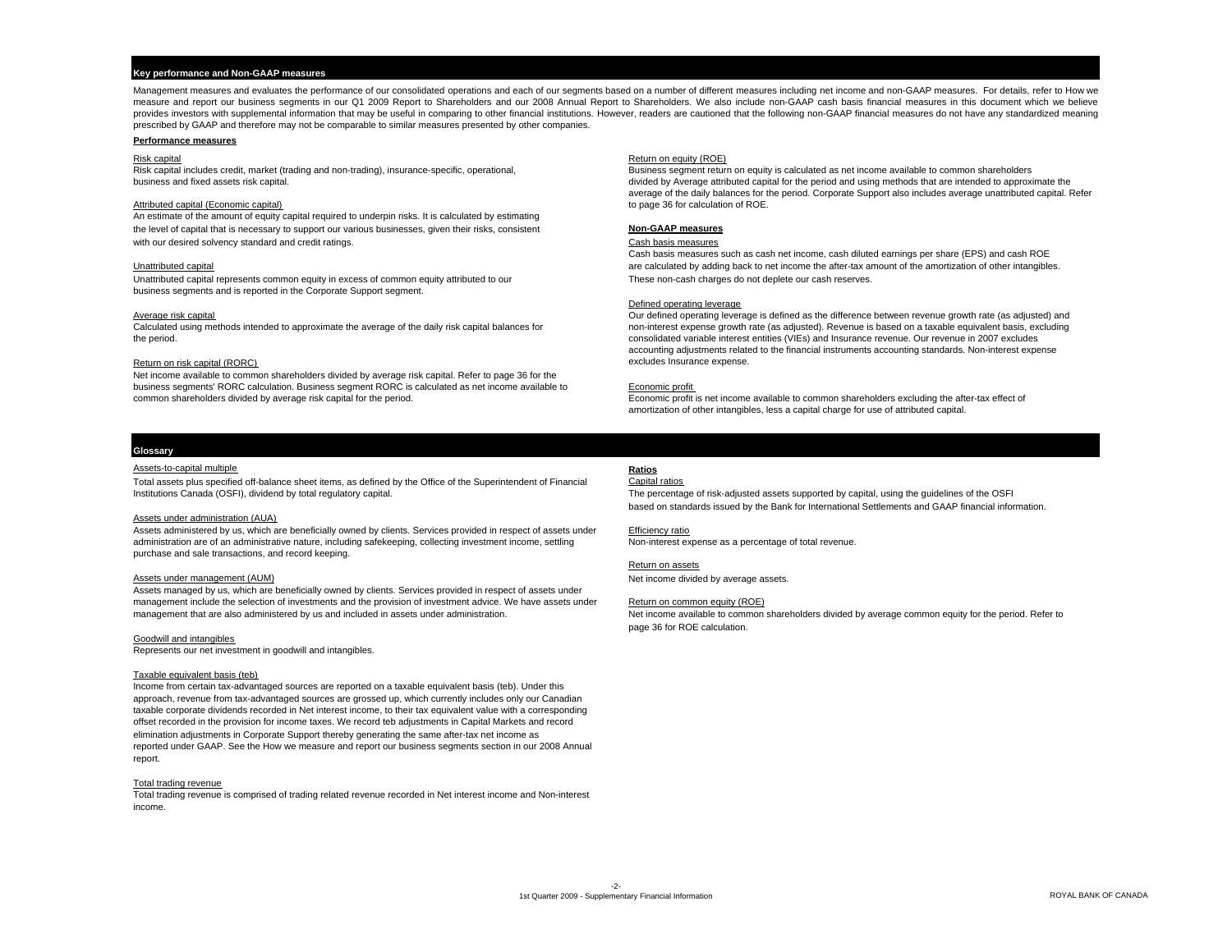## Key performance and Non-GAAP measures

Management measures and evaluates the performance of our consolidated operations and each of our segments based on a number of different measures including net income and non-GAAP measures. For details, refer to How we measure and report our business segments in our Q1 2009 Report to Shareholders and our 2008 Annual Report to Shareholders. We also include non-GAAP cash basis financial measures in this document which we believe provides investors with supplemental information that may be useful in comparing to other financial institutions. However, readers are cautioned that the following non-GAAP financial measures do not have any standardized meaning prescribed by GAAP and therefore may not be comparable to similar measures presented by other companies.

### Performance measures

Risk capital
Risk capital includes credit, market (trading and non-trading), insurance-specific, operational, business and fixed assets risk capital.

Attributed capital (Economic capital)
An estimate of the amount of equity capital required to underpin risks. It is calculated by estimating the level of capital that is necessary to support our various businesses, given their risks, consistent with our desired solvency standard and credit ratings.

Unattributed capital
Unattributed capital represents common equity in excess of common equity attributed to our business segments and is reported in the Corporate Support segment.

Average risk capital
Calculated using methods intended to approximate the average of the daily risk capital balances for the period.

Return on risk capital (RORC)
Net income available to common shareholders divided by average risk capital. Refer to page 36 for the business segments' RORC calculation. Business segment RORC is calculated as net income available to common shareholders divided by average risk capital for the period.

Return on equity (ROE)
Business segment return on equity is calculated as net income available to common shareholders divided by Average attributed capital for the period and using methods that are intended to approximate the average of the daily balances for the period. Corporate Support also includes average unattributed capital. Refer to page 36 for calculation of ROE.

### Non-GAAP measures

Cash basis measures
Cash basis measures such as cash net income, cash diluted earnings per share (EPS) and cash ROE are calculated by adding back to net income the after-tax amount of the amortization of other intangibles. These non-cash charges do not deplete our cash reserves.

Defined operating leverage
Our defined operating leverage is defined as the difference between revenue growth rate (as adjusted) and non-interest expense growth rate (as adjusted). Revenue is based on a taxable equivalent basis, excluding consolidated variable interest entities (VIEs) and Insurance revenue. Our revenue in 2007 excludes accounting adjustments related to the financial instruments accounting standards. Non-interest expense excludes Insurance expense.

Economic profit
Economic profit is net income available to common shareholders excluding the after-tax effect of amortization of other intangibles, less a capital charge for use of attributed capital.

## Glossary

Assets-to-capital multiple
Total assets plus specified off-balance sheet items, as defined by the Office of the Superintendent of Financial Institutions Canada (OSFI), dividend by total regulatory capital.

Assets under administration (AUA)
Assets administered by us, which are beneficially owned by clients. Services provided in respect of assets under administration are of an administrative nature, including safekeeping, collecting investment income, settling purchase and sale transactions, and record keeping.

Assets under management (AUM)
Assets managed by us, which are beneficially owned by clients. Services provided in respect of assets under management include the selection of investments and the provision of investment advice. We have assets under management that are also administered by us and included in assets under administration.

Goodwill and intangibles
Represents our net investment in goodwill and intangibles.

Taxable equivalent basis (teb)
Income from certain tax-advantaged sources are reported on a taxable equivalent basis (teb). Under this approach, revenue from tax-advantaged sources are grossed up, which currently includes only our Canadian taxable corporate dividends recorded in Net interest income, to their tax equivalent value with a corresponding offset recorded in the provision for income taxes. We record teb adjustments in Capital Markets and record elimination adjustments in Corporate Support thereby generating the same after-tax net income as reported under GAAP. See the How we measure and report our business segments section in our 2008 Annual report.

Total trading revenue
Total trading revenue is comprised of trading related revenue recorded in Net interest income and Non-interest income.

### Ratios

Capital ratios
The percentage of risk-adjusted assets supported by capital, using the guidelines of the OSFI based on standards issued by the Bank for International Settlements and GAAP financial information.

Efficiency ratio
Non-interest expense as a percentage of total revenue.

Return on assets
Net income divided by average assets.

Return on common equity (ROE)
Net income available to common shareholders divided by average common equity for the period. Refer to page 36 for ROE calculation.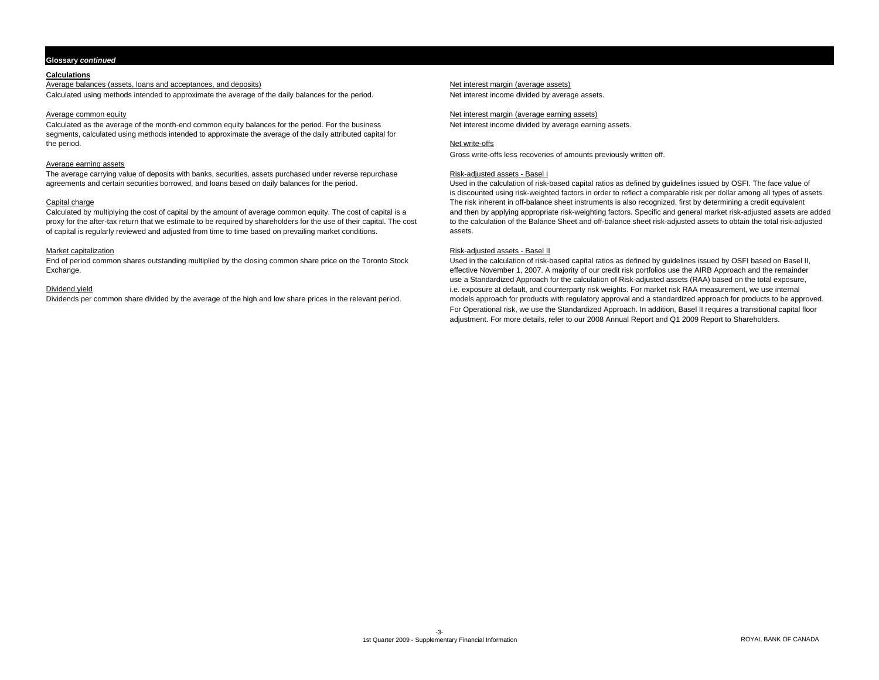## Glossary *continued*

### Calculations

Average balances (assets, loans and acceptances, and deposits)

Calculated using methods intended to approximate the average of the daily balances for the period.

Average common equity

Calculated as the average of the month-end common equity balances for the period. For the business segments, calculated using methods intended to approximate the average of the daily attributed capital for the period.

Average earning assets

The average carrying value of deposits with banks, securities, assets purchased under reverse repurchase agreements and certain securities borrowed, and loans based on daily balances for the period.

Capital charge

Calculated by multiplying the cost of capital by the amount of average common equity. The cost of capital is a proxy for the after-tax return that we estimate to be required by shareholders for the use of their capital. The cost of capital is regularly reviewed and adjusted from time to time based on prevailing market conditions.

Market capitalization

End of period common shares outstanding multiplied by the closing common share price on the Toronto Stock Exchange.

Dividend yield

Dividends per common share divided by the average of the high and low share prices in the relevant period.

Net interest margin (average assets)

Net interest income divided by average assets.

Net interest margin (average earning assets)

Net interest income divided by average earning assets.

Net write-offs

Gross write-offs less recoveries of amounts previously written off.

Risk-adjusted assets - Basel I

Used in the calculation of risk-based capital ratios as defined by guidelines issued by OSFI. The face value of is discounted using risk-weighted factors in order to reflect a comparable risk per dollar among all types of assets. The risk inherent in off-balance sheet instruments is also recognized, first by determining a credit equivalent and then by applying appropriate risk-weighting factors. Specific and general market risk-adjusted assets are added to the calculation of the Balance Sheet and off-balance sheet risk-adjusted assets to obtain the total risk-adjusted assets.

Risk-adjusted assets - Basel II

Used in the calculation of risk-based capital ratios as defined by guidelines issued by OSFI based on Basel II, effective November 1, 2007. A majority of our credit risk portfolios use the AIRB Approach and the remainder use a Standardized Approach for the calculation of Risk-adjusted assets (RAA) based on the total exposure, i.e. exposure at default, and counterparty risk weights. For market risk RAA measurement, we use internal models approach for products with regulatory approval and a standardized approach for products to be approved. For Operational risk, we use the Standardized Approach. In addition, Basel II requires a transitional capital floor adjustment. For more details, refer to our 2008 Annual Report and Q1 2009 Report to Shareholders.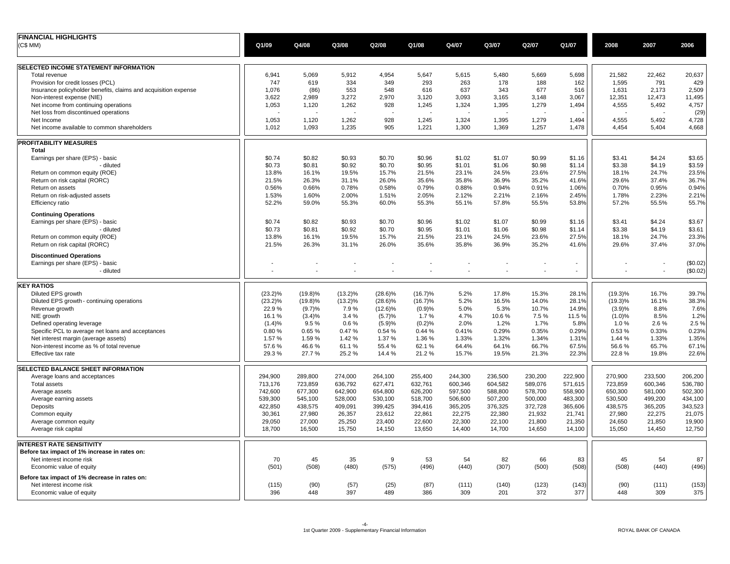# FINANCIAL HIGHLIGHTS

(C$ MM)

| | Q1/09 | Q4/08 | Q3/08 | Q2/08 | Q1/08 | Q4/07 | Q3/07 | Q2/07 | Q1/07 | 2008 | 2007 | 2006 |
|---|---|---|---|---|---|---|---|---|---|---|---|---|
| **SELECTED INCOME STATEMENT INFORMATION** | | | | | | | | | | | | |
| Total revenue | 6,941 | 5,069 | 5,912 | 4,954 | 5,647 | 5,615 | 5,480 | 5,669 | 5,698 | 21,582 | 22,462 | 20,637 |
| Provision for credit losses (PCL) | 747 | 619 | 334 | 349 | 293 | 263 | 178 | 188 | 162 | 1,595 | 791 | 429 |
| Insurance policyholder benefits, claims and acquisition expense | 1,076 | (86) | 553 | 548 | 616 | 637 | 343 | 677 | 516 | 1,631 | 2,173 | 2,509 |
| Non-interest expense (NIE) | 3,622 | 2,989 | 3,272 | 2,970 | 3,120 | 3,093 | 3,165 | 3,148 | 3,067 | 12,351 | 12,473 | 11,495 |
| Net income from continuing operations | 1,053 | 1,120 | 1,262 | 928 | 1,245 | 1,324 | 1,395 | 1,279 | 1,494 | 4,555 | 5,492 | 4,757 |
| Net loss from discontinued operations | - | - | - | - | - | - | - | - | - | - | - | (29) |
| Net Income | 1,053 | 1,120 | 1,262 | 928 | 1,245 | 1,324 | 1,395 | 1,279 | 1,494 | 4,555 | 5,492 | 4,728 |
| Net income available to common shareholders | 1,012 | 1,093 | 1,235 | 905 | 1,221 | 1,300 | 1,369 | 1,257 | 1,478 | 4,454 | 5,404 | 4,668 |
| **PROFITABILITY MEASURES** | | | | | | | | | | | | |
| **Total** | | | | | | | | | | | | |
| Earnings per share (EPS) - basic | $0.74 | $0.82 | $0.93 | $0.70 | $0.96 | $1.02 | $1.07 | $0.99 | $1.16 | $3.41 | $4.24 | $3.65 |
| - diluted | $0.73 | $0.81 | $0.92 | $0.70 | $0.95 | $1.01 | $1.06 | $0.98 | $1.14 | $3.38 | $4.19 | $3.59 |
| Return on common equity (ROE) | 13.8% | 16.1% | 19.5% | 15.7% | 21.5% | 23.1% | 24.5% | 23.6% | 27.5% | 18.1% | 24.7% | 23.5% |
| Return on risk capital (RORC) | 21.5% | 26.3% | 31.1% | 26.0% | 35.6% | 35.8% | 36.9% | 35.2% | 41.6% | 29.6% | 37.4% | 36.7% |
| Return on assets | 0.56% | 0.66% | 0.78% | 0.58% | 0.79% | 0.88% | 0.94% | 0.91% | 1.06% | 0.70% | 0.95% | 0.94% |
| Return on risk-adjusted assets | 1.53% | 1.60% | 2.00% | 1.51% | 2.05% | 2.12% | 2.21% | 2.16% | 2.45% | 1.78% | 2.23% | 2.21% |
| Efficiency ratio | 52.2% | 59.0% | 55.3% | 60.0% | 55.3% | 55.1% | 57.8% | 55.5% | 53.8% | 57.2% | 55.5% | 55.7% |
| **Continuing Operations** | | | | | | | | | | | | |
| Earnings per share (EPS) - basic | $0.74 | $0.82 | $0.93 | $0.70 | $0.96 | $1.02 | $1.07 | $0.99 | $1.16 | $3.41 | $4.24 | $3.67 |
| - diluted | $0.73 | $0.81 | $0.92 | $0.70 | $0.95 | $1.01 | $1.06 | $0.98 | $1.14 | $3.38 | $4.19 | $3.61 |
| Return on common equity (ROE) | 13.8% | 16.1% | 19.5% | 15.7% | 21.5% | 23.1% | 24.5% | 23.6% | 27.5% | 18.1% | 24.7% | 23.3% |
| Return on risk capital (RORC) | 21.5% | 26.3% | 31.1% | 26.0% | 35.6% | 35.8% | 36.9% | 35.2% | 41.6% | 29.6% | 37.4% | 37.0% |
| **Discontinued Operations** | | | | | | | | | | | | |
| Earnings per share (EPS) - basic | - | - | - | - | - | - | - | - | - | - | - | ($0.02) |
| - diluted | - | - | - | - | - | - | - | - | - | - | - | ($0.02) |
| **KEY RATIOS** | | | | | | | | | | | | |
| Diluted EPS growth | (23.2)% | (19.8)% | (13.2)% | (28.6)% | (16.7)% | 5.2% | 17.8% | 15.3% | 28.1% | (19.3)% | 16.7% | 39.7% |
| Diluted EPS growth - continuing operations | (23.2)% | (19.8)% | (13.2)% | (28.6)% | (16.7)% | 5.2% | 16.5% | 14.0% | 28.1% | (19.3)% | 16.1% | 38.3% |
| Revenue growth | 22.9 % | (9.7)% | 7.9 % | (12.6)% | (0.9)% | 5.0% | 5.3% | 10.7% | 14.9% | (3.9)% | 8.8% | 7.6% |
| NIE growth | 16.1 % | (3.4)% | 3.4 % | (5.7)% | 1.7 % | 4.7% | 10.6 % | 7.5 % | 11.5 % | (1.0)% | 8.5% | 1.2% |
| Defined operating leverage | (1.4)% | 9.5 % | 0.6 % | (5.9)% | (0.2)% | 2.0% | 1.2% | 1.7% | 5.8% | 1.0 % | 2.6 % | 2.5 % |
| Specific PCL to average net loans and acceptances | 0.80 % | 0.65 % | 0.47 % | 0.54 % | 0.44 % | 0.41% | 0.29% | 0.35% | 0.29% | 0.53 % | 0.33% | 0.23% |
| Net interest margin (average assets) | 1.57 % | 1.59 % | 1.42 % | 1.37 % | 1.36 % | 1.33% | 1.32% | 1.34% | 1.31% | 1.44 % | 1.33% | 1.35% |
| Non-interest income as % of total revenue | 57.6 % | 46.6 % | 61.1 % | 55.4 % | 62.1 % | 64.4% | 64.1% | 66.7% | 67.5% | 56.6 % | 65.7% | 67.1% |
| Effective tax rate | 29.3 % | 27.7 % | 25.2 % | 14.4 % | 21.2 % | 15.7% | 19.5% | 21.3% | 22.3% | 22.8 % | 19.8% | 22.6% |
| **SELECTED BALANCE SHEET INFORMATION** | | | | | | | | | | | | |
| Average loans and acceptances | 294,900 | 289,800 | 274,000 | 264,100 | 255,400 | 244,300 | 236,500 | 230,200 | 222,900 | 270,900 | 233,500 | 206,200 |
| Total assets | 713,176 | 723,859 | 636,792 | 627,471 | 632,761 | 600,346 | 604,582 | 589,076 | 571,615 | 723,859 | 600,346 | 536,780 |
| Average assets | 742,600 | 677,300 | 642,900 | 654,800 | 626,200 | 597,500 | 588,800 | 578,700 | 558,900 | 650,300 | 581,000 | 502,300 |
| Average earning assets | 539,300 | 545,100 | 528,000 | 530,100 | 518,700 | 506,600 | 507,200 | 500,000 | 483,300 | 530,500 | 499,200 | 434,100 |
| Deposits | 422,850 | 438,575 | 409,091 | 399,425 | 394,416 | 365,205 | 376,325 | 372,728 | 365,606 | 438,575 | 365,205 | 343,523 |
| Common equity | 30,361 | 27,980 | 26,357 | 23,612 | 22,861 | 22,275 | 22,380 | 21,932 | 21,741 | 27,980 | 22,275 | 21,075 |
| Average common equity | 29,050 | 27,000 | 25,250 | 23,400 | 22,600 | 22,300 | 22,100 | 21,800 | 21,350 | 24,650 | 21,850 | 19,900 |
| Average risk capital | 18,700 | 16,500 | 15,750 | 14,150 | 13,650 | 14,400 | 14,700 | 14,650 | 14,100 | 15,050 | 14,450 | 12,750 |
| **INTEREST RATE SENSITIVITY** | | | | | | | | | | | | |
| **Before tax impact of 1% increase in rates on:** | | | | | | | | | | | | |
| Net interest income risk | 70 | 45 | 35 | 9 | 53 | 54 | 82 | 66 | 83 | 45 | 54 | 87 |
| Economic value of equity | (501) | (508) | (480) | (575) | (496) | (440) | (307) | (500) | (508) | (508) | (440) | (496) |
| **Before tax impact of 1% decrease in rates on:** | | | | | | | | | | | | |
| Net interest income risk | (115) | (90) | (57) | (25) | (87) | (111) | (140) | (123) | (143) | (90) | (111) | (153) |
| Economic value of equity | 396 | 448 | 397 | 489 | 386 | 309 | 201 | 372 | 377 | 448 | 309 | 375 |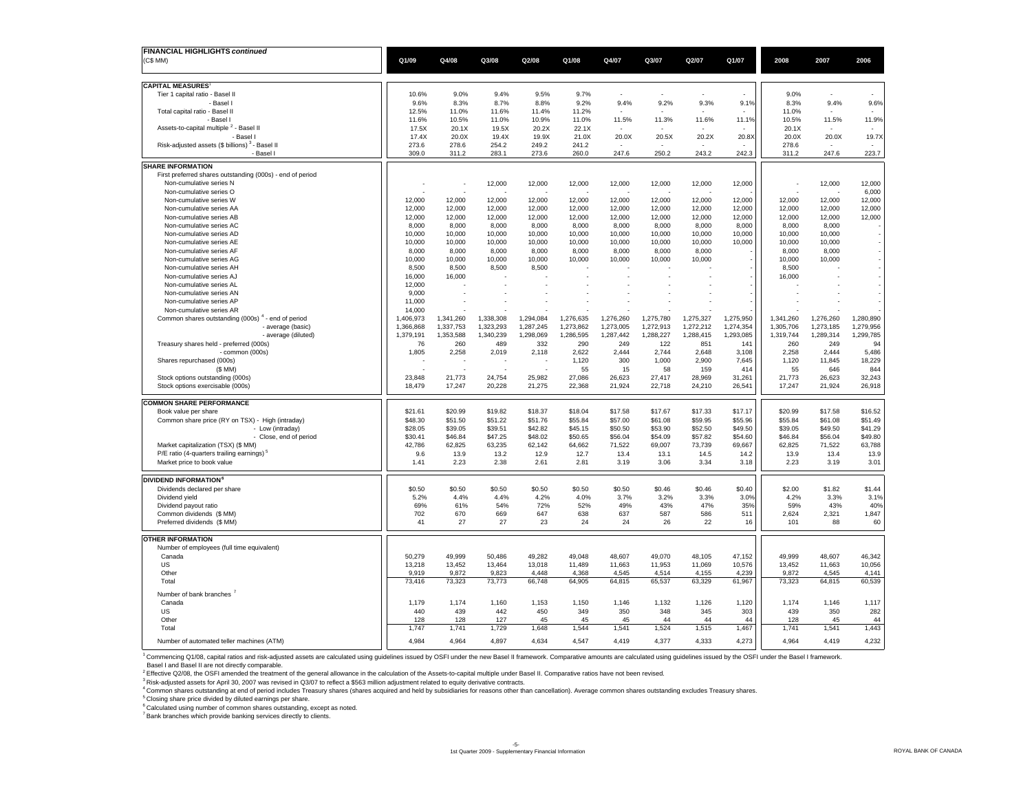**FINANCIAL HIGHLIGHTS *continued***
(C$ MM)

| | Q1/09 | Q4/08 | Q3/08 | Q2/08 | Q1/08 | Q4/07 | Q3/07 | Q2/07 | Q1/07 | 2008 | 2007 | 2006 |
|---|---|---|---|---|---|---|---|---|---|---|---|---|
| **CAPITAL MEASURES**[1] | | | | | | | | | | | | |
| Tier 1 capital ratio - Basel II | 10.6% | 9.0% | 9.4% | 9.5% | 9.7% | - | - | - | - | 9.0% | - | - |
| - Basel I | 9.6% | 8.3% | 8.7% | 8.8% | 9.2% | 9.4% | 9.2% | 9.3% | 9.1% | 8.3% | 9.4% | 9.6% |
| Total capital ratio - Basel II | 12.5% | 11.0% | 11.6% | 11.4% | 11.2% | - | - | - | - | 11.0% | - | - |
| - Basel I | 11.6% | 10.5% | 11.0% | 10.9% | 11.0% | 11.5% | 11.3% | 11.6% | 11.1% | 10.5% | 11.5% | 11.9% |
| Assets-to-capital multiple [2] - Basel II | 17.5X | 20.1X | 19.5X | 20.2X | 22.1X | - | - | - | - | 20.1X | - | - |
| - Basel I | 17.4X | 20.0X | 19.4X | 19.9X | 21.0X | 20.0X | 20.5X | 20.2X | 20.8X | 20.0X | 20.0X | 19.7X |
| Risk-adjusted assets ($ billions) [3] - Basel II | 273.6 | 278.6 | 254.2 | 249.2 | 241.2 | - | - | - | - | 278.6 | - | - |
| - Basel I | 309.0 | 311.2 | 283.1 | 273.6 | 260.0 | 247.6 | 250.2 | 243.2 | 242.3 | 311.2 | 247.6 | 223.7 |
| **SHARE INFORMATION** | | | | | | | | | | | | |
| First preferred shares outstanding (000s) - end of period | | | | | | | | | | | | |
| Non-cumulative series N | - | - | 12,000 | 12,000 | 12,000 | 12,000 | 12,000 | 12,000 | 12,000 | - | 12,000 | 12,000 |
| Non-cumulative series O | - | - | - | - | - | - | - | - | - | - | - | 6,000 |
| Non-cumulative series W | 12,000 | 12,000 | 12,000 | 12,000 | 12,000 | 12,000 | 12,000 | 12,000 | 12,000 | 12,000 | 12,000 | 12,000 |
| Non-cumulative series AA | 12,000 | 12,000 | 12,000 | 12,000 | 12,000 | 12,000 | 12,000 | 12,000 | 12,000 | 12,000 | 12,000 | 12,000 |
| Non-cumulative series AB | 12,000 | 12,000 | 12,000 | 12,000 | 12,000 | 12,000 | 12,000 | 12,000 | 12,000 | 12,000 | 12,000 | 12,000 |
| Non-cumulative series AC | 8,000 | 8,000 | 8,000 | 8,000 | 8,000 | 8,000 | 8,000 | 8,000 | 8,000 | 8,000 | 8,000 | - |
| Non-cumulative series AD | 10,000 | 10,000 | 10,000 | 10,000 | 10,000 | 10,000 | 10,000 | 10,000 | 10,000 | 10,000 | 10,000 | - |
| Non-cumulative series AE | 10,000 | 10,000 | 10,000 | 10,000 | 10,000 | 10,000 | 10,000 | 10,000 | 10,000 | 10,000 | 10,000 | - |
| Non-cumulative series AF | 8,000 | 8,000 | 8,000 | 8,000 | 8,000 | 8,000 | 8,000 | 8,000 | - | 8,000 | 8,000 | - |
| Non-cumulative series AG | 10,000 | 10,000 | 10,000 | 10,000 | 10,000 | 10,000 | 10,000 | 10,000 | - | 10,000 | 10,000 | - |
| Non-cumulative series AH | 8,500 | 8,500 | 8,500 | 8,500 | - | - | - | - | - | 8,500 | - | - |
| Non-cumulative series AJ | 16,000 | 16,000 | - | - | - | - | - | - | - | 16,000 | - | - |
| Non-cumulative series AL | 12,000 | - | - | - | - | - | - | - | - | - | - | - |
| Non-cumulative series AN | 9,000 | - | - | - | - | - | - | - | - | - | - | - |
| Non-cumulative series AP | 11,000 | - | - | - | - | - | - | - | - | - | - | - |
| Non-cumulative series AR | 14,000 | - | - | - | - | - | - | - | - | - | - | - |
| Common shares outstanding (000s) [4] - end of period | 1,406,973 | 1,341,260 | 1,338,308 | 1,294,084 | 1,276,635 | 1,276,260 | 1,275,780 | 1,275,327 | 1,275,950 | 1,341,260 | 1,276,260 | 1,280,890 |
| - average (basic) | 1,366,868 | 1,337,753 | 1,323,293 | 1,287,245 | 1,273,862 | 1,273,005 | 1,272,913 | 1,272,212 | 1,274,354 | 1,305,706 | 1,273,185 | 1,279,956 |
| - average (diluted) | 1,379,191 | 1,353,588 | 1,340,239 | 1,298,069 | 1,286,595 | 1,287,442 | 1,288,227 | 1,288,415 | 1,293,085 | 1,319,744 | 1,289,314 | 1,299,785 |
| Treasury shares held - preferred (000s) | 76 | 260 | 489 | 332 | 290 | 249 | 122 | 851 | 141 | 260 | 249 | 94 |
| - common (000s) | 1,805 | 2,258 | 2,019 | 2,118 | 2,622 | 2,444 | 2,744 | 2,648 | 3,108 | 2,258 | 2,444 | 5,486 |
| Shares repurchased (000s) | - | - | - | - | 1,120 | 300 | 1,000 | 2,900 | 7,645 | 1,120 | 11,845 | 18,229 |
| ($ MM) | - | - | - | - | 55 | 15 | 58 | 159 | 414 | 55 | 646 | 844 |
| Stock options outstanding (000s) | 23,848 | 21,773 | 24,754 | 25,982 | 27,086 | 26,623 | 27,417 | 28,969 | 31,261 | 21,773 | 26,623 | 32,243 |
| Stock options exercisable (000s) | 18,479 | 17,247 | 20,228 | 21,275 | 22,368 | 21,924 | 22,718 | 24,210 | 26,541 | 17,247 | 21,924 | 26,918 |
| **COMMON SHARE PERFORMANCE** | | | | | | | | | | | | |
| Book value per share | $21.61 | $20.99 | $19.82 | $18.37 | $18.04 | $17.58 | $17.67 | $17.33 | $17.17 | $20.99 | $17.58 | $16.52 |
| Common share price (RY on TSX) - High (intraday) | $48.30 | $51.50 | $51.22 | $51.76 | $55.84 | $57.00 | $61.08 | $59.95 | $55.96 | $55.84 | $61.08 | $51.49 |
| - Low (intraday) | $28.05 | $39.05 | $39.51 | $42.82 | $45.15 | $50.50 | $53.90 | $52.50 | $49.50 | $39.05 | $49.50 | $41.29 |
| - Close, end of period | $30.41 | $46.84 | $47.25 | $48.02 | $50.65 | $56.04 | $54.09 | $57.82 | $54.60 | $46.84 | $56.04 | $49.80 |
| Market capitalization (TSX) ($ MM) | 42,786 | 62,825 | 63,235 | 62,142 | 64,662 | 71,522 | 69,007 | 73,739 | 69,667 | 62,825 | 71,522 | 63,788 |
| P/E ratio (4-quarters trailing earnings) [5] | 9.6 | 13.9 | 13.2 | 12.9 | 12.7 | 13.4 | 13.1 | 14.5 | 14.2 | 13.9 | 13.4 | 13.9 |
| Market price to book value | 1.41 | 2.23 | 2.38 | 2.61 | 2.81 | 3.19 | 3.06 | 3.34 | 3.18 | 2.23 | 3.19 | 3.01 |
| **DIVIDEND INFORMATION**[6] | | | | | | | | | | | | |
| Dividends declared per share | $0.50 | $0.50 | $0.50 | $0.50 | $0.50 | $0.50 | $0.46 | $0.46 | $0.40 | $2.00 | $1.82 | $1.44 |
| Dividend yield | 5.2% | 4.4% | 4.4% | 4.2% | 4.0% | 3.7% | 3.2% | 3.3% | 3.0% | 4.2% | 3.3% | 3.1% |
| Dividend payout ratio | 69% | 61% | 54% | 72% | 52% | 49% | 43% | 47% | 35% | 59% | 43% | 40% |
| Common dividends ($ MM) | 702 | 670 | 669 | 647 | 638 | 637 | 587 | 586 | 511 | 2,624 | 2,321 | 1,847 |
| Preferred dividends ($ MM) | 41 | 27 | 27 | 23 | 24 | 24 | 26 | 22 | 16 | 101 | 88 | 60 |
| **OTHER INFORMATION** | | | | | | | | | | | | |
| Number of employees (full time equivalent) | | | | | | | | | | | | |
| Canada | 50,279 | 49,999 | 50,486 | 49,282 | 49,048 | 48,607 | 49,070 | 48,105 | 47,152 | 49,999 | 48,607 | 46,342 |
| US | 13,218 | 13,452 | 13,464 | 13,018 | 11,489 | 11,663 | 11,953 | 11,069 | 10,576 | 13,452 | 11,663 | 10,056 |
| Other | 9,919 | 9,872 | 9,823 | 4,448 | 4,368 | 4,545 | 4,514 | 4,155 | 4,239 | 9,872 | 4,545 | 4,141 |
| Total | 73,416 | 73,323 | 73,773 | 66,748 | 64,905 | 64,815 | 65,537 | 63,329 | 61,967 | 73,323 | 64,815 | 60,539 |
| Number of bank branches [7] | | | | | | | | | | | | |
| Canada | 1,179 | 1,174 | 1,160 | 1,153 | 1,150 | 1,146 | 1,132 | 1,126 | 1,120 | 1,174 | 1,146 | 1,117 |
| US | 440 | 439 | 442 | 450 | 349 | 350 | 348 | 345 | 303 | 439 | 350 | 282 |
| Other | 128 | 128 | 127 | 45 | 45 | 45 | 44 | 44 | 44 | 128 | 45 | 44 |
| Total | 1,747 | 1,741 | 1,729 | 1,648 | 1,544 | 1,541 | 1,524 | 1,515 | 1,467 | 1,741 | 1,541 | 1,443 |
| Number of automated teller machines (ATM) | 4,984 | 4,964 | 4,897 | 4,634 | 4,547 | 4,419 | 4,377 | 4,333 | 4,273 | 4,964 | 4,419 | 4,232 |

[1] Commencing Q1/08, capital ratios and risk-adjusted assets are calculated using guidelines issued by OSFI under the new Basel II framework. Comparative amounts are calculated using guidelines issued by the OSFI under the Basel I framework. Basel I and Basel II are not directly comparable.
[2] Effective Q2/08, the OSFI amended the treatment of the general allowance in the calculation of the Assets-to-capital multiple under Basel II. Comparative ratios have not been revised.
[3] Risk-adjusted assets for April 30, 2007 was revised in Q3/07 to reflect a $563 million adjustment related to equity derivative contracts.
[4] Common shares outstanding at end of period includes Treasury shares (shares acquired and held by subsidiaries for reasons other than cancellation). Average common shares outstanding excludes Treasury shares.
[5] Closing share price divided by diluted earnings per share.
[6] Calculated using number of common shares outstanding, except as noted.
[7] Bank branches which provide banking services directly to clients.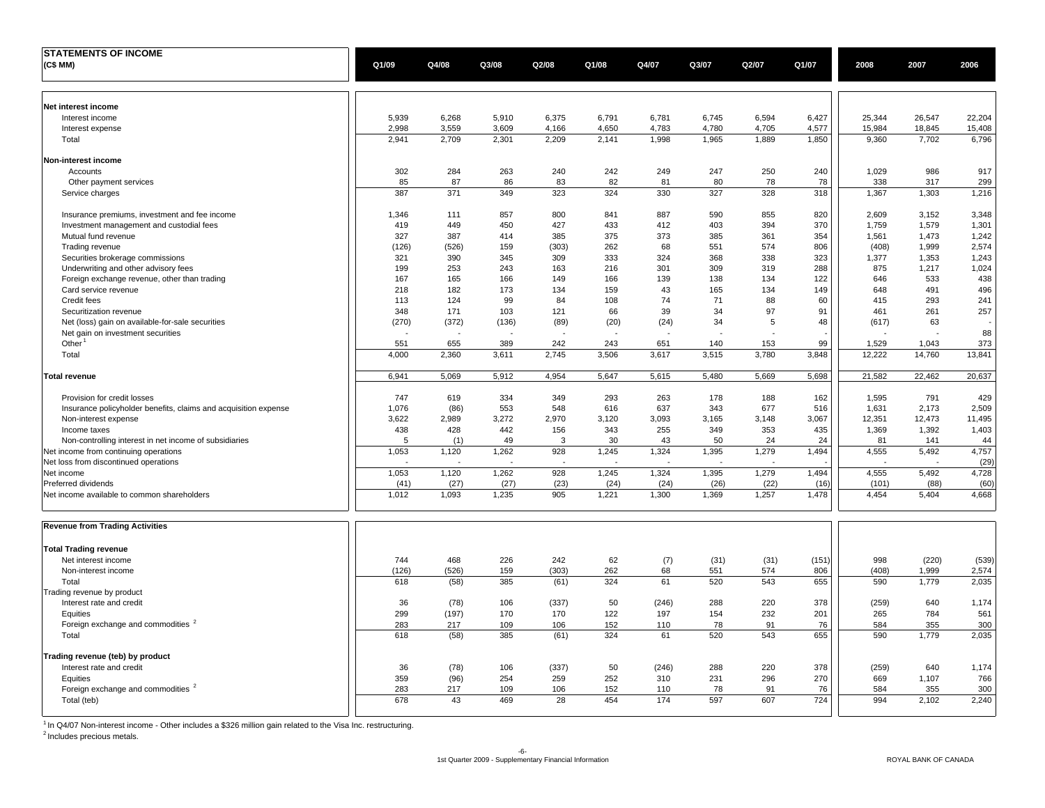# STATEMENTS OF INCOME

(C$ MM)

| | Q1/09 | Q4/08 | Q3/08 | Q2/08 | Q1/08 | Q4/07 | Q3/07 | Q2/07 | Q1/07 | 2008 | 2007 | 2006 |
|---|---|---|---|---|---|---|---|---|---|---|---|---|
| **Net interest income** | | | | | | | | | | | | |
| Interest income | 5,939 | 6,268 | 5,910 | 6,375 | 6,791 | 6,781 | 6,745 | 6,594 | 6,427 | 25,344 | 26,547 | 22,204 |
| Interest expense | 2,998 | 3,559 | 3,609 | 4,166 | 4,650 | 4,783 | 4,780 | 4,705 | 4,577 | 15,984 | 18,845 | 15,408 |
| Total | 2,941 | 2,709 | 2,301 | 2,209 | 2,141 | 1,998 | 1,965 | 1,889 | 1,850 | 9,360 | 7,702 | 6,796 |
| **Non-interest income** | | | | | | | | | | | | |
| Accounts | 302 | 284 | 263 | 240 | 242 | 249 | 247 | 250 | 240 | 1,029 | 986 | 917 |
| Other payment services | 85 | 87 | 86 | 83 | 82 | 81 | 80 | 78 | 78 | 338 | 317 | 299 |
| Service charges | 387 | 371 | 349 | 323 | 324 | 330 | 327 | 328 | 318 | 1,367 | 1,303 | 1,216 |
| Insurance premiums, investment and fee income | 1,346 | 111 | 857 | 800 | 841 | 887 | 590 | 855 | 820 | 2,609 | 3,152 | 3,348 |
| Investment management and custodial fees | 419 | 449 | 450 | 427 | 433 | 412 | 403 | 394 | 370 | 1,759 | 1,579 | 1,301 |
| Mutual fund revenue | 327 | 387 | 414 | 385 | 375 | 373 | 385 | 361 | 354 | 1,561 | 1,473 | 1,242 |
| Trading revenue | (126) | (526) | 159 | (303) | 262 | 68 | 551 | 574 | 806 | (408) | 1,999 | 2,574 |
| Securities brokerage commissions | 321 | 390 | 345 | 309 | 333 | 324 | 368 | 338 | 323 | 1,377 | 1,353 | 1,243 |
| Underwriting and other advisory fees | 199 | 253 | 243 | 163 | 216 | 301 | 309 | 319 | 288 | 875 | 1,217 | 1,024 |
| Foreign exchange revenue, other than trading | 167 | 165 | 166 | 149 | 166 | 139 | 138 | 134 | 122 | 646 | 533 | 438 |
| Card service revenue | 218 | 182 | 173 | 134 | 159 | 43 | 165 | 134 | 149 | 648 | 491 | 496 |
| Credit fees | 113 | 124 | 99 | 84 | 108 | 74 | 71 | 88 | 60 | 415 | 293 | 241 |
| Securitization revenue | 348 | 171 | 103 | 121 | 66 | 39 | 34 | 97 | 91 | 461 | 261 | 257 |
| Net (loss) gain on available-for-sale securities | (270) | (372) | (136) | (89) | (20) | (24) | 34 | 5 | 48 | (617) | 63 | - |
| Net gain on investment securities | - | - | - | - | - | - | - | - | - | - | - | 88 |
| Other[1] | 551 | 655 | 389 | 242 | 243 | 651 | 140 | 153 | 99 | 1,529 | 1,043 | 373 |
| Total | 4,000 | 2,360 | 3,611 | 2,745 | 3,506 | 3,617 | 3,515 | 3,780 | 3,848 | 12,222 | 14,760 | 13,841 |
| **Total revenue** | 6,941 | 5,069 | 5,912 | 4,954 | 5,647 | 5,615 | 5,480 | 5,669 | 5,698 | 21,582 | 22,462 | 20,637 |
| Provision for credit losses | 747 | 619 | 334 | 349 | 293 | 263 | 178 | 188 | 162 | 1,595 | 791 | 429 |
| Insurance policyholder benefits, claims and acquisition expense | 1,076 | (86) | 553 | 548 | 616 | 637 | 343 | 677 | 516 | 1,631 | 2,173 | 2,509 |
| Non-interest expense | 3,622 | 2,989 | 3,272 | 2,970 | 3,120 | 3,093 | 3,165 | 3,148 | 3,067 | 12,351 | 12,473 | 11,495 |
| Income taxes | 438 | 428 | 442 | 156 | 343 | 255 | 349 | 353 | 435 | 1,369 | 1,392 | 1,403 |
| Non-controlling interest in net income of subsidiaries | 5 | (1) | 49 | 3 | 30 | 43 | 50 | 24 | 24 | 81 | 141 | 44 |
| Net income from continuing operations | 1,053 | 1,120 | 1,262 | 928 | 1,245 | 1,324 | 1,395 | 1,279 | 1,494 | 4,555 | 5,492 | 4,757 |
| Net loss from discontinued operations | - | - | - | - | - | - | - | - | - | - | - | (29) |
| Net income | 1,053 | 1,120 | 1,262 | 928 | 1,245 | 1,324 | 1,395 | 1,279 | 1,494 | 4,555 | 5,492 | 4,728 |
| Preferred dividends | (41) | (27) | (27) | (23) | (24) | (24) | (26) | (22) | (16) | (101) | (88) | (60) |
| Net income available to common shareholders | 1,012 | 1,093 | 1,235 | 905 | 1,221 | 1,300 | 1,369 | 1,257 | 1,478 | 4,454 | 5,404 | 4,668 |

| **Revenue from Trading Activities** | Q1/09 | Q4/08 | Q3/08 | Q2/08 | Q1/08 | Q4/07 | Q3/07 | Q2/07 | Q1/07 | 2008 | 2007 | 2006 |
|---|---|---|---|---|---|---|---|---|---|---|---|---|
| **Total Trading revenue** | | | | | | | | | | | | |
| Net interest income | 744 | 468 | 226 | 242 | 62 | (7) | (31) | (31) | (151) | 998 | (220) | (539) |
| Non-interest income | (126) | (526) | 159 | (303) | 262 | 68 | 551 | 574 | 806 | (408) | 1,999 | 2,574 |
| Total | 618 | (58) | 385 | (61) | 324 | 61 | 520 | 543 | 655 | 590 | 1,779 | 2,035 |
| Trading revenue by product | | | | | | | | | | | | |
| Interest rate and credit | 36 | (78) | 106 | (337) | 50 | (246) | 288 | 220 | 378 | (259) | 640 | 1,174 |
| Equities | 299 | (197) | 170 | 170 | 122 | 197 | 154 | 232 | 201 | 265 | 784 | 561 |
| Foreign exchange and commodities[2] | 283 | 217 | 109 | 106 | 152 | 110 | 78 | 91 | 76 | 584 | 355 | 300 |
| Total | 618 | (58) | 385 | (61) | 324 | 61 | 520 | 543 | 655 | 590 | 1,779 | 2,035 |
| **Trading revenue (teb) by product** | | | | | | | | | | | | |
| Interest rate and credit | 36 | (78) | 106 | (337) | 50 | (246) | 288 | 220 | 378 | (259) | 640 | 1,174 |
| Equities | 359 | (96) | 254 | 259 | 252 | 310 | 231 | 296 | 270 | 669 | 1,107 | 766 |
| Foreign exchange and commodities[2] | 283 | 217 | 109 | 106 | 152 | 110 | 78 | 91 | 76 | 584 | 355 | 300 |
| Total (teb) | 678 | 43 | 469 | 28 | 454 | 174 | 597 | 607 | 724 | 994 | 2,102 | 2,240 |

[1] In Q4/07 Non-interest income - Other includes a $326 million gain related to the Visa Inc. restructuring.

[2] Includes precious metals.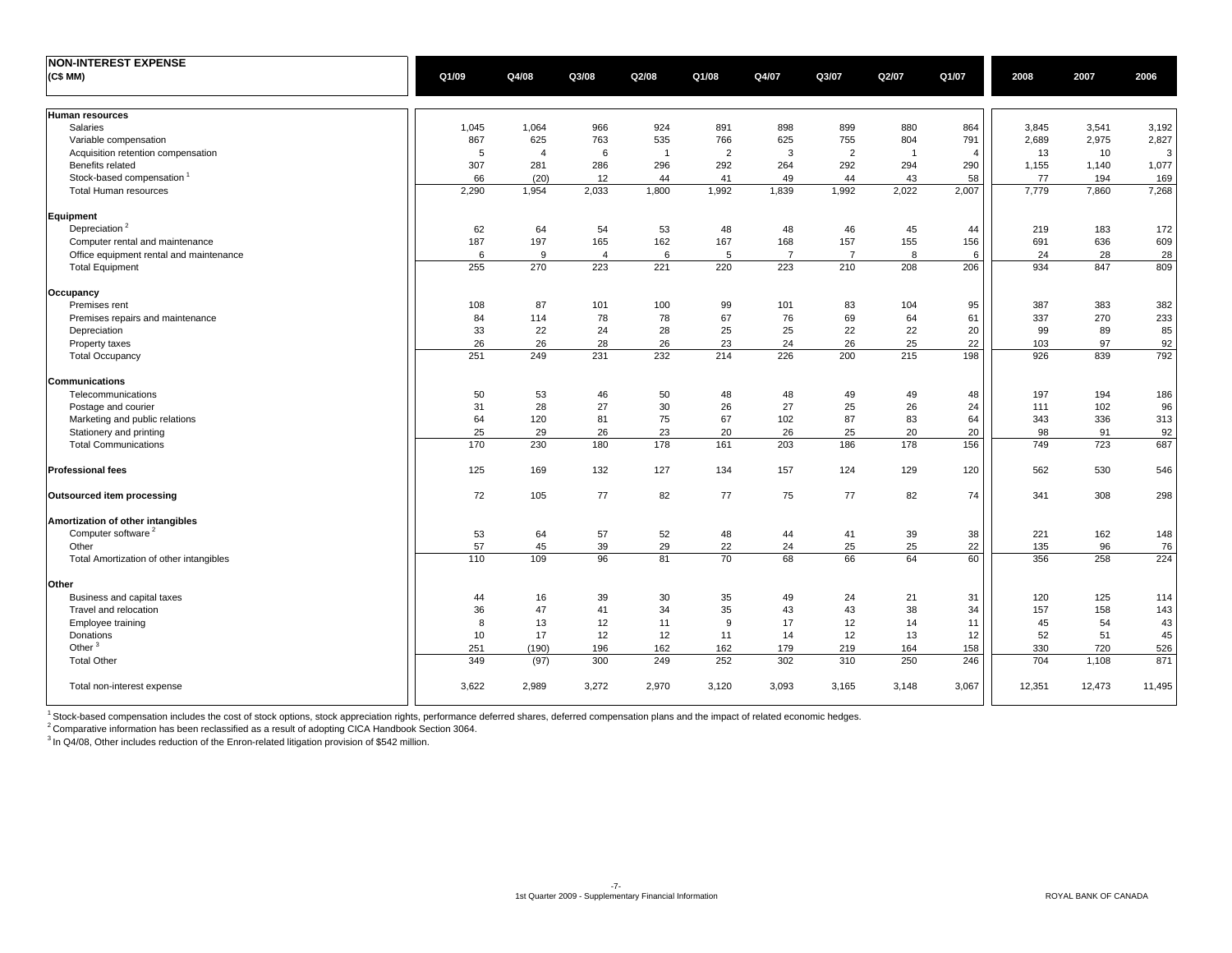| NON-INTEREST EXPENSE (C$ MM) | Q1/09 | Q4/08 | Q3/08 | Q2/08 | Q1/08 | Q4/07 | Q3/07 | Q2/07 | Q1/07 | 2008 | 2007 | 2006 |
|---|---|---|---|---|---|---|---|---|---|---|---|---|
| **Human resources** | | | | | | | | | | | | |
| Salaries | 1,045 | 1,064 | 966 | 924 | 891 | 898 | 899 | 880 | 864 | 3,845 | 3,541 | 3,192 |
| Variable compensation | 867 | 625 | 763 | 535 | 766 | 625 | 755 | 804 | 791 | 2,689 | 2,975 | 2,827 |
| Acquisition retention compensation | 5 | 4 | 6 | 1 | 2 | 3 | 2 | 1 | 4 | 13 | 10 | 3 |
| Benefits related | 307 | 281 | 286 | 296 | 292 | 264 | 292 | 294 | 290 | 1,155 | 1,140 | 1,077 |
| Stock-based compensation [1] | 66 | (20) | 12 | 44 | 41 | 49 | 44 | 43 | 58 | 77 | 194 | 169 |
| Total Human resources | 2,290 | 1,954 | 2,033 | 1,800 | 1,992 | 1,839 | 1,992 | 2,022 | 2,007 | 7,779 | 7,860 | 7,268 |
| **Equipment** | | | | | | | | | | | | |
| Depreciation [2] | 62 | 64 | 54 | 53 | 48 | 48 | 46 | 45 | 44 | 219 | 183 | 172 |
| Computer rental and maintenance | 187 | 197 | 165 | 162 | 167 | 168 | 157 | 155 | 156 | 691 | 636 | 609 |
| Office equipment rental and maintenance | 6 | 9 | 4 | 6 | 5 | 7 | 7 | 8 | 6 | 24 | 28 | 28 |
| Total Equipment | 255 | 270 | 223 | 221 | 220 | 223 | 210 | 208 | 206 | 934 | 847 | 809 |
| **Occupancy** | | | | | | | | | | | | |
| Premises rent | 108 | 87 | 101 | 100 | 99 | 101 | 83 | 104 | 95 | 387 | 383 | 382 |
| Premises repairs and maintenance | 84 | 114 | 78 | 78 | 67 | 76 | 69 | 64 | 61 | 337 | 270 | 233 |
| Depreciation | 33 | 22 | 24 | 28 | 25 | 25 | 22 | 22 | 20 | 99 | 89 | 85 |
| Property taxes | 26 | 26 | 28 | 26 | 23 | 24 | 26 | 25 | 22 | 103 | 97 | 92 |
| Total Occupancy | 251 | 249 | 231 | 232 | 214 | 226 | 200 | 215 | 198 | 926 | 839 | 792 |
| **Communications** | | | | | | | | | | | | |
| Telecommunications | 50 | 53 | 46 | 50 | 48 | 48 | 49 | 49 | 48 | 197 | 194 | 186 |
| Postage and courier | 31 | 28 | 27 | 30 | 26 | 27 | 25 | 26 | 24 | 111 | 102 | 96 |
| Marketing and public relations | 64 | 120 | 81 | 75 | 67 | 102 | 87 | 83 | 64 | 343 | 336 | 313 |
| Stationery and printing | 25 | 29 | 26 | 23 | 20 | 26 | 25 | 20 | 20 | 98 | 91 | 92 |
| Total Communications | 170 | 230 | 180 | 178 | 161 | 203 | 186 | 178 | 156 | 749 | 723 | 687 |
| **Professional fees** | 125 | 169 | 132 | 127 | 134 | 157 | 124 | 129 | 120 | 562 | 530 | 546 |
| **Outsourced item processing** | 72 | 105 | 77 | 82 | 77 | 75 | 77 | 82 | 74 | 341 | 308 | 298 |
| **Amortization of other intangibles** | | | | | | | | | | | | |
| Computer software [2] | 53 | 64 | 57 | 52 | 48 | 44 | 41 | 39 | 38 | 221 | 162 | 148 |
| Other | 57 | 45 | 39 | 29 | 22 | 24 | 25 | 25 | 22 | 135 | 96 | 76 |
| Total Amortization of other intangibles | 110 | 109 | 96 | 81 | 70 | 68 | 66 | 64 | 60 | 356 | 258 | 224 |
| **Other** | | | | | | | | | | | | |
| Business and capital taxes | 44 | 16 | 39 | 30 | 35 | 49 | 24 | 21 | 31 | 120 | 125 | 114 |
| Travel and relocation | 36 | 47 | 41 | 34 | 35 | 43 | 43 | 38 | 34 | 157 | 158 | 143 |
| Employee training | 8 | 13 | 12 | 11 | 9 | 17 | 12 | 14 | 11 | 45 | 54 | 43 |
| Donations | 10 | 17 | 12 | 12 | 11 | 14 | 12 | 13 | 12 | 52 | 51 | 45 |
| Other [3] | 251 | (190) | 196 | 162 | 162 | 179 | 219 | 164 | 158 | 330 | 720 | 526 |
| Total Other | 349 | (97) | 300 | 249 | 252 | 302 | 310 | 250 | 246 | 704 | 1,108 | 871 |
| Total non-interest expense | 3,622 | 2,989 | 3,272 | 2,970 | 3,120 | 3,093 | 3,165 | 3,148 | 3,067 | 12,351 | 12,473 | 11,495 |

[1] Stock-based compensation includes the cost of stock options, stock appreciation rights, performance deferred shares, deferred compensation plans and the impact of related economic hedges.

[2] Comparative information has been reclassified as a result of adopting CICA Handbook Section 3064.

[3] In Q4/08, Other includes reduction of the Enron-related litigation provision of $542 million.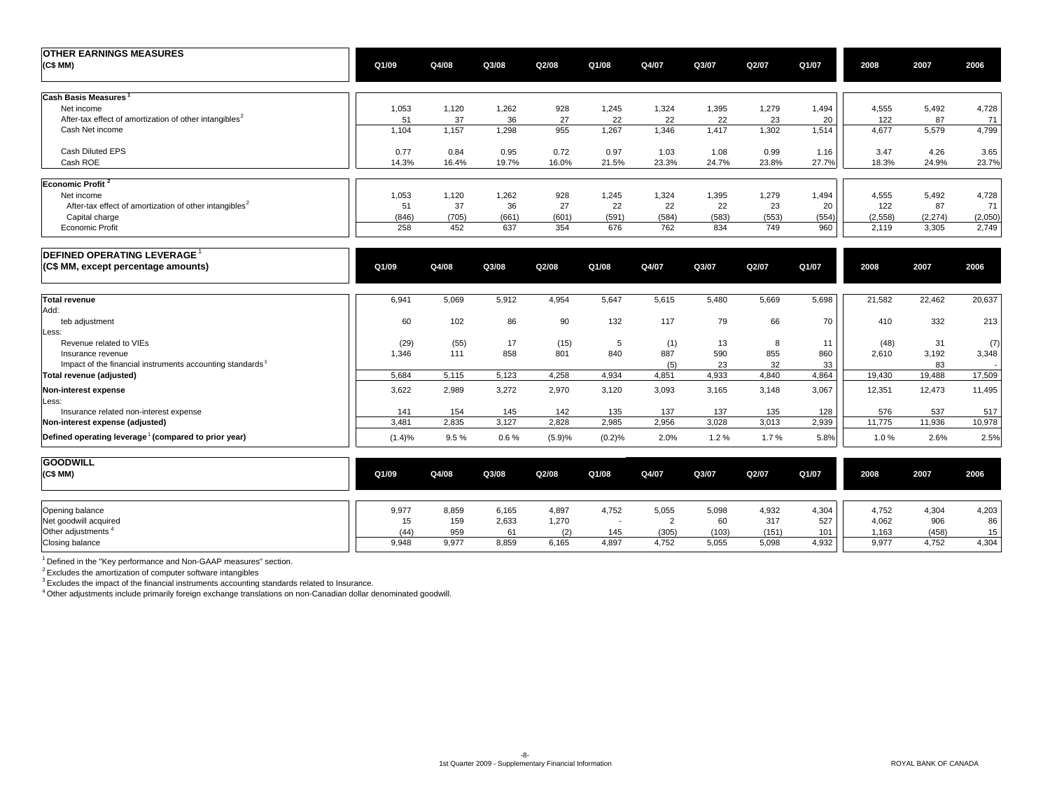## OTHER EARNINGS MEASURES

| (C$ MM) | Q1/09 | Q4/08 | Q3/08 | Q2/08 | Q1/08 | Q4/07 | Q3/07 | Q2/07 | Q1/07 | 2008 | 2007 | 2006 |
|---|---|---|---|---|---|---|---|---|---|---|---|---|
| **Cash Basis Measures** [1] | | | | | | | | | | | | |
| Net income | 1,053 | 1,120 | 1,262 | 928 | 1,245 | 1,324 | 1,395 | 1,279 | 1,494 | 4,555 | 5,492 | 4,728 |
| After-tax effect of amortization of other intangibles [2] | 51 | 37 | 36 | 27 | 22 | 22 | 22 | 23 | 20 | 122 | 87 | 71 |
| Cash Net income | 1,104 | 1,157 | 1,298 | 955 | 1,267 | 1,346 | 1,417 | 1,302 | 1,514 | 4,677 | 5,579 | 4,799 |
| Cash Diluted EPS | 0.77 | 0.84 | 0.95 | 0.72 | 0.97 | 1.03 | 1.08 | 0.99 | 1.16 | 3.47 | 4.26 | 3.65 |
| Cash ROE | 14.3% | 16.4% | 19.7% | 16.0% | 21.5% | 23.3% | 24.7% | 23.8% | 27.7% | 18.3% | 24.9% | 23.7% |
| **Economic Profit** [2] | | | | | | | | | | | | |
| Net income | 1,053 | 1,120 | 1,262 | 928 | 1,245 | 1,324 | 1,395 | 1,279 | 1,494 | 4,555 | 5,492 | 4,728 |
| After-tax effect of amortization of other intangibles [2] | 51 | 37 | 36 | 27 | 22 | 22 | 22 | 23 | 20 | 122 | 87 | 71 |
| Capital charge | (846) | (705) | (661) | (601) | (591) | (584) | (583) | (553) | (554) | (2,558) | (2,274) | (2,050) |
| Economic Profit | 258 | 452 | 637 | 354 | 676 | 762 | 834 | 749 | 960 | 2,119 | 3,305 | 2,749 |

## DEFINED OPERATING LEVERAGE [1]

| (C$ MM, except percentage amounts) | Q1/09 | Q4/08 | Q3/08 | Q2/08 | Q1/08 | Q4/07 | Q3/07 | Q2/07 | Q1/07 | 2008 | 2007 | 2006 |
|---|---|---|---|---|---|---|---|---|---|---|---|---|
| **Total revenue** | 6,941 | 5,069 | 5,912 | 4,954 | 5,647 | 5,615 | 5,480 | 5,669 | 5,698 | 21,582 | 22,462 | 20,637 |
| Add: | | | | | | | | | | | | |
| teb adjustment | 60 | 102 | 86 | 90 | 132 | 117 | 79 | 66 | 70 | 410 | 332 | 213 |
| Less: | | | | | | | | | | | | |
| Revenue related to VIEs | (29) | (55) | 17 | (15) | 5 | (1) | 13 | 8 | 11 | (48) | 31 | (7) |
| Insurance revenue | 1,346 | 111 | 858 | 801 | 840 | 887 | 590 | 855 | 860 | 2,610 | 3,192 | 3,348 |
| Impact of the financial instruments accounting standards [3] | | | | | | (5) | 23 | 32 | 33 | | 83 | - |
| **Total revenue (adjusted)** | 5,684 | 5,115 | 5,123 | 4,258 | 4,934 | 4,851 | 4,933 | 4,840 | 4,864 | 19,430 | 19,488 | 17,509 |
| **Non-interest expense** | 3,622 | 2,989 | 3,272 | 2,970 | 3,120 | 3,093 | 3,165 | 3,148 | 3,067 | 12,351 | 12,473 | 11,495 |
| Less: | | | | | | | | | | | | |
| Insurance related non-interest expense | 141 | 154 | 145 | 142 | 135 | 137 | 137 | 135 | 128 | 576 | 537 | 517 |
| **Non-interest expense (adjusted)** | 3,481 | 2,835 | 3,127 | 2,828 | 2,985 | 2,956 | 3,028 | 3,013 | 2,939 | 11,775 | 11,936 | 10,978 |
| **Defined operating leverage [1] (compared to prior year)** | (1.4)% | 9.5 % | 0.6 % | (5.9)% | (0.2)% | 2.0% | 1.2 % | 1.7 % | 5.8% | 1.0 % | 2.6% | 2.5% |

## GOODWILL

| (C$ MM) | Q1/09 | Q4/08 | Q3/08 | Q2/08 | Q1/08 | Q4/07 | Q3/07 | Q2/07 | Q1/07 | 2008 | 2007 | 2006 |
|---|---|---|---|---|---|---|---|---|---|---|---|---|
| Opening balance | 9,977 | 8,859 | 6,165 | 4,897 | 4,752 | 5,055 | 5,098 | 4,932 | 4,304 | 4,752 | 4,304 | 4,203 |
| Net goodwill acquired | 15 | 159 | 2,633 | 1,270 | - | 2 | 60 | 317 | 527 | 4,062 | 906 | 86 |
| Other adjustments [4] | (44) | 959 | 61 | (2) | 145 | (305) | (103) | (151) | 101 | 1,163 | (458) | 15 |
| Closing balance | 9,948 | 9,977 | 8,859 | 6,165 | 4,897 | 4,752 | 5,055 | 5,098 | 4,932 | 9,977 | 4,752 | 4,304 |

[1] Defined in the "Key performance and Non-GAAP measures" section.
[2] Excludes the amortization of computer software intangibles
[3] Excludes the impact of the financial instruments accounting standards related to Insurance.
[4] Other adjustments include primarily foreign exchange translations on non-Canadian dollar denominated goodwill.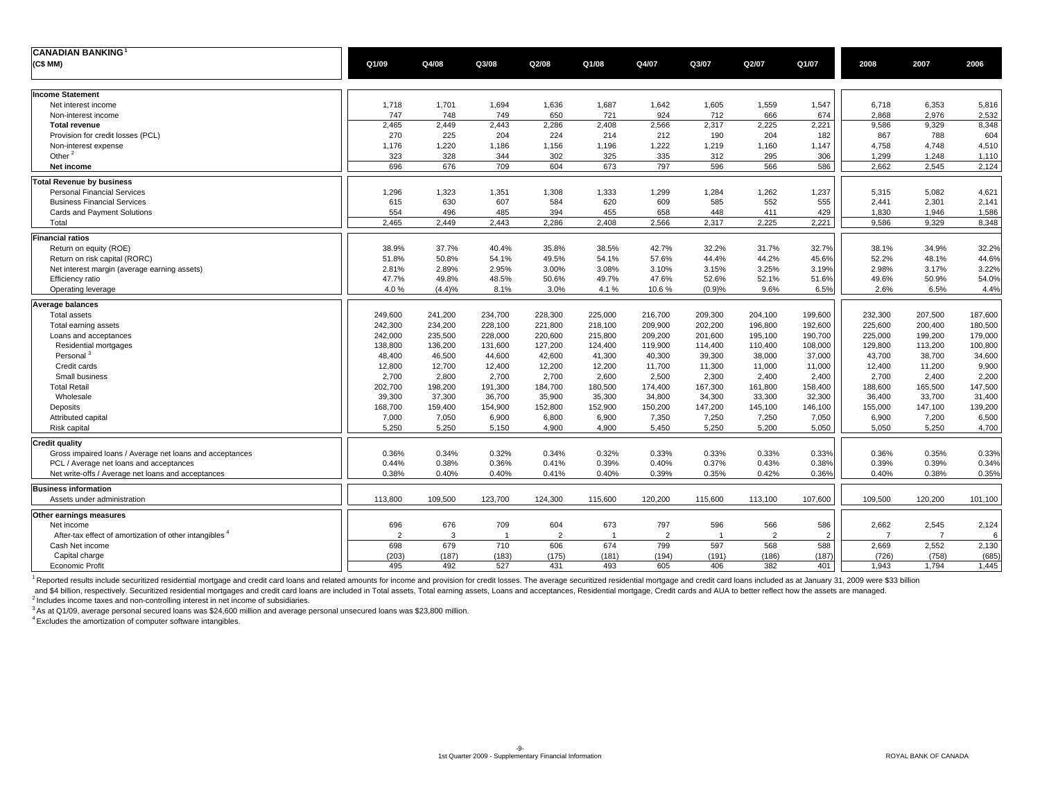| CANADIAN BANKING[1] (C$ MM) | Q1/09 | Q4/08 | Q3/08 | Q2/08 | Q1/08 | Q4/07 | Q3/07 | Q2/07 | Q1/07 | 2008 | 2007 | 2006 |
|---|---|---|---|---|---|---|---|---|---|---|---|---|
| **Income Statement** | | | | | | | | | | | | |
| Net interest income | 1,718 | 1,701 | 1,694 | 1,636 | 1,687 | 1,642 | 1,605 | 1,559 | 1,547 | 6,718 | 6,353 | 5,816 |
| Non-interest income | 747 | 748 | 749 | 650 | 721 | 924 | 712 | 666 | 674 | 2,868 | 2,976 | 2,532 |
| **Total revenue** | 2,465 | 2,449 | 2,443 | 2,286 | 2,408 | 2,566 | 2,317 | 2,225 | 2,221 | 9,586 | 9,329 | 8,348 |
| Provision for credit losses (PCL) | 270 | 225 | 204 | 224 | 214 | 212 | 190 | 204 | 182 | 867 | 788 | 604 |
| Non-interest expense | 1,176 | 1,220 | 1,186 | 1,156 | 1,196 | 1,222 | 1,219 | 1,160 | 1,147 | 4,758 | 4,748 | 4,510 |
| Other[2] | 323 | 328 | 344 | 302 | 325 | 335 | 312 | 295 | 306 | 1,299 | 1,248 | 1,110 |
| **Net income** | 696 | 676 | 709 | 604 | 673 | 797 | 596 | 566 | 586 | 2,662 | 2,545 | 2,124 |
| **Total Revenue by business** | | | | | | | | | | | | |
| Personal Financial Services | 1,296 | 1,323 | 1,351 | 1,308 | 1,333 | 1,299 | 1,284 | 1,262 | 1,237 | 5,315 | 5,082 | 4,621 |
| Business Financial Services | 615 | 630 | 607 | 584 | 620 | 609 | 585 | 552 | 555 | 2,441 | 2,301 | 2,141 |
| Cards and Payment Solutions | 554 | 496 | 485 | 394 | 455 | 658 | 448 | 411 | 429 | 1,830 | 1,946 | 1,586 |
| Total | 2,465 | 2,449 | 2,443 | 2,286 | 2,408 | 2,566 | 2,317 | 2,225 | 2,221 | 9,586 | 9,329 | 8,348 |
| **Financial ratios** | | | | | | | | | | | | |
| Return on equity (ROE) | 38.9% | 37.7% | 40.4% | 35.8% | 38.5% | 42.7% | 32.2% | 31.7% | 32.7% | 38.1% | 34.9% | 32.2% |
| Return on risk capital (RORC) | 51.8% | 50.8% | 54.1% | 49.5% | 54.1% | 57.6% | 44.4% | 44.2% | 45.6% | 52.2% | 48.1% | 44.6% |
| Net interest margin (average earning assets) | 2.81% | 2.89% | 2.95% | 3.00% | 3.08% | 3.10% | 3.15% | 3.25% | 3.19% | 2.98% | 3.17% | 3.22% |
| Efficiency ratio | 47.7% | 49.8% | 48.5% | 50.6% | 49.7% | 47.6% | 52.6% | 52.1% | 51.6% | 49.6% | 50.9% | 54.0% |
| Operating leverage | 4.0 % | (4.4)% | 8.1% | 3.0% | 4.1 % | 10.6 % | (0.9)% | 9.6% | 6.5% | 2.6% | 6.5% | 4.4% |
| **Average balances** | | | | | | | | | | | | |
| Total assets | 249,600 | 241,200 | 234,700 | 228,300 | 225,000 | 216,700 | 209,300 | 204,100 | 199,600 | 232,300 | 207,500 | 187,600 |
| Total earning assets | 242,300 | 234,200 | 228,100 | 221,800 | 218,100 | 209,900 | 202,200 | 196,800 | 192,600 | 225,600 | 200,400 | 180,500 |
| Loans and acceptances | 242,000 | 235,500 | 228,000 | 220,600 | 215,800 | 209,200 | 201,600 | 195,100 | 190,700 | 225,000 | 199,200 | 179,000 |
| Residential mortgages | 138,800 | 136,200 | 131,600 | 127,200 | 124,400 | 119,900 | 114,400 | 110,400 | 108,000 | 129,800 | 113,200 | 100,800 |
| Personal[3] | 48,400 | 46,500 | 44,600 | 42,600 | 41,300 | 40,300 | 39,300 | 38,000 | 37,000 | 43,700 | 38,700 | 34,600 |
| Credit cards | 12,800 | 12,700 | 12,400 | 12,200 | 12,200 | 11,700 | 11,300 | 11,000 | 11,000 | 12,400 | 11,200 | 9,900 |
| Small business | 2,700 | 2,800 | 2,700 | 2,700 | 2,600 | 2,500 | 2,300 | 2,400 | 2,400 | 2,700 | 2,400 | 2,200 |
| Total Retail | 202,700 | 198,200 | 191,300 | 184,700 | 180,500 | 174,400 | 167,300 | 161,800 | 158,400 | 188,600 | 165,500 | 147,500 |
| Wholesale | 39,300 | 37,300 | 36,700 | 35,900 | 35,300 | 34,800 | 34,300 | 33,300 | 32,300 | 36,400 | 33,700 | 31,400 |
| Deposits | 168,700 | 159,400 | 154,900 | 152,800 | 152,900 | 150,200 | 147,200 | 145,100 | 146,100 | 155,000 | 147,100 | 139,200 |
| Attributed capital | 7,000 | 7,050 | 6,900 | 6,800 | 6,900 | 7,350 | 7,250 | 7,250 | 7,050 | 6,900 | 7,200 | 6,500 |
| Risk capital | 5,250 | 5,250 | 5,150 | 4,900 | 4,900 | 5,450 | 5,250 | 5,200 | 5,050 | 5,050 | 5,250 | 4,700 |
| **Credit quality** | | | | | | | | | | | | |
| Gross impaired loans / Average net loans and acceptances | 0.36% | 0.34% | 0.32% | 0.34% | 0.32% | 0.33% | 0.33% | 0.33% | 0.33% | 0.36% | 0.35% | 0.33% |
| PCL / Average net loans and acceptances | 0.44% | 0.38% | 0.36% | 0.41% | 0.39% | 0.40% | 0.37% | 0.43% | 0.38% | 0.39% | 0.39% | 0.34% |
| Net write-offs / Average net loans and acceptances | 0.38% | 0.40% | 0.40% | 0.41% | 0.40% | 0.39% | 0.35% | 0.42% | 0.36% | 0.40% | 0.38% | 0.35% |
| **Business information** | | | | | | | | | | | | |
| Assets under administration | 113,800 | 109,500 | 123,700 | 124,300 | 115,600 | 120,200 | 115,600 | 113,100 | 107,600 | 109,500 | 120,200 | 101,100 |
| **Other earnings measures** | | | | | | | | | | | | |
| Net income | 696 | 676 | 709 | 604 | 673 | 797 | 596 | 566 | 586 | 2,662 | 2,545 | 2,124 |
| After-tax effect of amortization of other intangibles[4] | 2 | 3 | 1 | 2 | 1 | 2 | 1 | 2 | 2 | 7 | 7 | 6 |
| Cash Net income | 698 | 679 | 710 | 606 | 674 | 799 | 597 | 568 | 588 | 2,669 | 2,552 | 2,130 |
| Capital charge | (203) | (187) | (183) | (175) | (181) | (194) | (191) | (186) | (187) | (726) | (758) | (685) |
| Economic Profit | 495 | 492 | 527 | 431 | 493 | 605 | 406 | 382 | 401 | 1,943 | 1,794 | 1,445 |

[1] Reported results include securitized residential mortgage and credit card loans and related amounts for income and provision for credit losses. The average securitized residential mortgage and credit card loans included as at January 31, 2009 were $33 billion and $4 billion, respectively. Securitized residential mortgages and credit card loans are included in Total assets, Total earning assets, Loans and acceptances, Residential mortgage, Credit cards and AUA to better reflect how the assets are managed.

[2] Includes income taxes and non-controlling interest in net income of subsidiaries.

[3] As at Q1/09, average personal secured loans was $24,600 million and average personal unsecured loans was $23,800 million.

[4] Excludes the amortization of computer software intangibles.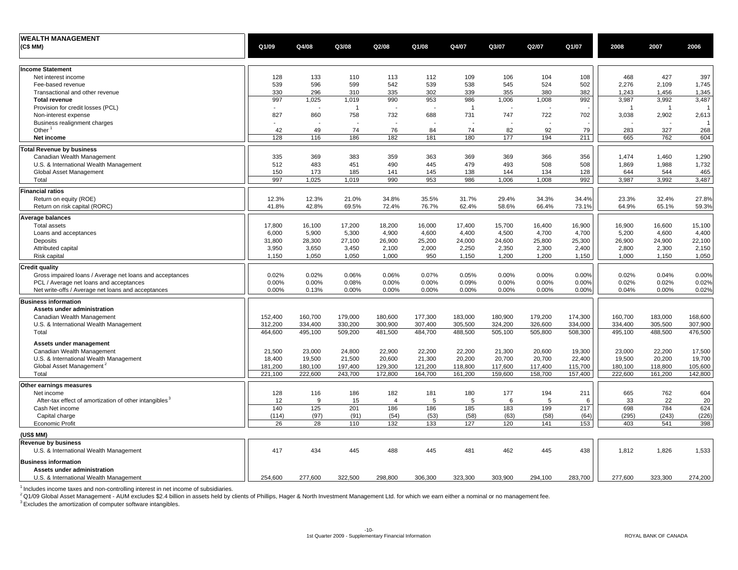| **WEALTH MANAGEMENT** (C$ MM) | Q1/09 | Q4/08 | Q3/08 | Q2/08 | Q1/08 | Q4/07 | Q3/07 | Q2/07 | Q1/07 | 2008 | 2007 | 2006 |
|---|---|---|---|---|---|---|---|---|---|---|---|---|
| **Income Statement** | | | | | | | | | | | | |
| Net interest income | 128 | 133 | 110 | 113 | 112 | 109 | 106 | 104 | 108 | 468 | 427 | 397 |
| Fee-based revenue | 539 | 596 | 599 | 542 | 539 | 538 | 545 | 524 | 502 | 2,276 | 2,109 | 1,745 |
| Transactional and other revenue | 330 | 296 | 310 | 335 | 302 | 339 | 355 | 380 | 382 | 1,243 | 1,456 | 1,345 |
| **Total revenue** | 997 | 1,025 | 1,019 | 990 | 953 | 986 | 1,006 | 1,008 | 992 | 3,987 | 3,992 | 3,487 |
| Provision for credit losses (PCL) | - | - | 1 | - | - | 1 | - | - | - | 1 | 1 | 1 |
| Non-interest expense | 827 | 860 | 758 | 732 | 688 | 731 | 747 | 722 | 702 | 3,038 | 2,902 | 2,613 |
| Business realignment charges | - | - | - | - | - | - | - | - | - | - | - | 1 |
| Other [1] | 42 | 49 | 74 | 76 | 84 | 74 | 82 | 92 | 79 | 283 | 327 | 268 |
| **Net income** | 128 | 116 | 186 | 182 | 181 | 180 | 177 | 194 | 211 | 665 | 762 | 604 |
| **Total Revenue by business** | | | | | | | | | | | | |
| Canadian Wealth Management | 335 | 369 | 383 | 359 | 363 | 369 | 369 | 366 | 356 | 1,474 | 1,460 | 1,290 |
| U.S. & International Wealth Management | 512 | 483 | 451 | 490 | 445 | 479 | 493 | 508 | 508 | 1,869 | 1,988 | 1,732 |
| Global Asset Management | 150 | 173 | 185 | 141 | 145 | 138 | 144 | 134 | 128 | 644 | 544 | 465 |
| Total | 997 | 1,025 | 1,019 | 990 | 953 | 986 | 1,006 | 1,008 | 992 | 3,987 | 3,992 | 3,487 |
| **Financial ratios** | | | | | | | | | | | | |
| Return on equity (ROE) | 12.3% | 12.3% | 21.0% | 34.8% | 35.5% | 31.7% | 29.4% | 34.3% | 34.4% | 23.3% | 32.4% | 27.8% |
| Return on risk capital (RORC) | 41.8% | 42.8% | 69.5% | 72.4% | 76.7% | 62.4% | 58.6% | 66.4% | 73.1% | 64.9% | 65.1% | 59.3% |
| **Average balances** | | | | | | | | | | | | |
| Total assets | 17,800 | 16,100 | 17,200 | 18,200 | 16,000 | 17,400 | 15,700 | 16,400 | 16,900 | 16,900 | 16,600 | 15,100 |
| Loans and acceptances | 6,000 | 5,900 | 5,300 | 4,900 | 4,600 | 4,400 | 4,500 | 4,700 | 4,700 | 5,200 | 4,600 | 4,400 |
| Deposits | 31,800 | 28,300 | 27,100 | 26,900 | 25,200 | 24,000 | 24,600 | 25,800 | 25,300 | 26,900 | 24,900 | 22,100 |
| Attributed capital | 3,950 | 3,650 | 3,450 | 2,100 | 2,000 | 2,250 | 2,350 | 2,300 | 2,400 | 2,800 | 2,300 | 2,150 |
| Risk capital | 1,150 | 1,050 | 1,050 | 1,000 | 950 | 1,150 | 1,200 | 1,200 | 1,150 | 1,000 | 1,150 | 1,050 |
| **Credit quality** | | | | | | | | | | | | |
| Gross impaired loans / Average net loans and acceptances | 0.02% | 0.02% | 0.06% | 0.06% | 0.07% | 0.05% | 0.00% | 0.00% | 0.00% | 0.02% | 0.04% | 0.00% |
| PCL / Average net loans and acceptances | 0.00% | 0.00% | 0.08% | 0.00% | 0.00% | 0.09% | 0.00% | 0.00% | 0.00% | 0.02% | 0.02% | 0.02% |
| Net write-offs / Average net loans and acceptances | 0.00% | 0.13% | 0.00% | 0.00% | 0.00% | 0.00% | 0.00% | 0.00% | 0.00% | 0.04% | 0.00% | 0.02% |
| **Business information** | | | | | | | | | | | | |
| **Assets under administration** | | | | | | | | | | | | |
| Canadian Wealth Management | 152,400 | 160,700 | 179,000 | 180,600 | 177,300 | 183,000 | 180,900 | 179,200 | 174,300 | 160,700 | 183,000 | 168,600 |
| U.S. & International Wealth Management | 312,200 | 334,400 | 330,200 | 300,900 | 307,400 | 305,500 | 324,200 | 326,600 | 334,000 | 334,400 | 305,500 | 307,900 |
| Total | 464,600 | 495,100 | 509,200 | 481,500 | 484,700 | 488,500 | 505,100 | 505,800 | 508,300 | 495,100 | 488,500 | 476,500 |
| **Assets under management** | | | | | | | | | | | | |
| Canadian Wealth Management | 21,500 | 23,000 | 24,800 | 22,900 | 22,200 | 22,200 | 21,300 | 20,600 | 19,300 | 23,000 | 22,200 | 17,500 |
| U.S. & International Wealth Management | 18,400 | 19,500 | 21,500 | 20,600 | 21,300 | 20,200 | 20,700 | 20,700 | 22,400 | 19,500 | 20,200 | 19,700 |
| Global Asset Management [2] | 181,200 | 180,100 | 197,400 | 129,300 | 121,200 | 118,800 | 117,600 | 117,400 | 115,700 | 180,100 | 118,800 | 105,600 |
| Total | 221,100 | 222,600 | 243,700 | 172,800 | 164,700 | 161,200 | 159,600 | 158,700 | 157,400 | 222,600 | 161,200 | 142,800 |
| **Other earnings measures** | | | | | | | | | | | | |
| Net income | 128 | 116 | 186 | 182 | 181 | 180 | 177 | 194 | 211 | 665 | 762 | 604 |
| After-tax effect of amortization of other intangibles [3] | 12 | 9 | 15 | 4 | 5 | 5 | 6 | 5 | 6 | 33 | 22 | 20 |
| Cash Net income | 140 | 125 | 201 | 186 | 186 | 185 | 183 | 199 | 217 | 698 | 784 | 624 |
| Capital charge | (114) | (97) | (91) | (54) | (53) | (58) | (63) | (58) | (64) | (295) | (243) | (226) |
| Economic Profit | 26 | 28 | 110 | 132 | 133 | 127 | 120 | 141 | 153 | 403 | 541 | 398 |
| **(US$ MM)** | | | | | | | | | | | | |
| **Revenue by business** | | | | | | | | | | | | |
| U.S. & International Wealth Management | 417 | 434 | 445 | 488 | 445 | 481 | 462 | 445 | 438 | 1,812 | 1,826 | 1,533 |
| **Business information** | | | | | | | | | | | | |
| **Assets under administration** | | | | | | | | | | | | |
| U.S. & International Wealth Management | 254,600 | 277,600 | 322,500 | 298,800 | 306,300 | 323,300 | 303,900 | 294,100 | 283,700 | 277,600 | 323,300 | 274,200 |

[1] Includes income taxes and non-controlling interest in net income of subsidiaries.

[2] Q1/09 Global Asset Management - AUM excludes $2.4 billion in assets held by clients of Phillips, Hager & North Investment Management Ltd. for which we earn either a nominal or no management fee.

[3] Excludes the amortization of computer software intangibles.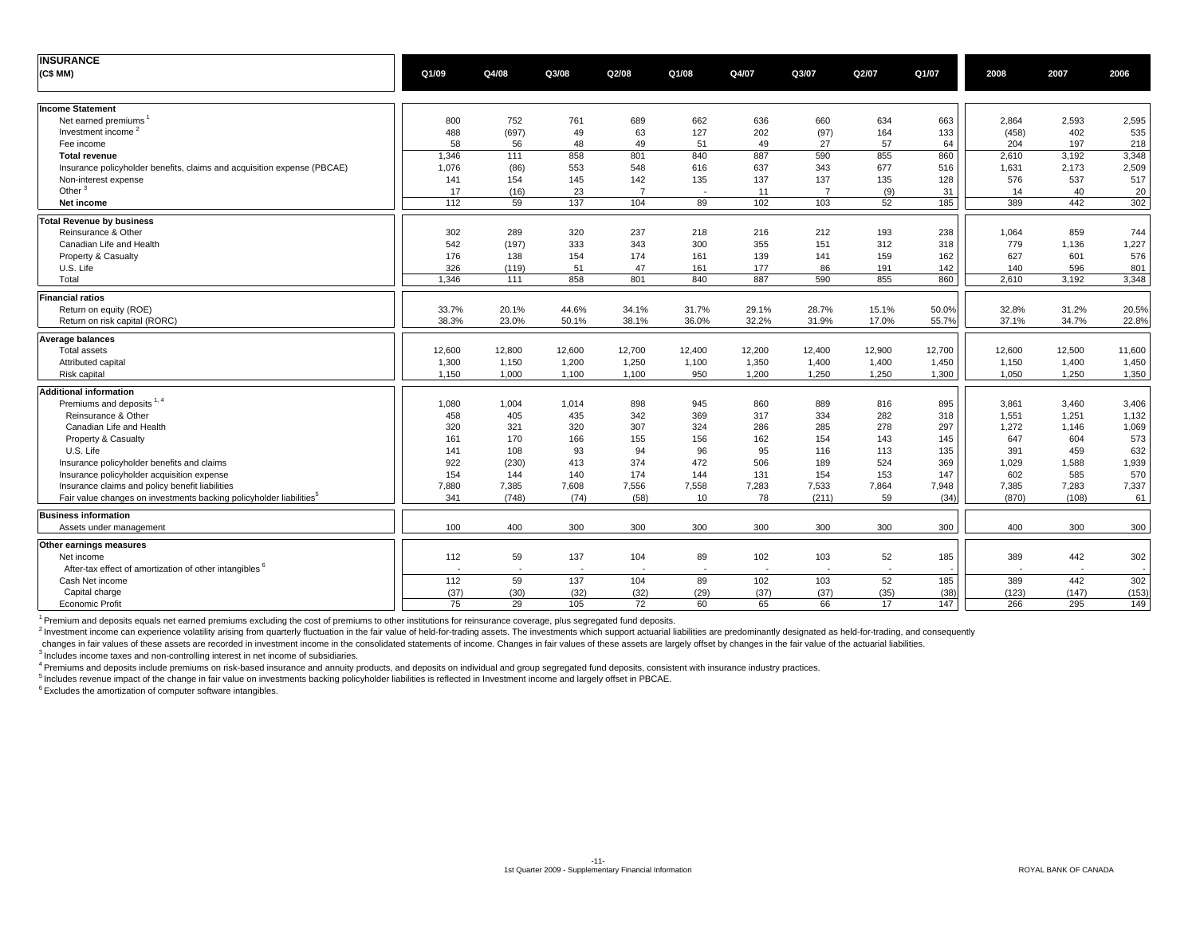## INSURANCE

| (C$ MM) | Q1/09 | Q4/08 | Q3/08 | Q2/08 | Q1/08 | Q4/07 | Q3/07 | Q2/07 | Q1/07 | 2008 | 2007 | 2006 |
|---|---|---|---|---|---|---|---|---|---|---|---|---|
| **Income Statement** | | | | | | | | | | | | |
| Net earned premiums [1] | 800 | 752 | 761 | 689 | 662 | 636 | 660 | 634 | 663 | 2,864 | 2,593 | 2,595 |
| Investment income [2] | 488 | (697) | 49 | 63 | 127 | 202 | (97) | 164 | 133 | (458) | 402 | 535 |
| Fee income | 58 | 56 | 48 | 49 | 51 | 49 | 27 | 57 | 64 | 204 | 197 | 218 |
| **Total revenue** | 1,346 | 111 | 858 | 801 | 840 | 887 | 590 | 855 | 860 | 2,610 | 3,192 | 3,348 |
| Insurance policyholder benefits, claims and acquisition expense (PBCAE) | 1,076 | (86) | 553 | 548 | 616 | 637 | 343 | 677 | 516 | 1,631 | 2,173 | 2,509 |
| Non-interest expense | 141 | 154 | 145 | 142 | 135 | 137 | 137 | 135 | 128 | 576 | 537 | 517 |
| Other [3] | 17 | (16) | 23 | 7 | - | 11 | 7 | (9) | 31 | 14 | 40 | 20 |
| **Net income** | 112 | 59 | 137 | 104 | 89 | 102 | 103 | 52 | 185 | 389 | 442 | 302 |
| **Total Revenue by business** | | | | | | | | | | | | |
| Reinsurance & Other | 302 | 289 | 320 | 237 | 218 | 216 | 212 | 193 | 238 | 1,064 | 859 | 744 |
| Canadian Life and Health | 542 | (197) | 333 | 343 | 300 | 355 | 151 | 312 | 318 | 779 | 1,136 | 1,227 |
| Property & Casualty | 176 | 138 | 154 | 174 | 161 | 139 | 141 | 159 | 162 | 627 | 601 | 576 |
| U.S. Life | 326 | (119) | 51 | 47 | 161 | 177 | 86 | 191 | 142 | 140 | 596 | 801 |
| Total | 1,346 | 111 | 858 | 801 | 840 | 887 | 590 | 855 | 860 | 2,610 | 3,192 | 3,348 |
| **Financial ratios** | | | | | | | | | | | | |
| Return on equity (ROE) | 33.7% | 20.1% | 44.6% | 34.1% | 31.7% | 29.1% | 28.7% | 15.1% | 50.0% | 32.8% | 31.2% | 20.5% |
| Return on risk capital (RORC) | 38.3% | 23.0% | 50.1% | 38.1% | 36.0% | 32.2% | 31.9% | 17.0% | 55.7% | 37.1% | 34.7% | 22.8% |
| **Average balances** | | | | | | | | | | | | |
| Total assets | 12,600 | 12,800 | 12,600 | 12,700 | 12,400 | 12,200 | 12,400 | 12,900 | 12,700 | 12,600 | 12,500 | 11,600 |
| Attributed capital | 1,300 | 1,150 | 1,200 | 1,250 | 1,100 | 1,350 | 1,400 | 1,400 | 1,450 | 1,150 | 1,400 | 1,450 |
| Risk capital | 1,150 | 1,000 | 1,100 | 1,100 | 950 | 1,200 | 1,250 | 1,250 | 1,300 | 1,050 | 1,250 | 1,350 |
| **Additional information** | | | | | | | | | | | | |
| Premiums and deposits [1, 4] | 1,080 | 1,004 | 1,014 | 898 | 945 | 860 | 889 | 816 | 895 | 3,861 | 3,460 | 3,406 |
| Reinsurance & Other | 458 | 405 | 435 | 342 | 369 | 317 | 334 | 282 | 318 | 1,551 | 1,251 | 1,132 |
| Canadian Life and Health | 320 | 321 | 320 | 307 | 324 | 286 | 285 | 278 | 297 | 1,272 | 1,146 | 1,069 |
| Property & Casualty | 161 | 170 | 166 | 155 | 156 | 162 | 154 | 143 | 145 | 647 | 604 | 573 |
| U.S. Life | 141 | 108 | 93 | 94 | 96 | 95 | 116 | 113 | 135 | 391 | 459 | 632 |
| Insurance policyholder benefits and claims | 922 | (230) | 413 | 374 | 472 | 506 | 189 | 524 | 369 | 1,029 | 1,588 | 1,939 |
| Insurance policyholder acquisition expense | 154 | 144 | 140 | 174 | 144 | 131 | 154 | 153 | 147 | 602 | 585 | 570 |
| Insurance claims and policy benefit liabilities | 7,880 | 7,385 | 7,608 | 7,556 | 7,558 | 7,283 | 7,533 | 7,864 | 7,948 | 7,385 | 7,283 | 7,337 |
| Fair value changes on investments backing policyholder liabilities [5] | 341 | (748) | (74) | (58) | 10 | 78 | (211) | 59 | (34) | (870) | (108) | 61 |
| **Business information** | | | | | | | | | | | | |
| Assets under management | 100 | 400 | 300 | 300 | 300 | 300 | 300 | 300 | 300 | 400 | 300 | 300 |
| **Other earnings measures** | | | | | | | | | | | | |
| Net income | 112 | 59 | 137 | 104 | 89 | 102 | 103 | 52 | 185 | 389 | 442 | 302 |
| After-tax effect of amortization of other intangibles [6] | - | - | - | - | - | - | - | - | - | - | - | - |
| Cash Net income | 112 | 59 | 137 | 104 | 89 | 102 | 103 | 52 | 185 | 389 | 442 | 302 |
| Capital charge | (37) | (30) | (32) | (32) | (29) | (37) | (37) | (35) | (38) | (123) | (147) | (153) |
| Economic Profit | 75 | 29 | 105 | 72 | 60 | 65 | 66 | 17 | 147 | 266 | 295 | 149 |

[1] Premium and deposits equals net earned premiums excluding the cost of premiums to other institutions for reinsurance coverage, plus segregated fund deposits.

[2] Investment income can experience volatility arising from quarterly fluctuation in the fair value of held-for-trading assets. The investments which support actuarial liabilities are predominantly designated as held-for-trading, and consequently changes in fair values of these assets are recorded in investment income in the consolidated statements of income. Changes in fair values of these assets are largely offset by changes in the fair value of the actuarial liabilities.

[3] Includes income taxes and non-controlling interest in net income of subsidiaries.

[4] Premiums and deposits include premiums on risk-based insurance and annuity products, and deposits on individual and group segregated fund deposits, consistent with insurance industry practices.

[5] Includes revenue impact of the change in fair value on investments backing policyholder liabilities is reflected in Investment income and largely offset in PBCAE.

[6] Excludes the amortization of computer software intangibles.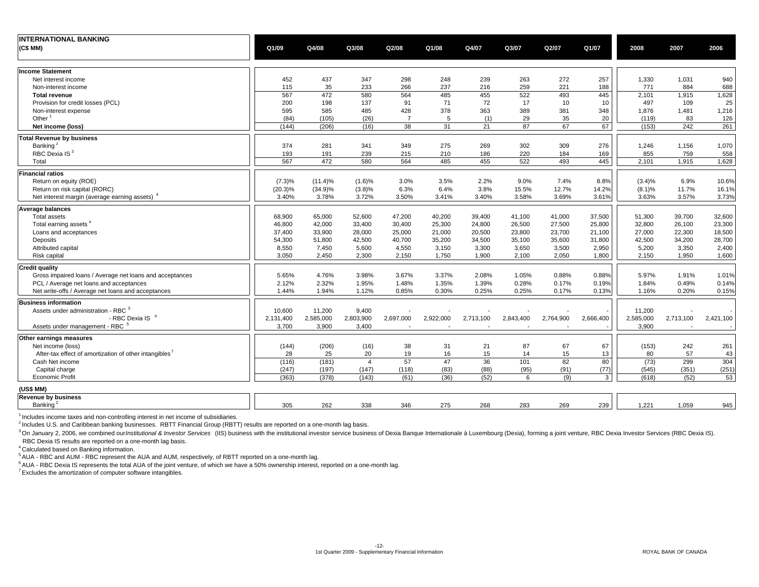# INTERNATIONAL BANKING

| (C$ MM) | Q1/09 | Q4/08 | Q3/08 | Q2/08 | Q1/08 | Q4/07 | Q3/07 | Q2/07 | Q1/07 | 2008 | 2007 | 2006 |
|---|---|---|---|---|---|---|---|---|---|---|---|---|
| **Income Statement** | | | | | | | | | | | | |
| Net interest income | 452 | 437 | 347 | 298 | 248 | 239 | 263 | 272 | 257 | 1,330 | 1,031 | 940 |
| Non-interest income | 115 | 35 | 233 | 266 | 237 | 216 | 259 | 221 | 188 | 771 | 884 | 688 |
| **Total revenue** | 567 | 472 | 580 | 564 | 485 | 455 | 522 | 493 | 445 | 2,101 | 1,915 | 1,628 |
| Provision for credit losses (PCL) | 200 | 198 | 137 | 91 | 71 | 72 | 17 | 10 | 10 | 497 | 109 | 25 |
| Non-interest expense | 595 | 585 | 485 | 428 | 378 | 363 | 389 | 381 | 348 | 1,876 | 1,481 | 1,216 |
| Other [1] | (84) | (105) | (26) | 7 | 5 | (1) | 29 | 35 | 20 | (119) | 83 | 126 |
| **Net income (loss)** | (144) | (206) | (16) | 38 | 31 | 21 | 87 | 67 | 67 | (153) | 242 | 261 |
| **Total Revenue by business** | | | | | | | | | | | | |
| Banking [2] | 374 | 281 | 341 | 349 | 275 | 269 | 302 | 309 | 276 | 1,246 | 1,156 | 1,070 |
| RBC Dexia IS [3] | 193 | 191 | 239 | 215 | 210 | 186 | 220 | 184 | 169 | 855 | 759 | 558 |
| Total | 567 | 472 | 580 | 564 | 485 | 455 | 522 | 493 | 445 | 2,101 | 1,915 | 1,628 |
| **Financial ratios** | | | | | | | | | | | | |
| Return on equity (ROE) | (7.3)% | (11.4)% | (1.6)% | 3.0% | 3.5% | 2.2% | 9.0% | 7.4% | 8.8% | (3.4)% | 6.9% | 10.6% |
| Return on risk capital (RORC) | (20.3)% | (34.9)% | (3.8)% | 6.3% | 6.4% | 3.8% | 15.5% | 12.7% | 14.2% | (8.1)% | 11.7% | 16.1% |
| Net interest margin (average earning assets) [4] | 3.40% | 3.78% | 3.72% | 3.50% | 3.41% | 3.40% | 3.58% | 3.69% | 3.61% | 3.63% | 3.57% | 3.73% |
| **Average balances** | | | | | | | | | | | | |
| Total assets | 68,900 | 65,000 | 52,600 | 47,200 | 40,200 | 39,400 | 41,100 | 41,000 | 37,500 | 51,300 | 39,700 | 32,600 |
| Total earning assets [4] | 46,800 | 42,000 | 33,400 | 30,400 | 25,300 | 24,800 | 26,500 | 27,500 | 25,800 | 32,800 | 26,100 | 23,300 |
| Loans and acceptances | 37,400 | 33,900 | 28,000 | 25,000 | 21,000 | 20,500 | 23,800 | 23,700 | 21,100 | 27,000 | 22,300 | 18,500 |
| Deposits | 54,300 | 51,800 | 42,500 | 40,700 | 35,200 | 34,500 | 35,100 | 35,600 | 31,800 | 42,500 | 34,200 | 28,700 |
| Attributed capital | 8,550 | 7,450 | 5,600 | 4,550 | 3,150 | 3,300 | 3,650 | 3,500 | 2,950 | 5,200 | 3,350 | 2,400 |
| Risk capital | 3,050 | 2,450 | 2,300 | 2,150 | 1,750 | 1,900 | 2,100 | 2,050 | 1,800 | 2,150 | 1,950 | 1,600 |
| **Credit quality** | | | | | | | | | | | | |
| Gross impaired loans / Average net loans and acceptances | 5.65% | 4.76% | 3.98% | 3.67% | 3.37% | 2.08% | 1.05% | 0.88% | 0.88% | 5.97% | 1.91% | 1.01% |
| PCL / Average net loans and acceptances | 2.12% | 2.32% | 1.95% | 1.48% | 1.35% | 1.39% | 0.28% | 0.17% | 0.19% | 1.84% | 0.49% | 0.14% |
| Net write-offs / Average net loans and acceptances | 1.44% | 1.94% | 1.12% | 0.85% | 0.30% | 0.25% | 0.25% | 0.17% | 0.13% | 1.16% | 0.20% | 0.15% |
| **Business information** | | | | | | | | | | | | |
| Assets under administration - RBC [5] | 10,600 | 11,200 | 9,400 | - | - | - | - | - | - | 11,200 | - | - |
| - RBC Dexia IS [6] | 2,131,400 | 2,585,000 | 2,803,900 | 2,697,000 | 2,922,000 | 2,713,100 | 2,843,400 | 2,764,900 | 2,666,400 | 2,585,000 | 2,713,100 | 2,421,100 |
| Assets under management - RBC [5] | 3,700 | 3,900 | 3,400 | - | - | - | - | - | - | 3,900 | - | - |
| **Other earnings measures** | | | | | | | | | | | | |
| Net income (loss) | (144) | (206) | (16) | 38 | 31 | 21 | 87 | 67 | 67 | (153) | 242 | 261 |
| After-tax effect of amortization of other intangibles [7] | 28 | 25 | 20 | 19 | 16 | 15 | 14 | 15 | 13 | 80 | 57 | 43 |
| Cash Net income | (116) | (181) | 4 | 57 | 47 | 36 | 101 | 82 | 80 | (73) | 299 | 304 |
| Capital charge | (247) | (197) | (147) | (118) | (83) | (88) | (95) | (91) | (77) | (545) | (351) | (251) |
| Economic Profit | (363) | (378) | (143) | (61) | (36) | (52) | 6 | (9) | 3 | (618) | (52) | 53 |
| **(US$ MM)** | | | | | | | | | | | | |
| **Revenue by business** | | | | | | | | | | | | |
| Banking [2] | 305 | 262 | 338 | 346 | 275 | 268 | 283 | 269 | 239 | 1,221 | 1,059 | 945 |

[1] Includes income taxes and non-controlling interest in net income of subsidiaries.

[2] Includes U.S. and Caribbean banking businesses. RBTT Financial Group (RBTT) results are reported on a one-month lag basis.

[3] On January 2, 2006, we combined our *Institutional & Investor Services* (IIS) business with the institutional investor service business of Dexia Banque Internationale à Luxembourg (Dexia), forming a joint venture, RBC Dexia Investor Services (RBC Dexia IS). RBC Dexia IS results are reported on a one-month lag basis.

[4] Calculated based on Banking information.

[5] AUA - RBC and AUM - RBC represent the AUA and AUM, respectively, of RBTT reported on a one-month lag.

[6] AUA - RBC Dexia IS represents the total AUA of the joint venture, of which we have a 50% ownership interest, reported on a one-month lag.

[7] Excludes the amortization of computer software intangibles.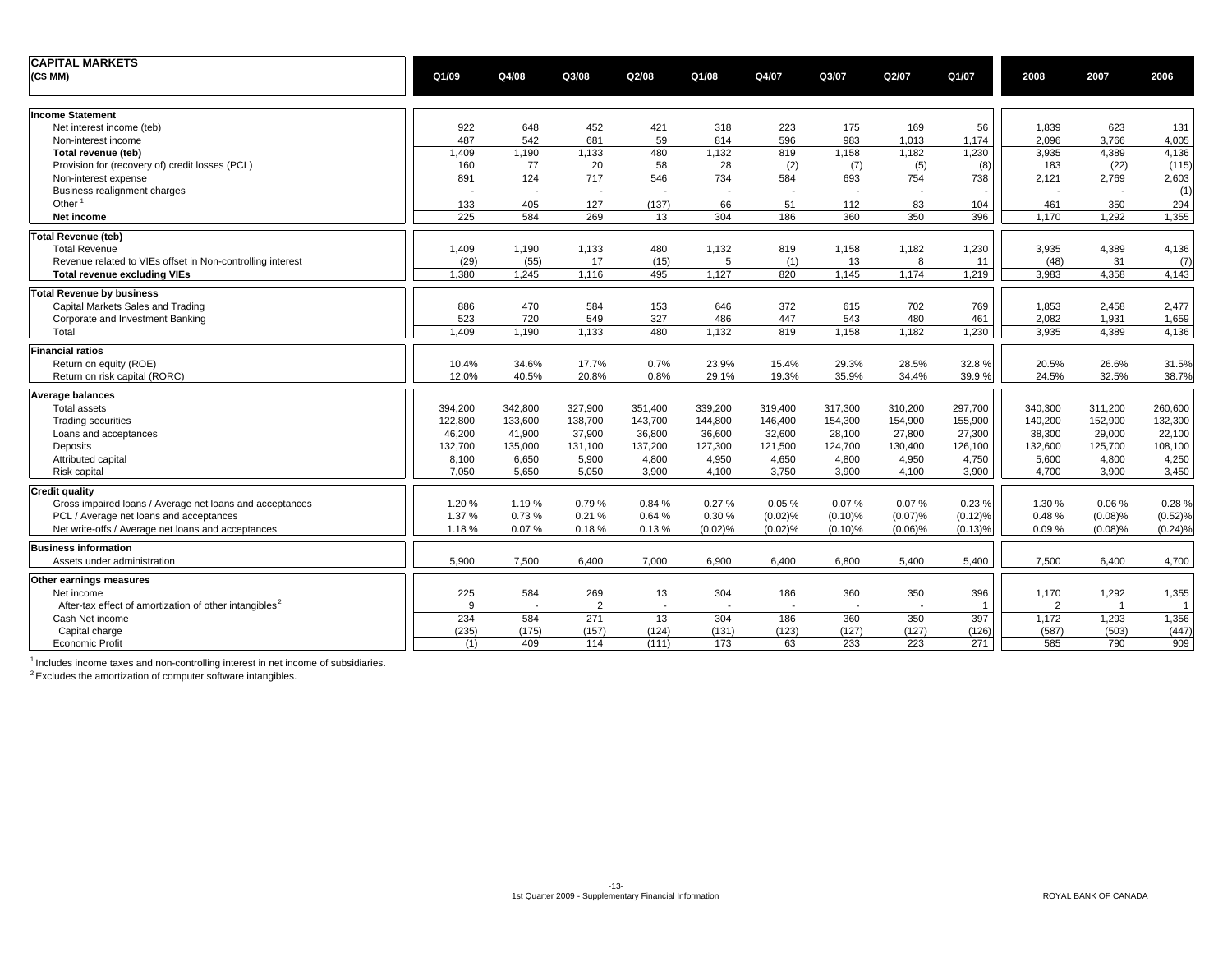# CAPITAL MARKETS

| (C$ MM) | Q1/09 | Q4/08 | Q3/08 | Q2/08 | Q1/08 | Q4/07 | Q3/07 | Q2/07 | Q1/07 | 2008 | 2007 | 2006 |
|---|---|---|---|---|---|---|---|---|---|---|---|---|
| **Income Statement** | | | | | | | | | | | | |
| Net interest income (teb) | 922 | 648 | 452 | 421 | 318 | 223 | 175 | 169 | 56 | 1,839 | 623 | 131 |
| Non-interest income | 487 | 542 | 681 | 59 | 814 | 596 | 983 | 1,013 | 1,174 | 2,096 | 3,766 | 4,005 |
| **Total revenue (teb)** | 1,409 | 1,190 | 1,133 | 480 | 1,132 | 819 | 1,158 | 1,182 | 1,230 | 3,935 | 4,389 | 4,136 |
| Provision for (recovery of) credit losses (PCL) | 160 | 77 | 20 | 58 | 28 | (2) | (7) | (5) | (8) | 183 | (22) | (115) |
| Non-interest expense | 891 | 124 | 717 | 546 | 734 | 584 | 693 | 754 | 738 | 2,121 | 2,769 | 2,603 |
| Business realignment charges | - | - | - | - | - | - | - | - | - | - | - | (1) |
| Other [1] | 133 | 405 | 127 | (137) | 66 | 51 | 112 | 83 | 104 | 461 | 350 | 294 |
| **Net income** | 225 | 584 | 269 | 13 | 304 | 186 | 360 | 350 | 396 | 1,170 | 1,292 | 1,355 |
| **Total Revenue (teb)** | | | | | | | | | | | | |
| Total Revenue | 1,409 | 1,190 | 1,133 | 480 | 1,132 | 819 | 1,158 | 1,182 | 1,230 | 3,935 | 4,389 | 4,136 |
| Revenue related to VIEs offset in Non-controlling interest | (29) | (55) | 17 | (15) | 5 | (1) | 13 | 8 | 11 | (48) | 31 | (7) |
| **Total revenue excluding VIEs** | 1,380 | 1,245 | 1,116 | 495 | 1,127 | 820 | 1,145 | 1,174 | 1,219 | 3,983 | 4,358 | 4,143 |
| **Total Revenue by business** | | | | | | | | | | | | |
| Capital Markets Sales and Trading | 886 | 470 | 584 | 153 | 646 | 372 | 615 | 702 | 769 | 1,853 | 2,458 | 2,477 |
| Corporate and Investment Banking | 523 | 720 | 549 | 327 | 486 | 447 | 543 | 480 | 461 | 2,082 | 1,931 | 1,659 |
| Total | 1,409 | 1,190 | 1,133 | 480 | 1,132 | 819 | 1,158 | 1,182 | 1,230 | 3,935 | 4,389 | 4,136 |
| **Financial ratios** | | | | | | | | | | | | |
| Return on equity (ROE) | 10.4% | 34.6% | 17.7% | 0.7% | 23.9% | 15.4% | 29.3% | 28.5% | 32.8 % | 20.5% | 26.6% | 31.5% |
| Return on risk capital (RORC) | 12.0% | 40.5% | 20.8% | 0.8% | 29.1% | 19.3% | 35.9% | 34.4% | 39.9 % | 24.5% | 32.5% | 38.7% |
| **Average balances** | | | | | | | | | | | | |
| Total assets | 394,200 | 342,800 | 327,900 | 351,400 | 339,200 | 319,400 | 317,300 | 310,200 | 297,700 | 340,300 | 311,200 | 260,600 |
| Trading securities | 122,800 | 133,600 | 138,700 | 143,700 | 144,800 | 146,400 | 154,300 | 154,900 | 155,900 | 140,200 | 152,900 | 132,300 |
| Loans and acceptances | 46,200 | 41,900 | 37,900 | 36,800 | 36,600 | 32,600 | 28,100 | 27,800 | 27,300 | 38,300 | 29,000 | 22,100 |
| Deposits | 132,700 | 135,000 | 131,100 | 137,200 | 127,300 | 121,500 | 124,700 | 130,400 | 126,100 | 132,600 | 125,700 | 108,100 |
| Attributed capital | 8,100 | 6,650 | 5,900 | 4,800 | 4,950 | 4,650 | 4,800 | 4,950 | 4,750 | 5,600 | 4,800 | 4,250 |
| Risk capital | 7,050 | 5,650 | 5,050 | 3,900 | 4,100 | 3,750 | 3,900 | 4,100 | 3,900 | 4,700 | 3,900 | 3,450 |
| **Credit quality** | | | | | | | | | | | | |
| Gross impaired loans / Average net loans and acceptances | 1.20 % | 1.19 % | 0.79 % | 0.84 % | 0.27 % | 0.05 % | 0.07 % | 0.07 % | 0.23 % | 1.30 % | 0.06 % | 0.28 % |
| PCL / Average net loans and acceptances | 1.37 % | 0.73 % | 0.21 % | 0.64 % | 0.30 % | (0.02)% | (0.10)% | (0.07)% | (0.12)% | 0.48 % | (0.08)% | (0.52)% |
| Net write-offs / Average net loans and acceptances | 1.18 % | 0.07 % | 0.18 % | 0.13 % | (0.02)% | (0.02)% | (0.10)% | (0.06)% | (0.13)% | 0.09 % | (0.08)% | (0.24)% |
| **Business information** | | | | | | | | | | | | |
| Assets under administration | 5,900 | 7,500 | 6,400 | 7,000 | 6,900 | 6,400 | 6,800 | 5,400 | 5,400 | 7,500 | 6,400 | 4,700 |
| **Other earnings measures** | | | | | | | | | | | | |
| Net income | 225 | 584 | 269 | 13 | 304 | 186 | 360 | 350 | 396 | 1,170 | 1,292 | 1,355 |
| After-tax effect of amortization of other intangibles [2] | 9 | - | 2 | - | - | - | - | - | 1 | 2 | 1 | 1 |
| Cash Net income | 234 | 584 | 271 | 13 | 304 | 186 | 360 | 350 | 397 | 1,172 | 1,293 | 1,356 |
| Capital charge | (235) | (175) | (157) | (124) | (131) | (123) | (127) | (127) | (126) | (587) | (503) | (447) |
| Economic Profit | (1) | 409 | 114 | (111) | 173 | 63 | 233 | 223 | 271 | 585 | 790 | 909 |

[1] Includes income taxes and non-controlling interest in net income of subsidiaries.
[2] Excludes the amortization of computer software intangibles.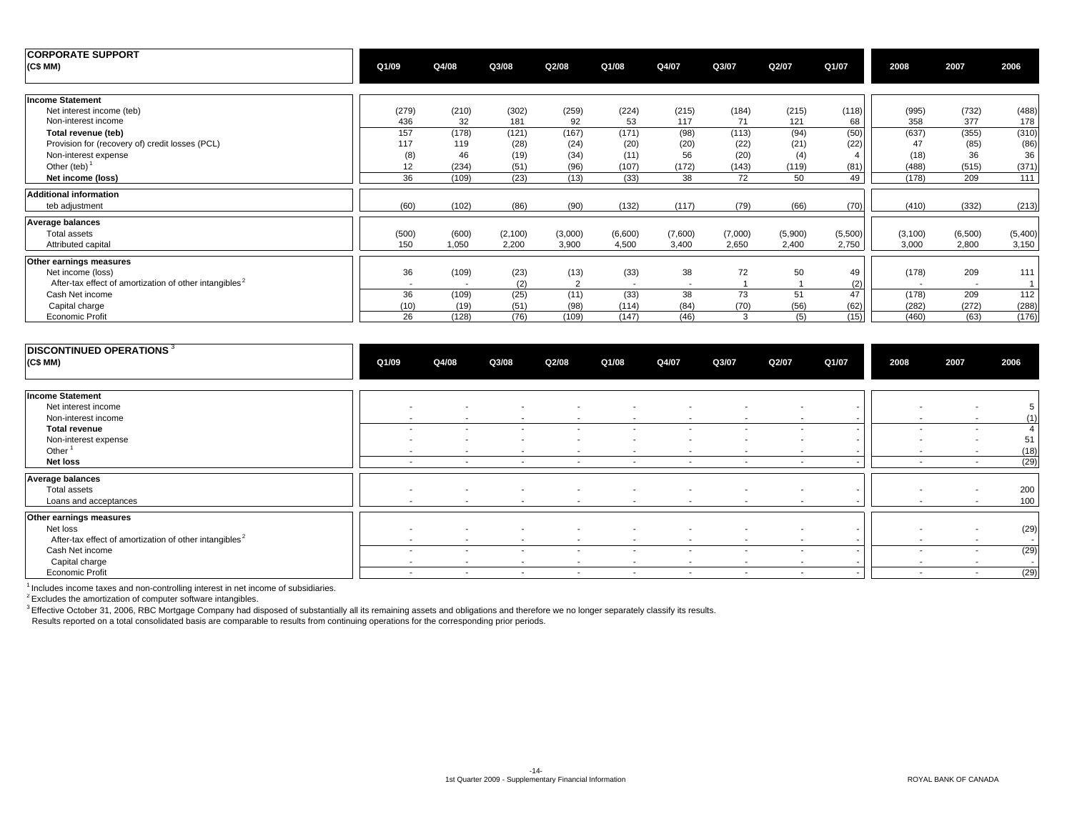## CORPORATE SUPPORT

| (C$ MM) | Q1/09 | Q4/08 | Q3/08 | Q2/08 | Q1/08 | Q4/07 | Q3/07 | Q2/07 | Q1/07 | 2008 | 2007 | 2006 |
|---|---|---|---|---|---|---|---|---|---|---|---|---|
| **Income Statement** | | | | | | | | | | | | |
| Net interest income (teb) | (279) | (210) | (302) | (259) | (224) | (215) | (184) | (215) | (118) | (995) | (732) | (488) |
| Non-interest income | 436 | 32 | 181 | 92 | 53 | 117 | 71 | 121 | 68 | 358 | 377 | 178 |
| **Total revenue (teb)** | 157 | (178) | (121) | (167) | (171) | (98) | (113) | (94) | (50) | (637) | (355) | (310) |
| Provision for (recovery of) credit losses (PCL) | 117 | 119 | (28) | (24) | (20) | (20) | (22) | (21) | (22) | 47 | (85) | (86) |
| Non-interest expense | (8) | 46 | (19) | (34) | (11) | 56 | (20) | (4) | 4 | (18) | 36 | 36 |
| Other (teb) [1] | 12 | (234) | (51) | (96) | (107) | (172) | (143) | (119) | (81) | (488) | (515) | (371) |
| **Net income (loss)** | 36 | (109) | (23) | (13) | (33) | 38 | 72 | 50 | 49 | (178) | 209 | 111 |
| **Additional information** | | | | | | | | | | | | |
| teb adjustment | (60) | (102) | (86) | (90) | (132) | (117) | (79) | (66) | (70) | (410) | (332) | (213) |
| **Average balances** | | | | | | | | | | | | |
| Total assets | (500) | (600) | (2,100) | (3,000) | (6,600) | (7,600) | (7,000) | (5,900) | (5,500) | (3,100) | (6,500) | (5,400) |
| Attributed capital | 150 | 1,050 | 2,200 | 3,900 | 4,500 | 3,400 | 2,650 | 2,400 | 2,750 | 3,000 | 2,800 | 3,150 |
| **Other earnings measures** | | | | | | | | | | | | |
| Net income (loss) | 36 | (109) | (23) | (13) | (33) | 38 | 72 | 50 | 49 | (178) | 209 | 111 |
| After-tax effect of amortization of other intangibles [2] | - | - | (2) | 2 | - | - | 1 | 1 | (2) | - | - | 1 |
| Cash Net income | 36 | (109) | (25) | (11) | (33) | 38 | 73 | 51 | 47 | (178) | 209 | 112 |
| Capital charge | (10) | (19) | (51) | (98) | (114) | (84) | (70) | (56) | (62) | (282) | (272) | (288) |
| Economic Profit | 26 | (128) | (76) | (109) | (147) | (46) | 3 | (5) | (15) | (460) | (63) | (176) |

## DISCONTINUED OPERATIONS [3]

| (C$ MM) | Q1/09 | Q4/08 | Q3/08 | Q2/08 | Q1/08 | Q4/07 | Q3/07 | Q2/07 | Q1/07 | 2008 | 2007 | 2006 |
|---|---|---|---|---|---|---|---|---|---|---|---|---|
| **Income Statement** | | | | | | | | | | | | |
| Net interest income | - | - | - | - | - | - | - | - | - | - | - | 5 |
| Non-interest income | - | - | - | - | - | - | - | - | - | - | - | (1) |
| **Total revenue** | - | - | - | - | - | - | - | - | - | - | - | 4 |
| Non-interest expense | - | - | - | - | - | - | - | - | - | - | - | 51 |
| Other [1] | - | - | - | - | - | - | - | - | - | - | - | (18) |
| **Net loss** | - | - | - | - | - | - | - | - | - | - | - | (29) |
| **Average balances** | | | | | | | | | | | | |
| Total assets | - | - | - | - | - | - | - | - | - | - | - | 200 |
| Loans and acceptances | - | - | - | - | - | - | - | - | - | - | - | 100 |
| **Other earnings measures** | | | | | | | | | | | | |
| Net loss | - | - | - | - | - | - | - | - | - | - | - | (29) |
| After-tax effect of amortization of other intangibles [2] | - | - | - | - | - | - | - | - | - | - | - | - |
| Cash Net income | - | - | - | - | - | - | - | - | - | - | - | (29) |
| Capital charge | - | - | - | - | - | - | - | - | - | - | - | - |
| Economic Profit | - | - | - | - | - | - | - | - | - | - | - | (29) |

[1] Includes income taxes and non-controlling interest in net income of subsidiaries.

[2] Excludes the amortization of computer software intangibles.

[3] Effective October 31, 2006, RBC Mortgage Company had disposed of substantially all its remaining assets and obligations and therefore we no longer separately classify its results. Results reported on a total consolidated basis are comparable to results from continuing operations for the corresponding prior periods.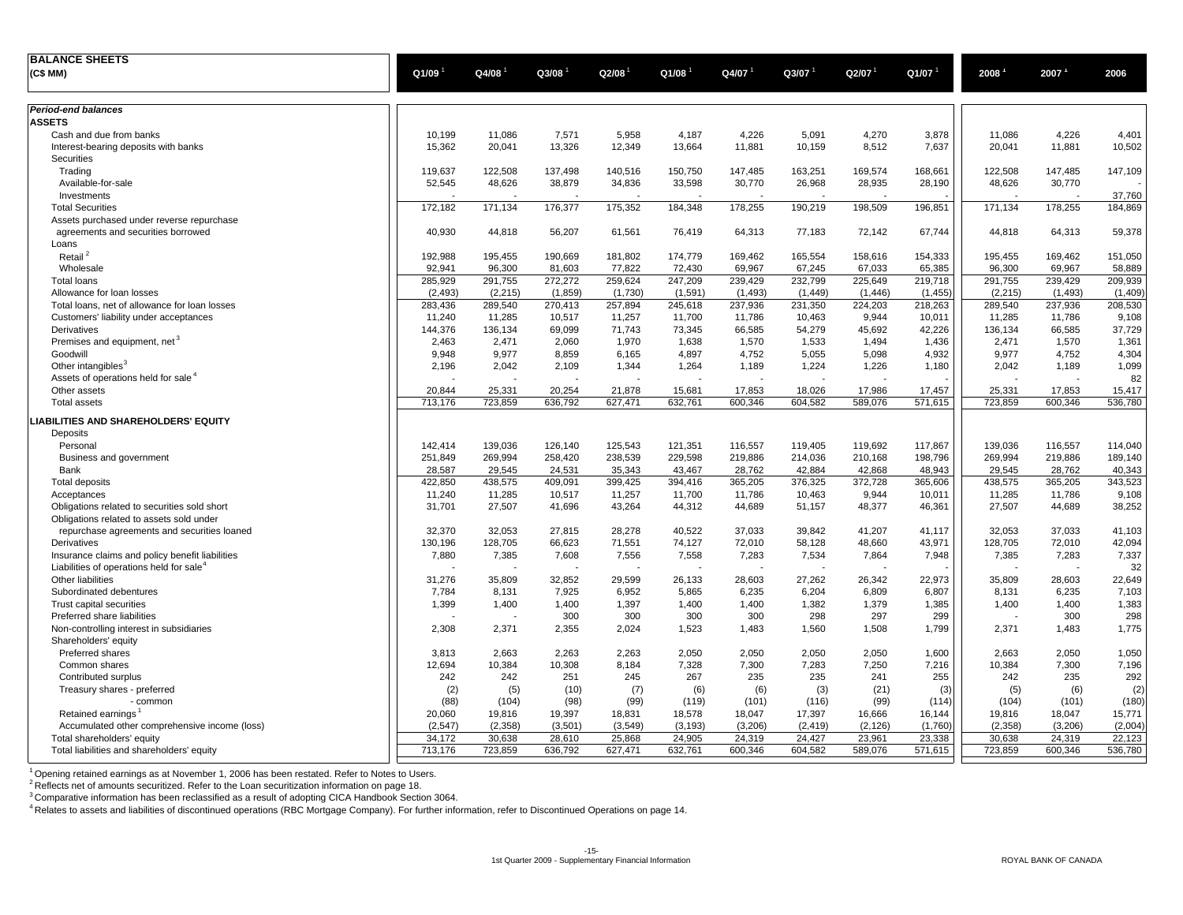| BALANCE SHEETS (C$ MM) | Q1/09 [1] | Q4/08 [1] | Q3/08 [1] | Q2/08 [1] | Q1/08 [1] | Q4/07 [1] | Q3/07 [1] | Q2/07 [1] | Q1/07 [1] | 2008 [1] | 2007 [1] | 2006 |
|---|---|---|---|---|---|---|---|---|---|---|---|---|
| ***Period-end balances*** | | | | | | | | | | | | |
| **ASSETS** | | | | | | | | | | | | |
| Cash and due from banks | 10,199 | 11,086 | 7,571 | 5,958 | 4,187 | 4,226 | 5,091 | 4,270 | 3,878 | 11,086 | 4,226 | 4,401 |
| Interest-bearing deposits with banks | 15,362 | 20,041 | 13,326 | 12,349 | 13,664 | 11,881 | 10,159 | 8,512 | 7,637 | 20,041 | 11,881 | 10,502 |
| Securities | | | | | | | | | | | | |
| Trading | 119,637 | 122,508 | 137,498 | 140,516 | 150,750 | 147,485 | 163,251 | 169,574 | 168,661 | 122,508 | 147,485 | 147,109 |
| Available-for-sale | 52,545 | 48,626 | 38,879 | 34,836 | 33,598 | 30,770 | 26,968 | 28,935 | 28,190 | 48,626 | 30,770 | - |
| Investments | - | - | - | - | - | - | - | - | - | - | - | 37,760 |
| Total Securities | 172,182 | 171,134 | 176,377 | 175,352 | 184,348 | 178,255 | 190,219 | 198,509 | 196,851 | 171,134 | 178,255 | 184,869 |
| Assets purchased under reverse repurchase agreements and securities borrowed | 40,930 | 44,818 | 56,207 | 61,561 | 76,419 | 64,313 | 77,183 | 72,142 | 67,744 | 44,818 | 64,313 | 59,378 |
| Loans | | | | | | | | | | | | |
| Retail [2] | 192,988 | 195,455 | 190,669 | 181,802 | 174,779 | 169,462 | 165,554 | 158,616 | 154,333 | 195,455 | 169,462 | 151,050 |
| Wholesale | 92,941 | 96,300 | 81,603 | 77,822 | 72,430 | 69,967 | 67,245 | 67,033 | 65,385 | 96,300 | 69,967 | 58,889 |
| Total loans | 285,929 | 291,755 | 272,272 | 259,624 | 247,209 | 239,429 | 232,799 | 225,649 | 219,718 | 291,755 | 239,429 | 209,939 |
| Allowance for loan losses | (2,493) | (2,215) | (1,859) | (1,730) | (1,591) | (1,493) | (1,449) | (1,446) | (1,455) | (2,215) | (1,493) | (1,409) |
| Total loans, net of allowance for loan losses | 283,436 | 289,540 | 270,413 | 257,894 | 245,618 | 237,936 | 231,350 | 224,203 | 218,263 | 289,540 | 237,936 | 208,530 |
| Customers' liability under acceptances | 11,240 | 11,285 | 10,517 | 11,257 | 11,700 | 11,786 | 10,463 | 9,944 | 10,011 | 11,285 | 11,786 | 9,108 |
| Derivatives | 144,376 | 136,134 | 69,099 | 71,743 | 73,345 | 66,585 | 54,279 | 45,692 | 42,226 | 136,134 | 66,585 | 37,729 |
| Premises and equipment, net [3] | 2,463 | 2,471 | 2,060 | 1,970 | 1,638 | 1,570 | 1,533 | 1,494 | 1,436 | 2,471 | 1,570 | 1,361 |
| Goodwill | 9,948 | 9,977 | 8,859 | 6,165 | 4,897 | 4,752 | 5,055 | 5,098 | 4,932 | 9,977 | 4,752 | 4,304 |
| Other intangibles [3] | 2,196 | 2,042 | 2,109 | 1,344 | 1,264 | 1,189 | 1,224 | 1,226 | 1,180 | 2,042 | 1,189 | 1,099 |
| Assets of operations held for sale [4] | - | - | - | - | - | - | - | - | - | - | - | 82 |
| Other assets | 20,844 | 25,331 | 20,254 | 21,878 | 15,681 | 17,853 | 18,026 | 17,986 | 17,457 | 25,331 | 17,853 | 15,417 |
| Total assets | 713,176 | 723,859 | 636,792 | 627,471 | 632,761 | 600,346 | 604,582 | 589,076 | 571,615 | 723,859 | 600,346 | 536,780 |
| **LIABILITIES AND SHAREHOLDERS' EQUITY** | | | | | | | | | | | | |
| Deposits | | | | | | | | | | | | |
| Personal | 142,414 | 139,036 | 126,140 | 125,543 | 121,351 | 116,557 | 119,405 | 119,692 | 117,867 | 139,036 | 116,557 | 114,040 |
| Business and government | 251,849 | 269,994 | 258,420 | 238,539 | 229,598 | 219,886 | 214,036 | 210,168 | 198,796 | 269,994 | 219,886 | 189,140 |
| Bank | 28,587 | 29,545 | 24,531 | 35,343 | 43,467 | 28,762 | 42,884 | 42,868 | 48,943 | 29,545 | 28,762 | 40,343 |
| Total deposits | 422,850 | 438,575 | 409,091 | 399,425 | 394,416 | 365,205 | 376,325 | 372,728 | 365,606 | 438,575 | 365,205 | 343,523 |
| Acceptances | 11,240 | 11,285 | 10,517 | 11,257 | 11,700 | 11,786 | 10,463 | 9,944 | 10,011 | 11,285 | 11,786 | 9,108 |
| Obligations related to securities sold short | 31,701 | 27,507 | 41,696 | 43,264 | 44,312 | 44,689 | 51,157 | 48,377 | 46,361 | 27,507 | 44,689 | 38,252 |
| Obligations related to assets sold under repurchase agreements and securities loaned | 32,370 | 32,053 | 27,815 | 28,278 | 40,522 | 37,033 | 39,842 | 41,207 | 41,117 | 32,053 | 37,033 | 41,103 |
| Derivatives | 130,196 | 128,705 | 66,623 | 71,551 | 74,127 | 72,010 | 58,128 | 48,660 | 43,971 | 128,705 | 72,010 | 42,094 |
| Insurance claims and policy benefit liabilities | 7,880 | 7,385 | 7,608 | 7,556 | 7,558 | 7,283 | 7,534 | 7,864 | 7,948 | 7,385 | 7,283 | 7,337 |
| Liabilities of operations held for sale [4] | - | - | - | - | - | - | - | - | - | - | - | 32 |
| Other liabilities | 31,276 | 35,809 | 32,852 | 29,599 | 26,133 | 28,603 | 27,262 | 26,342 | 22,973 | 35,809 | 28,603 | 22,649 |
| Subordinated debentures | 7,784 | 8,131 | 7,925 | 6,952 | 5,865 | 6,235 | 6,204 | 6,809 | 6,807 | 8,131 | 6,235 | 7,103 |
| Trust capital securities | 1,399 | 1,400 | 1,400 | 1,397 | 1,400 | 1,400 | 1,382 | 1,379 | 1,385 | 1,400 | 1,400 | 1,383 |
| Preferred share liabilities | - | - | 300 | 300 | 300 | 300 | 298 | 297 | 299 | - | 300 | 298 |
| Non-controlling interest in subsidiaries | 2,308 | 2,371 | 2,355 | 2,024 | 1,523 | 1,483 | 1,560 | 1,508 | 1,799 | 2,371 | 1,483 | 1,775 |
| Shareholders' equity | | | | | | | | | | | | |
| Preferred shares | 3,813 | 2,663 | 2,263 | 2,263 | 2,050 | 2,050 | 2,050 | 2,050 | 1,600 | 2,663 | 2,050 | 1,050 |
| Common shares | 12,694 | 10,384 | 10,308 | 8,184 | 7,328 | 7,300 | 7,283 | 7,250 | 7,216 | 10,384 | 7,300 | 7,196 |
| Contributed surplus | 242 | 242 | 251 | 245 | 267 | 235 | 235 | 241 | 255 | 242 | 235 | 292 |
| Treasury shares - preferred | (2) | (5) | (10) | (7) | (6) | (6) | (3) | (21) | (3) | (5) | (6) | (2) |
| - common | (88) | (104) | (98) | (99) | (119) | (101) | (116) | (99) | (114) | (104) | (101) | (180) |
| Retained earnings [1] | 20,060 | 19,816 | 19,397 | 18,831 | 18,578 | 18,047 | 17,397 | 16,666 | 16,144 | 19,816 | 18,047 | 15,771 |
| Accumulated other comprehensive income (loss) | (2,547) | (2,358) | (3,501) | (3,549) | (3,193) | (3,206) | (2,419) | (2,126) | (1,760) | (2,358) | (3,206) | (2,004) |
| Total shareholders' equity | 34,172 | 30,638 | 28,610 | 25,868 | 24,905 | 24,319 | 24,427 | 23,961 | 23,338 | 30,638 | 24,319 | 22,123 |
| Total liabilities and shareholders' equity | 713,176 | 723,859 | 636,792 | 627,471 | 632,761 | 600,346 | 604,582 | 589,076 | 571,615 | 723,859 | 600,346 | 536,780 |

[1] Opening retained earnings as at November 1, 2006 has been restated. Refer to Notes to Users.
[2] Reflects net of amounts securitized. Refer to the Loan securitization information on page 18.
[3] Comparative information has been reclassified as a result of adopting CICA Handbook Section 3064.
[4] Relates to assets and liabilities of discontinued operations (RBC Mortgage Company). For further information, refer to Discontinued Operations on page 14.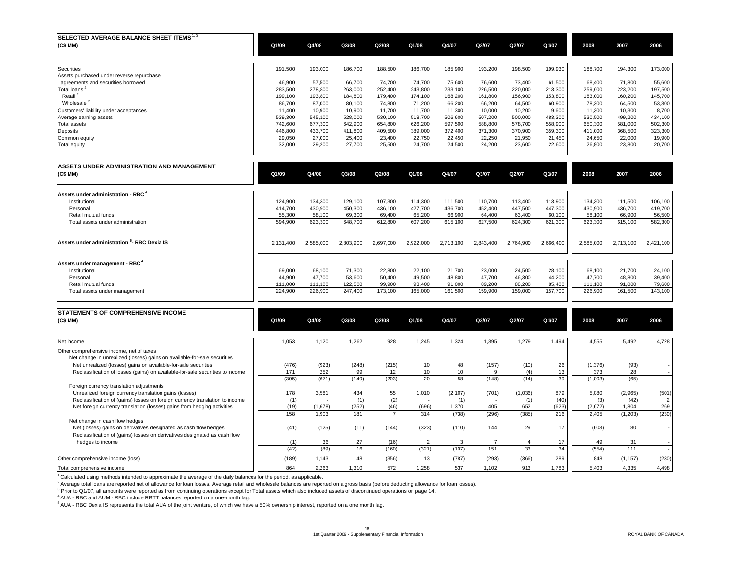## SELECTED AVERAGE BALANCE SHEET ITEMS [1, 3]

| (C$ MM) | Q1/09 | Q4/08 | Q3/08 | Q2/08 | Q1/08 | Q4/07 | Q3/07 | Q2/07 | Q1/07 | 2008 | 2007 | 2006 |
|---|---|---|---|---|---|---|---|---|---|---|---|---|
| Securities | 191,500 | 193,000 | 186,700 | 188,500 | 186,700 | 185,900 | 193,200 | 198,500 | 199,930 | 188,700 | 194,300 | 173,000 |
| Assets purchased under reverse repurchase agreements and securities borrowed | 46,900 | 57,500 | 66,700 | 74,700 | 74,700 | 75,600 | 76,600 | 73,400 | 61,500 | 68,400 | 71,800 | 55,600 |
| Total loans [2] | 283,500 | 278,800 | 263,000 | 252,400 | 243,800 | 233,100 | 226,500 | 220,000 | 213,300 | 259,600 | 223,200 | 197,500 |
| Retail [2] | 199,100 | 193,800 | 184,800 | 179,400 | 174,100 | 168,200 | 161,800 | 156,900 | 153,800 | 183,000 | 160,200 | 145,700 |
| Wholesale [2] | 86,700 | 87,000 | 80,100 | 74,800 | 71,200 | 66,200 | 66,200 | 64,500 | 60,900 | 78,300 | 64,500 | 53,300 |
| Customers' liability under acceptances | 11,400 | 10,900 | 10,900 | 11,700 | 11,700 | 11,300 | 10,000 | 10,200 | 9,600 | 11,300 | 10,300 | 8,700 |
| Average earning assets | 539,300 | 545,100 | 528,000 | 530,100 | 518,700 | 506,600 | 507,200 | 500,000 | 483,300 | 530,500 | 499,200 | 434,100 |
| Total assets | 742,600 | 677,300 | 642,900 | 654,800 | 626,200 | 597,500 | 588,800 | 578,700 | 558,900 | 650,300 | 581,000 | 502,300 |
| Deposits | 446,800 | 433,700 | 411,800 | 409,500 | 389,000 | 372,400 | 371,300 | 370,900 | 359,300 | 411,000 | 368,500 | 323,300 |
| Common equity | 29,050 | 27,000 | 25,400 | 23,400 | 22,750 | 22,450 | 22,250 | 21,950 | 21,450 | 24,650 | 22,000 | 19,900 |
| Total equity | 32,000 | 29,200 | 27,700 | 25,500 | 24,700 | 24,500 | 24,200 | 23,600 | 22,600 | 26,800 | 23,800 | 20,700 |

## ASSETS UNDER ADMINISTRATION AND MANAGEMENT

| (C$ MM) | Q1/09 | Q4/08 | Q3/08 | Q2/08 | Q1/08 | Q4/07 | Q3/07 | Q2/07 | Q1/07 | 2008 | 2007 | 2006 |
|---|---|---|---|---|---|---|---|---|---|---|---|---|
| **Assets under administration - RBC [4]** | | | | | | | | | | | | |
| Institutional | 124,900 | 134,300 | 129,100 | 107,300 | 114,300 | 111,500 | 110,700 | 113,400 | 113,900 | 134,300 | 111,500 | 106,100 |
| Personal | 414,700 | 430,900 | 450,300 | 436,100 | 427,700 | 436,700 | 452,400 | 447,500 | 447,300 | 430,900 | 436,700 | 419,700 |
| Retail mutual funds | 55,300 | 58,100 | 69,300 | 69,400 | 65,200 | 66,900 | 64,400 | 63,400 | 60,100 | 58,100 | 66,900 | 56,500 |
| Total assets under administration | 594,900 | 623,300 | 648,700 | 612,800 | 607,200 | 615,100 | 627,500 | 624,300 | 621,300 | 623,300 | 615,100 | 582,300 |
| **Assets under administration [5]- RBC Dexia IS** | 2,131,400 | 2,585,000 | 2,803,900 | 2,697,000 | 2,922,000 | 2,713,100 | 2,843,400 | 2,764,900 | 2,666,400 | 2,585,000 | 2,713,100 | 2,421,100 |
| **Assets under management - RBC [4]** | | | | | | | | | | | | |
| Institutional | 69,000 | 68,100 | 71,300 | 22,800 | 22,100 | 21,700 | 23,000 | 24,500 | 28,100 | 68,100 | 21,700 | 24,100 |
| Personal | 44,900 | 47,700 | 53,600 | 50,400 | 49,500 | 48,800 | 47,700 | 46,300 | 44,200 | 47,700 | 48,800 | 39,400 |
| Retail mutual funds | 111,000 | 111,100 | 122,500 | 99,900 | 93,400 | 91,000 | 89,200 | 88,200 | 85,400 | 111,100 | 91,000 | 79,600 |
| Total assets under management | 224,900 | 226,900 | 247,400 | 173,100 | 165,000 | 161,500 | 159,900 | 159,000 | 157,700 | 226,900 | 161,500 | 143,100 |

## STATEMENTS OF COMPREHENSIVE INCOME

| (C$ MM) | Q1/09 | Q4/08 | Q3/08 | Q2/08 | Q1/08 | Q4/07 | Q3/07 | Q2/07 | Q1/07 | 2008 | 2007 | 2006 |
|---|---|---|---|---|---|---|---|---|---|---|---|---|
| Net income | 1,053 | 1,120 | 1,262 | 928 | 1,245 | 1,324 | 1,395 | 1,279 | 1,494 | 4,555 | 5,492 | 4,728 |
| Other comprehensive income, net of taxes | | | | | | | | | | | | |
| Net change in unrealized (losses) gains on available-for-sale securities | | | | | | | | | | | | |
| Net unrealized (losses) gains on available-for-sale securities | (476) | (923) | (248) | (215) | 10 | 48 | (157) | (10) | 26 | (1,376) | (93) | - |
| Reclassification of losses (gains) on available-for-sale securities to income | 171 | 252 | 99 | 12 | 10 | 10 | 9 | (4) | 13 | 373 | 28 | - |
| | (305) | (671) | (149) | (203) | 20 | 58 | (148) | (14) | 39 | (1,003) | (65) | - |
| Foreign currency translation adjustments | | | | | | | | | | | | |
| Unrealized foreign currency translation gains (losses) | 178 | 3,581 | 434 | 55 | 1,010 | (2,107) | (701) | (1,036) | 879 | 5,080 | (2,965) | (501) |
| Reclassification of (gains) losses on foreign currency translation to income | (1) | - | (1) | (2) | - | (1) | - | (1) | (40) | (3) | (42) | 2 |
| Net foreign currency translation (losses) gains from hedging activities | (19) | (1,678) | (252) | (46) | (696) | 1,370 | 405 | 652 | (623) | (2,672) | 1,804 | 269 |
| | 158 | 1,903 | 181 | 7 | 314 | (738) | (296) | (385) | 216 | 2,405 | (1,203) | (230) |
| Net change in cash flow hedges | | | | | | | | | | | | |
| Net (losses) gains on derivatives designated as cash flow hedges | (41) | (125) | (11) | (144) | (323) | (110) | 144 | 29 | 17 | (603) | 80 | - |
| Reclassification of (gains) losses on derivatives designated as cash flow hedges to income | (1) | 36 | 27 | (16) | 2 | 3 | 7 | 4 | 17 | 49 | 31 | - |
| | (42) | (89) | 16 | (160) | (321) | (107) | 151 | 33 | 34 | (554) | 111 | - |
| Other comprehensive income (loss) | (189) | 1,143 | 48 | (356) | 13 | (787) | (293) | (366) | 289 | 848 | (1,157) | (230) |
| Total comprehensive income | 864 | 2,263 | 1,310 | 572 | 1,258 | 537 | 1,102 | 913 | 1,783 | 5,403 | 4,335 | 4,498 |

[1] Calculated using methods intended to approximate the average of the daily balances for the period, as applicable.
[2] Average total loans are reported net of allowance for loan losses. Average retail and wholesale balances are reported on a gross basis (before deducting allowance for loan losses).
[3] Prior to Q1/07, all amounts were reported as from continuing operations except for Total assets which also included assets of discontinued operations on page 14.
[4] AUA - RBC and AUM - RBC include RBTT balances reported on a one-month lag.
[5] AUA - RBC Dexia IS represents the total AUA of the joint venture, of which we have a 50% ownership interest, reported on a one month lag.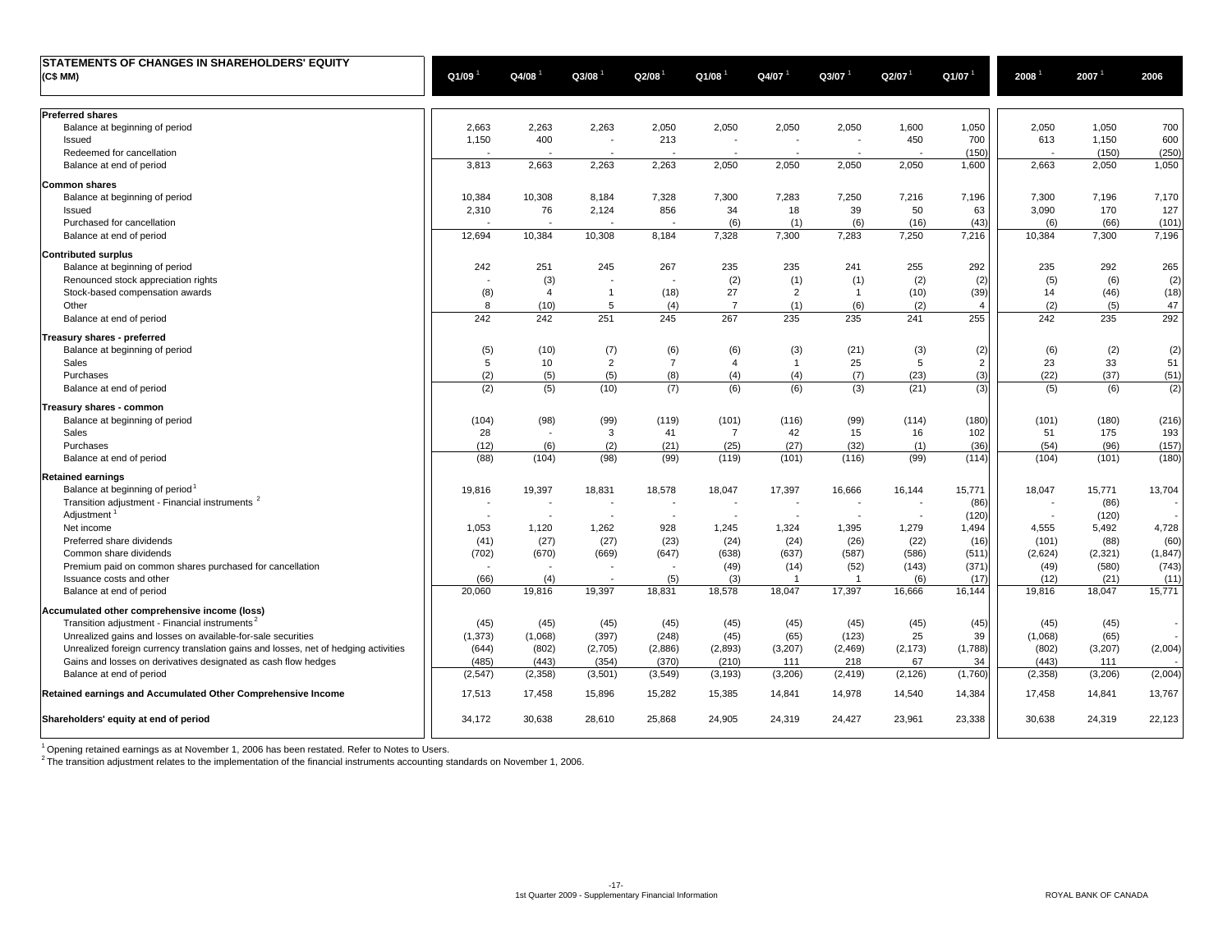| STATEMENTS OF CHANGES IN SHAREHOLDERS' EQUITY (C$ MM) | Q1/09 [1] | Q4/08 [1] | Q3/08 [1] | Q2/08 [1] | Q1/08 [1] | Q4/07 [1] | Q3/07 [1] | Q2/07 [1] | Q1/07 [1] | 2008 [1] | 2007 [1] | 2006 |
|---|---|---|---|---|---|---|---|---|---|---|---|---|
| **Preferred shares** | | | | | | | | | | | | |
| Balance at beginning of period | 2,663 | 2,263 | 2,263 | 2,050 | 2,050 | 2,050 | 2,050 | 1,600 | 1,050 | 2,050 | 1,050 | 700 |
| Issued | 1,150 | 400 | - | 213 | - | - | - | 450 | 700 | 613 | 1,150 | 600 |
| Redeemed for cancellation | - | - | - | - | - | - | - | - | (150) | - | (150) | (250) |
| Balance at end of period | 3,813 | 2,663 | 2,263 | 2,263 | 2,050 | 2,050 | 2,050 | 2,050 | 1,600 | 2,663 | 2,050 | 1,050 |
| **Common shares** | | | | | | | | | | | | |
| Balance at beginning of period | 10,384 | 10,308 | 8,184 | 7,328 | 7,300 | 7,283 | 7,250 | 7,216 | 7,196 | 7,300 | 7,196 | 7,170 |
| Issued | 2,310 | 76 | 2,124 | 856 | 34 | 18 | 39 | 50 | 63 | 3,090 | 170 | 127 |
| Purchased for cancellation | - | - | - | - | (6) | (1) | (6) | (16) | (43) | (6) | (66) | (101) |
| Balance at end of period | 12,694 | 10,384 | 10,308 | 8,184 | 7,328 | 7,300 | 7,283 | 7,250 | 7,216 | 10,384 | 7,300 | 7,196 |
| **Contributed surplus** | | | | | | | | | | | | |
| Balance at beginning of period | 242 | 251 | 245 | 267 | 235 | 235 | 241 | 255 | 292 | 235 | 292 | 265 |
| Renounced stock appreciation rights | - | (3) | - | - | (2) | (1) | (1) | (2) | (2) | (5) | (6) | (2) |
| Stock-based compensation awards | (8) | 4 | 1 | (18) | 27 | 2 | 1 | (10) | (39) | 14 | (46) | (18) |
| Other | 8 | (10) | 5 | (4) | 7 | (1) | (6) | (2) | 4 | (2) | (5) | 47 |
| Balance at end of period | 242 | 242 | 251 | 245 | 267 | 235 | 235 | 241 | 255 | 242 | 235 | 292 |
| **Treasury shares - preferred** | | | | | | | | | | | | |
| Balance at beginning of period | (5) | (10) | (7) | (6) | (6) | (3) | (21) | (3) | (2) | (6) | (2) | (2) |
| Sales | 5 | 10 | 2 | 7 | 4 | 1 | 25 | 5 | 2 | 23 | 33 | 51 |
| Purchases | (2) | (5) | (5) | (8) | (4) | (4) | (7) | (23) | (3) | (22) | (37) | (51) |
| Balance at end of period | (2) | (5) | (10) | (7) | (6) | (6) | (3) | (21) | (3) | (5) | (6) | (2) |
| **Treasury shares - common** | | | | | | | | | | | | |
| Balance at beginning of period | (104) | (98) | (99) | (119) | (101) | (116) | (99) | (114) | (180) | (101) | (180) | (216) |
| Sales | 28 | - | 3 | 41 | 7 | 42 | 15 | 16 | 102 | 51 | 175 | 193 |
| Purchases | (12) | (6) | (2) | (21) | (25) | (27) | (32) | (1) | (36) | (54) | (96) | (157) |
| Balance at end of period | (88) | (104) | (98) | (99) | (119) | (101) | (116) | (99) | (114) | (104) | (101) | (180) |
| **Retained earnings** | | | | | | | | | | | | |
| Balance at beginning of period [1] | 19,816 | 19,397 | 18,831 | 18,578 | 18,047 | 17,397 | 16,666 | 16,144 | 15,771 | 18,047 | 15,771 | 13,704 |
| Transition adjustment - Financial instruments [2] | - | - | - | - | - | - | - | - | (86) | - | (86) | - |
| Adjustment [1] | - | - | - | - | - | - | - | - | (120) | - | (120) | - |
| Net income | 1,053 | 1,120 | 1,262 | 928 | 1,245 | 1,324 | 1,395 | 1,279 | 1,494 | 4,555 | 5,492 | 4,728 |
| Preferred share dividends | (41) | (27) | (27) | (23) | (24) | (24) | (26) | (22) | (16) | (101) | (88) | (60) |
| Common share dividends | (702) | (670) | (669) | (647) | (638) | (637) | (587) | (586) | (511) | (2,624) | (2,321) | (1,847) |
| Premium paid on common shares purchased for cancellation | - | - | - | - | (49) | (14) | (52) | (143) | (371) | (49) | (580) | (743) |
| Issuance costs and other | (66) | (4) | - | (5) | (3) | 1 | 1 | (6) | (17) | (12) | (21) | (11) |
| Balance at end of period | 20,060 | 19,816 | 19,397 | 18,831 | 18,578 | 18,047 | 17,397 | 16,666 | 16,144 | 19,816 | 18,047 | 15,771 |
| **Accumulated other comprehensive income (loss)** | | | | | | | | | | | | |
| Transition adjustment - Financial instruments [2] | (45) | (45) | (45) | (45) | (45) | (45) | (45) | (45) | (45) | (45) | (45) | - |
| Unrealized gains and losses on available-for-sale securities | (1,373) | (1,068) | (397) | (248) | (45) | (65) | (123) | 25 | 39 | (1,068) | (65) | - |
| Unrealized foreign currency translation gains and losses, net of hedging activities | (644) | (802) | (2,705) | (2,886) | (2,893) | (3,207) | (2,469) | (2,173) | (1,788) | (802) | (3,207) | (2,004) |
| Gains and losses on derivatives designated as cash flow hedges | (485) | (443) | (354) | (370) | (210) | 111 | 218 | 67 | 34 | (443) | 111 | - |
| Balance at end of period | (2,547) | (2,358) | (3,501) | (3,549) | (3,193) | (3,206) | (2,419) | (2,126) | (1,760) | (2,358) | (3,206) | (2,004) |
| **Retained earnings and Accumulated Other Comprehensive Income** | 17,513 | 17,458 | 15,896 | 15,282 | 15,385 | 14,841 | 14,978 | 14,540 | 14,384 | 17,458 | 14,841 | 13,767 |
| **Shareholders' equity at end of period** | 34,172 | 30,638 | 28,610 | 25,868 | 24,905 | 24,319 | 24,427 | 23,961 | 23,338 | 30,638 | 24,319 | 22,123 |

[1] Opening retained earnings as at November 1, 2006 has been restated. Refer to Notes to Users.
[2] The transition adjustment relates to the implementation of the financial instruments accounting standards on November 1, 2006.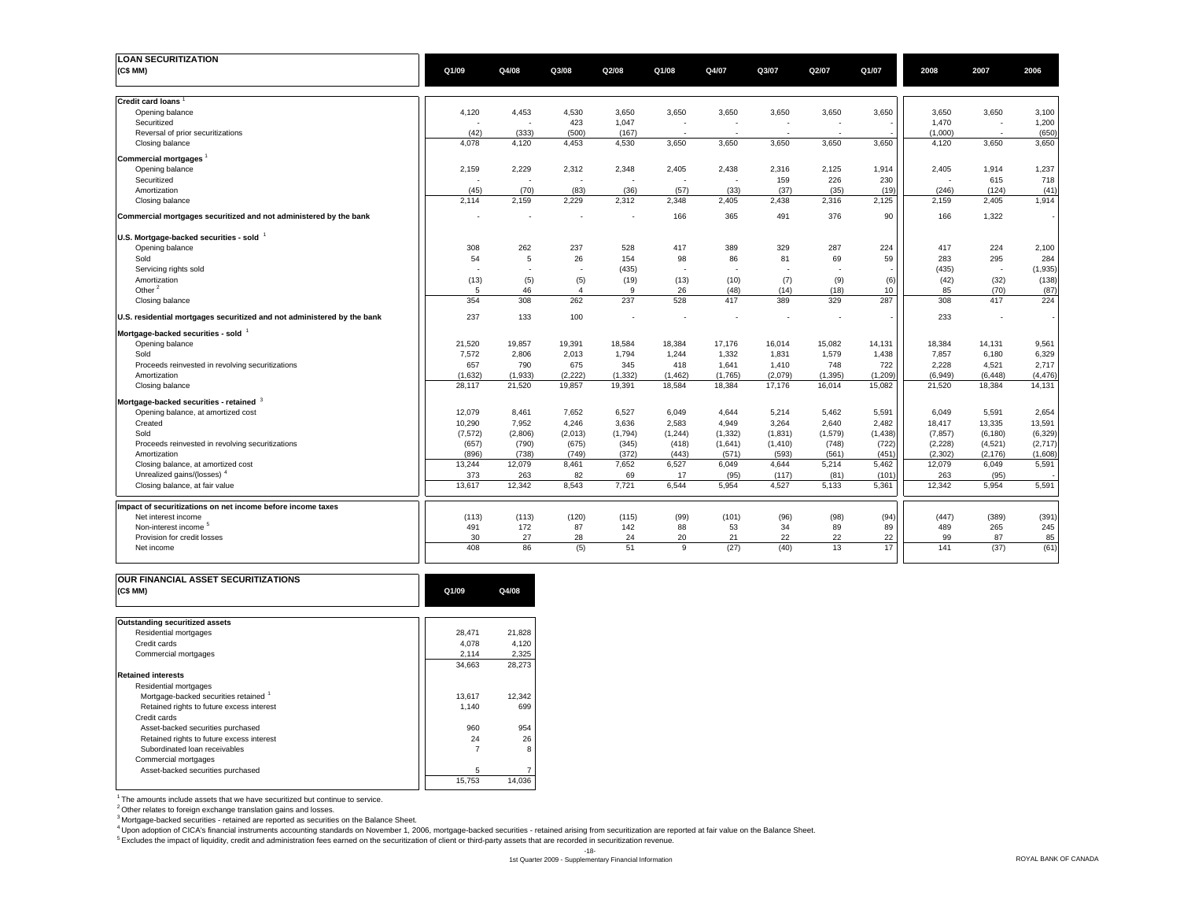## LOAN SECURITIZATION

| (C$ MM) | Q1/09 | Q4/08 | Q3/08 | Q2/08 | Q1/08 | Q4/07 | Q3/07 | Q2/07 | Q1/07 | 2008 | 2007 | 2006 |
|---|---|---|---|---|---|---|---|---|---|---|---|---|
| **Credit card loans** [1] | | | | | | | | | | | | |
| Opening balance | 4,120 | 4,453 | 4,530 | 3,650 | 3,650 | 3,650 | 3,650 | 3,650 | 3,650 | 3,650 | 3,650 | 3,100 |
| Securitized | - | - | 423 | 1,047 | - | - | - | - | - | 1,470 | - | 1,200 |
| Reversal of prior securitizations | (42) | (333) | (500) | (167) | - | - | - | - | - | (1,000) | - | (650) |
| Closing balance | 4,078 | 4,120 | 4,453 | 4,530 | 3,650 | 3,650 | 3,650 | 3,650 | 3,650 | 4,120 | 3,650 | 3,650 |
| **Commercial mortgages** [1] | | | | | | | | | | | | |
| Opening balance | 2,159 | 2,229 | 2,312 | 2,348 | 2,405 | 2,438 | 2,316 | 2,125 | 1,914 | 2,405 | 1,914 | 1,237 |
| Securitized | - | - | - | - | - | - | 159 | 226 | 230 | - | 615 | 718 |
| Amortization | (45) | (70) | (83) | (36) | (57) | (33) | (37) | (35) | (19) | (246) | (124) | (41) |
| Closing balance | 2,114 | 2,159 | 2,229 | 2,312 | 2,348 | 2,405 | 2,438 | 2,316 | 2,125 | 2,159 | 2,405 | 1,914 |
| **Commercial mortgages securitized and not administered by the bank** | - | - | - | - | 166 | 365 | 491 | 376 | 90 | 166 | 1,322 | - |
| **U.S. Mortgage-backed securities - sold** [1] | | | | | | | | | | | | |
| Opening balance | 308 | 262 | 237 | 528 | 417 | 389 | 329 | 287 | 224 | 417 | 224 | 2,100 |
| Sold | 54 | 5 | 26 | 154 | 98 | 86 | 81 | 69 | 59 | 283 | 295 | 284 |
| Servicing rights sold | - | - | - | (435) | - | - | - | - | - | (435) | - | (1,935) |
| Amortization | (13) | (5) | (5) | (19) | (13) | (10) | (7) | (9) | (6) | (42) | (32) | (138) |
| Other [2] | 5 | 46 | 4 | 9 | 26 | (48) | (14) | (18) | 10 | 85 | (70) | (87) |
| Closing balance | 354 | 308 | 262 | 237 | 528 | 417 | 389 | 329 | 287 | 308 | 417 | 224 |
| **U.S. residential mortgages securitized and not administered by the bank** | 237 | 133 | 100 | - | - | - | - | - | - | 233 | - | - |
| **Mortgage-backed securities - sold** [1] | | | | | | | | | | | | |
| Opening balance | 21,520 | 19,857 | 19,391 | 18,584 | 18,384 | 17,176 | 16,014 | 15,082 | 14,131 | 18,384 | 14,131 | 9,561 |
| Sold | 7,572 | 2,806 | 2,013 | 1,794 | 1,244 | 1,332 | 1,831 | 1,579 | 1,438 | 7,857 | 6,180 | 6,329 |
| Proceeds reinvested in revolving securitizations | 657 | 790 | 675 | 345 | 418 | 1,641 | 1,410 | 748 | 722 | 2,228 | 4,521 | 2,717 |
| Amortization | (1,632) | (1,933) | (2,222) | (1,332) | (1,462) | (1,765) | (2,079) | (1,395) | (1,209) | (6,949) | (6,448) | (4,476) |
| Closing balance | 28,117 | 21,520 | 19,857 | 19,391 | 18,584 | 18,384 | 17,176 | 16,014 | 15,082 | 21,520 | 18,384 | 14,131 |
| **Mortgage-backed securities - retained** [3] | | | | | | | | | | | | |
| Opening balance, at amortized cost | 12,079 | 8,461 | 7,652 | 6,527 | 6,049 | 4,644 | 5,214 | 5,462 | 5,591 | 6,049 | 5,591 | 2,654 |
| Created | 10,290 | 7,952 | 4,246 | 3,636 | 2,583 | 4,949 | 3,264 | 2,640 | 2,482 | 18,417 | 13,335 | 13,591 |
| Sold | (7,572) | (2,806) | (2,013) | (1,794) | (1,244) | (1,332) | (1,831) | (1,579) | (1,438) | (7,857) | (6,180) | (6,329) |
| Proceeds reinvested in revolving securitizations | (657) | (790) | (675) | (345) | (418) | (1,641) | (1,410) | (748) | (722) | (2,228) | (4,521) | (2,717) |
| Amortization | (896) | (738) | (749) | (372) | (443) | (571) | (593) | (561) | (451) | (2,302) | (2,176) | (1,608) |
| Closing balance, at amortized cost | 13,244 | 12,079 | 8,461 | 7,652 | 6,527 | 6,049 | 4,644 | 5,214 | 5,462 | 12,079 | 6,049 | 5,591 |
| Unrealized gains/(losses) [4] | 373 | 263 | 82 | 69 | 17 | (95) | (117) | (81) | (101) | 263 | (95) | - |
| Closing balance, at fair value | 13,617 | 12,342 | 8,543 | 7,721 | 6,544 | 5,954 | 4,527 | 5,133 | 5,361 | 12,342 | 5,954 | 5,591 |
| **Impact of securitizations on net income before income taxes** | | | | | | | | | | | | |
| Net interest income | (113) | (113) | (120) | (115) | (99) | (101) | (96) | (98) | (94) | (447) | (389) | (391) |
| Non-interest income [5] | 491 | 172 | 87 | 142 | 88 | 53 | 34 | 89 | 89 | 489 | 265 | 245 |
| Provision for credit losses | 30 | 27 | 28 | 24 | 20 | 21 | 22 | 22 | 22 | 99 | 87 | 85 |
| Net income | 408 | 86 | (5) | 51 | 9 | (27) | (40) | 13 | 17 | 141 | (37) | (61) |

## OUR FINANCIAL ASSET SECURITIZATIONS

| (C$ MM) | Q1/09 | Q4/08 |
|---|---|---|
| **Outstanding securitized assets** | | |
| Residential mortgages | 28,471 | 21,828 |
| Credit cards | 4,078 | 4,120 |
| Commercial mortgages | 2,114 | 2,325 |
| | 34,663 | 28,273 |
| **Retained interests** | | |
| Residential mortgages | | |
| Mortgage-backed securities retained [1] | 13,617 | 12,342 |
| Retained rights to future excess interest | 1,140 | 699 |
| Credit cards | | |
| Asset-backed securities purchased | 960 | 954 |
| Retained rights to future excess interest | 24 | 26 |
| Subordinated loan receivables | 7 | 8 |
| Commercial mortgages | | |
| Asset-backed securities purchased | 5 | 7 |
| | 15,753 | 14,036 |

[1] The amounts include assets that we have securitized but continue to service.
[2] Other relates to foreign exchange translation gains and losses.
[3] Mortgage-backed securities - retained are reported as securities on the Balance Sheet.
[4] Upon adoption of CICA's financial instruments accounting standards on November 1, 2006, mortgage-backed securities - retained arising from securitization are reported at fair value on the Balance Sheet.
[5] Excludes the impact of liquidity, credit and administration fees earned on the securitization of client or third-party assets that are recorded in securitization revenue.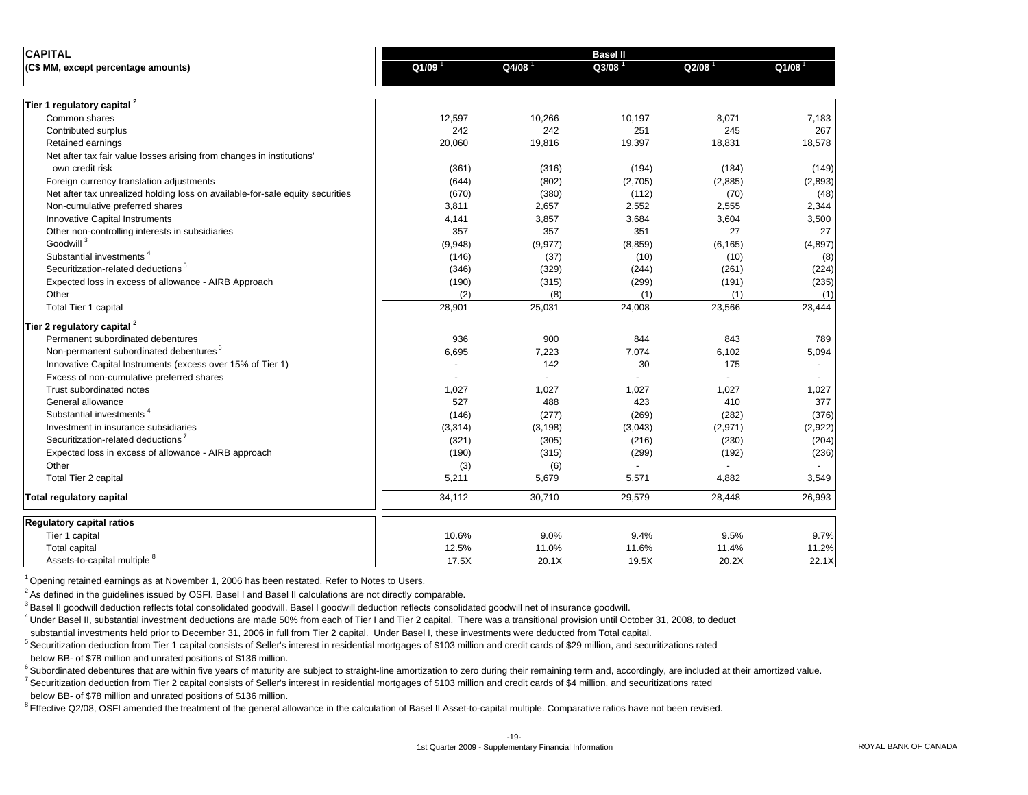| CAPITAL (C$ MM, except percentage amounts) | Basel II | | | | |
|---|---|---|---|---|---|
| | Q1/09 [1] | Q4/08 [1] | Q3/08 [1] | Q2/08 [1] | Q1/08 [1] |
| **Tier 1 regulatory capital [2]** | | | | | |
| Common shares | 12,597 | 10,266 | 10,197 | 8,071 | 7,183 |
| Contributed surplus | 242 | 242 | 251 | 245 | 267 |
| Retained earnings | 20,060 | 19,816 | 19,397 | 18,831 | 18,578 |
| Net after tax fair value losses arising from changes in institutions' own credit risk | (361) | (316) | (194) | (184) | (149) |
| Foreign currency translation adjustments | (644) | (802) | (2,705) | (2,885) | (2,893) |
| Net after tax unrealized holding loss on available-for-sale equity securities | (670) | (380) | (112) | (70) | (48) |
| Non-cumulative preferred shares | 3,811 | 2,657 | 2,552 | 2,555 | 2,344 |
| Innovative Capital Instruments | 4,141 | 3,857 | 3,684 | 3,604 | 3,500 |
| Other non-controlling interests in subsidiaries | 357 | 357 | 351 | 27 | 27 |
| Goodwill [3] | (9,948) | (9,977) | (8,859) | (6,165) | (4,897) |
| Substantial investments [4] | (146) | (37) | (10) | (10) | (8) |
| Securitization-related deductions [5] | (346) | (329) | (244) | (261) | (224) |
| Expected loss in excess of allowance - AIRB Approach | (190) | (315) | (299) | (191) | (235) |
| Other | (2) | (8) | (1) | (1) | (1) |
| Total Tier 1 capital | 28,901 | 25,031 | 24,008 | 23,566 | 23,444 |
| **Tier 2 regulatory capital [2]** | | | | | |
| Permanent subordinated debentures | 936 | 900 | 844 | 843 | 789 |
| Non-permanent subordinated debentures [6] | 6,695 | 7,223 | 7,074 | 6,102 | 5,094 |
| Innovative Capital Instruments (excess over 15% of Tier 1) | - | 142 | 30 | 175 | - |
| Excess of non-cumulative preferred shares | - | - | - | - | - |
| Trust subordinated notes | 1,027 | 1,027 | 1,027 | 1,027 | 1,027 |
| General allowance | 527 | 488 | 423 | 410 | 377 |
| Substantial investments [4] | (146) | (277) | (269) | (282) | (376) |
| Investment in insurance subsidiaries | (3,314) | (3,198) | (3,043) | (2,971) | (2,922) |
| Securitization-related deductions [7] | (321) | (305) | (216) | (230) | (204) |
| Expected loss in excess of allowance - AIRB approach | (190) | (315) | (299) | (192) | (236) |
| Other | (3) | (6) | - | - | - |
| Total Tier 2 capital | 5,211 | 5,679 | 5,571 | 4,882 | 3,549 |
| **Total regulatory capital** | 34,112 | 30,710 | 29,579 | 28,448 | 26,993 |
| **Regulatory capital ratios** | | | | | |
| Tier 1 capital | 10.6% | 9.0% | 9.4% | 9.5% | 9.7% |
| Total capital | 12.5% | 11.0% | 11.6% | 11.4% | 11.2% |
| Assets-to-capital multiple [8] | 17.5X | 20.1X | 19.5X | 20.2X | 22.1X |

[1] Opening retained earnings as at November 1, 2006 has been restated. Refer to Notes to Users.

[2] As defined in the guidelines issued by OSFI. Basel I and Basel II calculations are not directly comparable.

[3] Basel II goodwill deduction reflects total consolidated goodwill. Basel I goodwill deduction reflects consolidated goodwill net of insurance goodwill.

[4] Under Basel II, substantial investment deductions are made 50% from each of Tier I and Tier 2 capital. There was a transitional provision until October 31, 2008, to deduct substantial investments held prior to December 31, 2006 in full from Tier 2 capital. Under Basel I, these investments were deducted from Total capital.

[5] Securitization deduction from Tier 1 capital consists of Seller's interest in residential mortgages of $103 million and credit cards of $29 million, and securitizations rated below BB- of $78 million and unrated positions of $136 million.

[6] Subordinated debentures that are within five years of maturity are subject to straight-line amortization to zero during their remaining term and, accordingly, are included at their amortized value.

[7] Securitization deduction from Tier 2 capital consists of Seller's interest in residential mortgages of $103 million and credit cards of $4 million, and securitizations rated below BB- of $78 million and unrated positions of $136 million.

[8] Effective Q2/08, OSFI amended the treatment of the general allowance in the calculation of Basel II Asset-to-capital multiple. Comparative ratios have not been revised.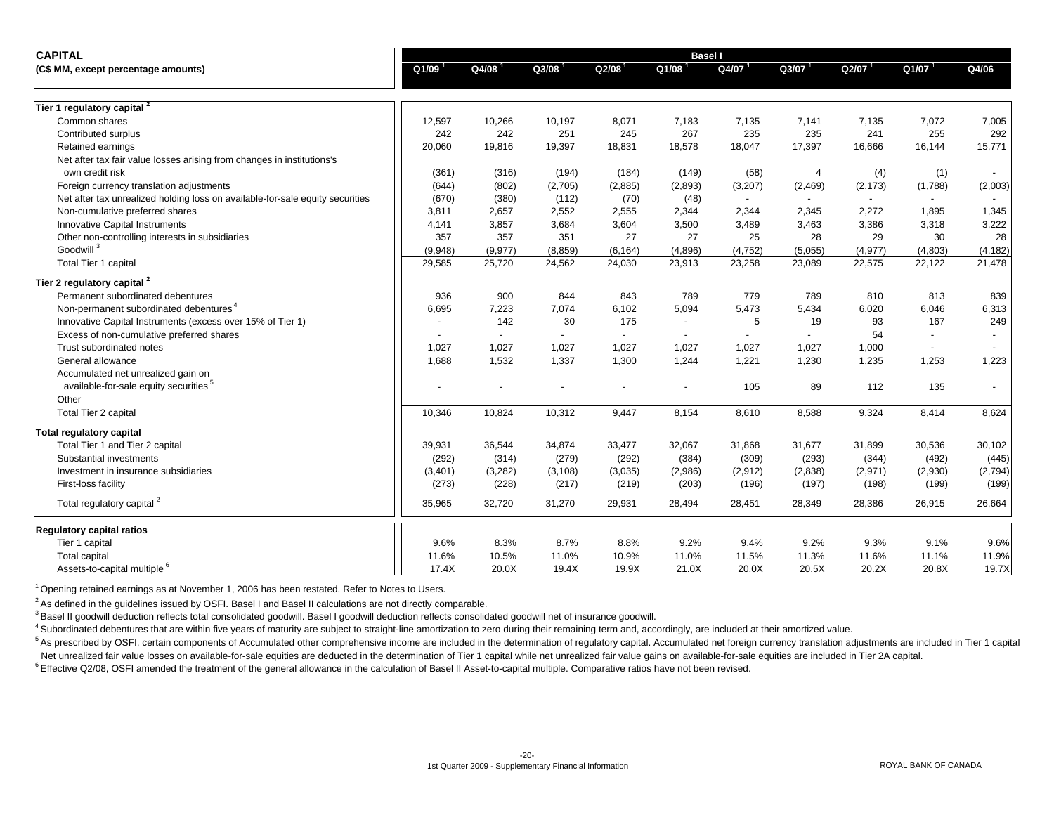| CAPITAL (C$ MM, except percentage amounts) | Basel I | | | | | | | | | |
|---|---|---|---|---|---|---|---|---|---|---|
| | Q1/09 [1] | Q4/08 [1] | Q3/08 [1] | Q2/08 [1] | Q1/08 [1] | Q4/07 [1] | Q3/07 [1] | Q2/07 [1] | Q1/07 [1] | Q4/06 |
| **Tier 1 regulatory capital [2]** | | | | | | | | | | |
| Common shares | 12,597 | 10,266 | 10,197 | 8,071 | 7,183 | 7,135 | 7,141 | 7,135 | 7,072 | 7,005 |
| Contributed surplus | 242 | 242 | 251 | 245 | 267 | 235 | 235 | 241 | 255 | 292 |
| Retained earnings | 20,060 | 19,816 | 19,397 | 18,831 | 18,578 | 18,047 | 17,397 | 16,666 | 16,144 | 15,771 |
| Net after tax fair value losses arising from changes in institutions's own credit risk | (361) | (316) | (194) | (184) | (149) | (58) | 4 | (4) | (1) | - |
| Foreign currency translation adjustments | (644) | (802) | (2,705) | (2,885) | (2,893) | (3,207) | (2,469) | (2,173) | (1,788) | (2,003) |
| Net after tax unrealized holding loss on available-for-sale equity securities | (670) | (380) | (112) | (70) | (48) | - | - | - | - | - |
| Non-cumulative preferred shares | 3,811 | 2,657 | 2,552 | 2,555 | 2,344 | 2,344 | 2,345 | 2,272 | 1,895 | 1,345 |
| Innovative Capital Instruments | 4,141 | 3,857 | 3,684 | 3,604 | 3,500 | 3,489 | 3,463 | 3,386 | 3,318 | 3,222 |
| Other non-controlling interests in subsidiaries | 357 | 357 | 351 | 27 | 27 | 25 | 28 | 29 | 30 | 28 |
| Goodwill [3] | (9,948) | (9,977) | (8,859) | (6,164) | (4,896) | (4,752) | (5,055) | (4,977) | (4,803) | (4,182) |
| Total Tier 1 capital | 29,585 | 25,720 | 24,562 | 24,030 | 23,913 | 23,258 | 23,089 | 22,575 | 22,122 | 21,478 |
| **Tier 2 regulatory capital [2]** | | | | | | | | | | |
| Permanent subordinated debentures | 936 | 900 | 844 | 843 | 789 | 779 | 789 | 810 | 813 | 839 |
| Non-permanent subordinated debentures [4] | 6,695 | 7,223 | 7,074 | 6,102 | 5,094 | 5,473 | 5,434 | 6,020 | 6,046 | 6,313 |
| Innovative Capital Instruments (excess over 15% of Tier 1) | - | 142 | 30 | 175 | - | 5 | 19 | 93 | 167 | 249 |
| Excess of non-cumulative preferred shares | - | - | - | - | - | - | - | 54 | - | - |
| Trust subordinated notes | 1,027 | 1,027 | 1,027 | 1,027 | 1,027 | 1,027 | 1,027 | 1,000 | - | - |
| General allowance | 1,688 | 1,532 | 1,337 | 1,300 | 1,244 | 1,221 | 1,230 | 1,235 | 1,253 | 1,223 |
| Accumulated net unrealized gain on available-for-sale equity securities [5] | - | - | - | - | - | 105 | 89 | 112 | 135 | - |
| Other | | | | | | | | | | |
| Total Tier 2 capital | 10,346 | 10,824 | 10,312 | 9,447 | 8,154 | 8,610 | 8,588 | 9,324 | 8,414 | 8,624 |
| **Total regulatory capital** | | | | | | | | | | |
| Total Tier 1 and Tier 2 capital | 39,931 | 36,544 | 34,874 | 33,477 | 32,067 | 31,868 | 31,677 | 31,899 | 30,536 | 30,102 |
| Substantial investments | (292) | (314) | (279) | (292) | (384) | (309) | (293) | (344) | (492) | (445) |
| Investment in insurance subsidiaries | (3,401) | (3,282) | (3,108) | (3,035) | (2,986) | (2,912) | (2,838) | (2,971) | (2,930) | (2,794) |
| First-loss facility | (273) | (228) | (217) | (219) | (203) | (196) | (197) | (198) | (199) | (199) |
| Total regulatory capital [2] | 35,965 | 32,720 | 31,270 | 29,931 | 28,494 | 28,451 | 28,349 | 28,386 | 26,915 | 26,664 |
| **Regulatory capital ratios** | | | | | | | | | | |
| Tier 1 capital | 9.6% | 8.3% | 8.7% | 8.8% | 9.2% | 9.4% | 9.2% | 9.3% | 9.1% | 9.6% |
| Total capital | 11.6% | 10.5% | 11.0% | 10.9% | 11.0% | 11.5% | 11.3% | 11.6% | 11.1% | 11.9% |
| Assets-to-capital multiple [6] | 17.4X | 20.0X | 19.4X | 19.9X | 21.0X | 20.0X | 20.5X | 20.2X | 20.8X | 19.7X |

[1] Opening retained earnings as at November 1, 2006 has been restated. Refer to Notes to Users.

[2] As defined in the guidelines issued by OSFI. Basel I and Basel II calculations are not directly comparable.

[3] Basel II goodwill deduction reflects total consolidated goodwill. Basel I goodwill deduction reflects consolidated goodwill net of insurance goodwill.

[4] Subordinated debentures that are within five years of maturity are subject to straight-line amortization to zero during their remaining term and, accordingly, are included at their amortized value.

[5] As prescribed by OSFI, certain components of Accumulated other comprehensive income are included in the determination of regulatory capital. Accumulated net foreign currency translation adjustments are included in Tier 1 capital. Net unrealized fair value losses on available-for-sale equities are deducted in the determination of Tier 1 capital while net unrealized fair value gains on available-for-sale equities are included in Tier 2A capital.

[6] Effective Q2/08, OSFI amended the treatment of the general allowance in the calculation of Basel II Asset-to-capital multiple. Comparative ratios have not been revised.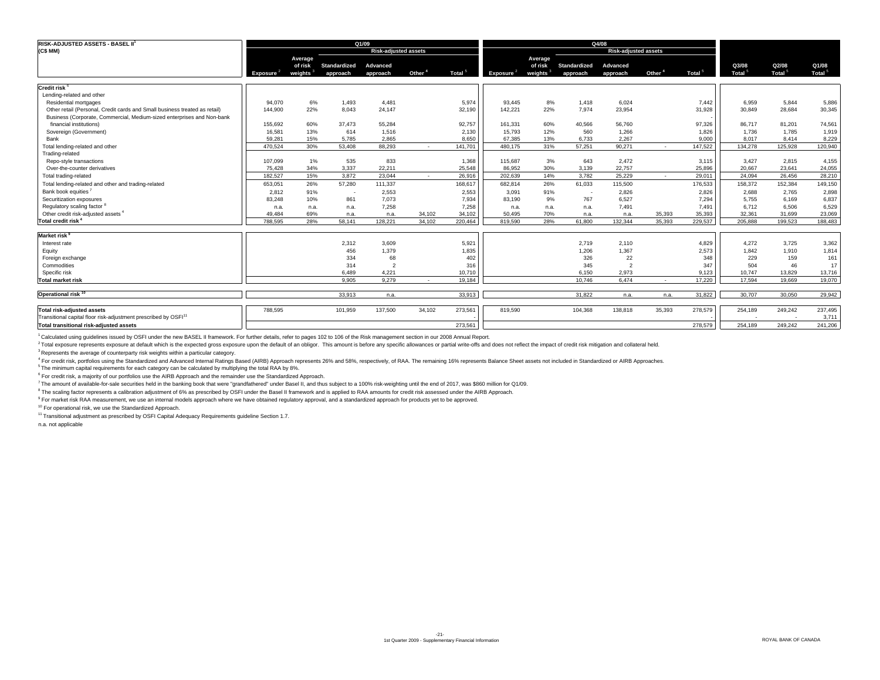| RISK-ADJUSTED ASSETS - BASEL II[1] (C$ MM) | Q1/09 | | | | | | Q4/08 | | | | | | | | |
|---|---|---|---|---|---|---|---|---|---|---|---|---|---|---|---|
| | | | Risk-adjusted assets | | | | | | Risk-adjusted assets | | | | | | |
| | Exposure [2] | Average of risk weights [3] | Standardized approach | Advanced approach | Other [4] | Total [5] | Exposure [2] | Average of risk weights [3] | Standardized approach | Advanced approach | Other [4] | Total [5] | Q3/08 Total [5] | Q2/08 Total [5] | Q1/08 Total [5] |
| **Credit risk [6]** | | | | | | | | | | | | | | | |
| Lending-related and other | | | | | | | | | | | | | | | |
| Residential mortgages | 94,070 | 6% | 1,493 | 4,481 | | 5,974 | 93,445 | 8% | 1,418 | 6,024 | | 7,442 | 6,959 | 5,844 | 5,886 |
| Other retail (Personal, Credit cards and Small business treated as retail) | 144,900 | 22% | 8,043 | 24,147 | | 32,190 | 142,221 | 22% | 7,974 | 23,954 | | 31,928 | 30,849 | 28,684 | 30,345 |
| Business (Corporate, Commercial, Medium-sized enterprises and Non-bank financial institutions) | 155,692 | 60% | 37,473 | 55,284 | | 92,757 | 161,331 | 60% | 40,566 | 56,760 | | 97,326 | 86,717 | 81,201 | 74,561 |
| Sovereign (Government) | 16,581 | 13% | 614 | 1,516 | | 2,130 | 15,793 | 12% | 560 | 1,266 | | 1,826 | 1,736 | 1,785 | 1,919 |
| Bank | 59,281 | 15% | 5,785 | 2,865 | | 8,650 | 67,385 | 13% | 6,733 | 2,267 | | 9,000 | 8,017 | 8,414 | 8,229 |
| Total lending-related and other | 470,524 | 30% | 53,408 | 88,293 | - | 141,701 | 480,175 | 31% | 57,251 | 90,271 | - | 147,522 | 134,278 | 125,928 | 120,940 |
| Trading-related | | | | | | | | | | | | | | | |
| Repo-style transactions | 107,099 | 1% | 535 | 833 | | 1,368 | 115,687 | 3% | 643 | 2,472 | | 3,115 | 3,427 | 2,815 | 4,155 |
| Over-the-counter derivatives | 75,428 | 34% | 3,337 | 22,211 | | 25,548 | 86,952 | 30% | 3,139 | 22,757 | | 25,896 | 20,667 | 23,641 | 24,055 |
| Total trading-related | 182,527 | 15% | 3,872 | 23,044 | - | 26,916 | 202,639 | 14% | 3,782 | 25,229 | - | 29,011 | 24,094 | 26,456 | 28,210 |
| Total lending-related and other and trading-related | 653,051 | 26% | 57,280 | 111,337 | | 168,617 | 682,814 | 26% | 61,033 | 115,500 | | 176,533 | 158,372 | 152,384 | 149,150 |
| Bank book equities [7] | 2,812 | 91% | - | 2,553 | | 2,553 | 3,091 | 91% | - | 2,826 | | 2,826 | 2,688 | 2,765 | 2,898 |
| Securitization exposures | 83,248 | 10% | 861 | 7,073 | | 7,934 | 83,190 | 9% | 767 | 6,527 | | 7,294 | 5,755 | 6,169 | 6,837 |
| Regulatory scaling factor [8] | n.a. | n.a. | n.a. | 7,258 | | 7,258 | n.a. | n.a. | n.a. | 7,491 | | 7,491 | 6,712 | 6,506 | 6,529 |
| Other credit risk-adjusted assets [4] | 49,484 | 69% | n.a. | n.a. | 34,102 | 34,102 | 50,495 | 70% | n.a. | n.a. | 35,393 | 35,393 | 32,361 | 31,699 | 23,069 |
| **Total credit risk [4]** | 788,595 | 28% | 58,141 | 128,221 | 34,102 | 220,464 | 819,590 | 28% | 61,800 | 132,344 | 35,393 | 229,537 | 205,888 | 199,523 | 188,483 |
| **Market risk [9]** | | | | | | | | | | | | | | | |
| Interest rate | | | 2,312 | 3,609 | | 5,921 | | | 2,719 | 2,110 | | 4,829 | 4,272 | 3,725 | 3,362 |
| Equity | | | 456 | 1,379 | | 1,835 | | | 1,206 | 1,367 | | 2,573 | 1,842 | 1,910 | 1,814 |
| Foreign exchange | | | 334 | 68 | | 402 | | | 326 | 22 | | 348 | 229 | 159 | 161 |
| Commodities | | | 314 | 2 | | 316 | | | 345 | 2 | | 347 | 504 | 46 | 17 |
| Specific risk | | | 6,489 | 4,221 | | 10,710 | | | 6,150 | 2,973 | | 9,123 | 10,747 | 13,829 | 13,716 |
| **Total market risk** | | | 9,905 | 9,279 | - | 19,184 | | | 10,746 | 6,474 | - | 17,220 | 17,594 | 19,669 | 19,070 |
| **Operational risk [10]** | | | 33,913 | n.a. | | 33,913 | | | 31,822 | n.a. | n.a. | 31,822 | 30,707 | 30,050 | 29,942 |
| **Total risk-adjusted assets** | 788,595 | | 101,959 | 137,500 | 34,102 | 273,561 | 819,590 | | 104,368 | 138,818 | 35,393 | 278,579 | 254,189 | 249,242 | 237,495 |
| Transitional capital floor risk-adjustment prescribed by OSFI[11] | | | | | | - | | | | | | - | - | - | 3,711 |
| **Total transitional risk-adjusted assets** | | | | | | 273,561 | | | | | | 278,579 | 254,189 | 249,242 | 241,206 |

[1] Calculated using guidelines issued by OSFI under the new BASEL II framework. For further details, refer to pages 102 to 106 of the Risk management section in our 2008 Annual Report.

[2] Total exposure represents exposure at default which is the expected gross exposure upon the default of an obligor. This amount is before any specific allowances or partial write-offs and does not reflect the impact of credit risk mitigation and collateral held.

[3] Represents the average of counterparty risk weights within a particular category.

[4] For credit risk, portfolios using the Standardized and Advanced Internal Ratings Based (AIRB) Approach represents 26% and 58%, respectively, of RAA. The remaining 16% represents Balance Sheet assets not included in Standardized or AIRB Approaches.

[5] The minimum capital requirements for each category can be calculated by multiplying the total RAA by 8%.

[6] For credit risk, a majority of our portfolios use the AIRB Approach and the remainder use the Standardized Approach.

[7] The amount of available-for-sale securities held in the banking book that were "grandfathered" under Basel II, and thus subject to a 100% risk-weighting until the end of 2017, was $860 million for Q1/09.

[8] The scaling factor represents a calibration adjustment of 6% as prescribed by OSFI under the Basel II framework and is applied to RAA amounts for credit risk assessed under the AIRB Approach.

[9] For market risk RAA measurement, we use an internal models approach where we have obtained regulatory approval, and a standardized approach for products yet to be approved.

[10] For operational risk, we use the Standardized Approach.

[11] Transitional adjustment as prescribed by OSFI Capital Adequacy Requirements guideline Section 1.7.

n.a. not applicable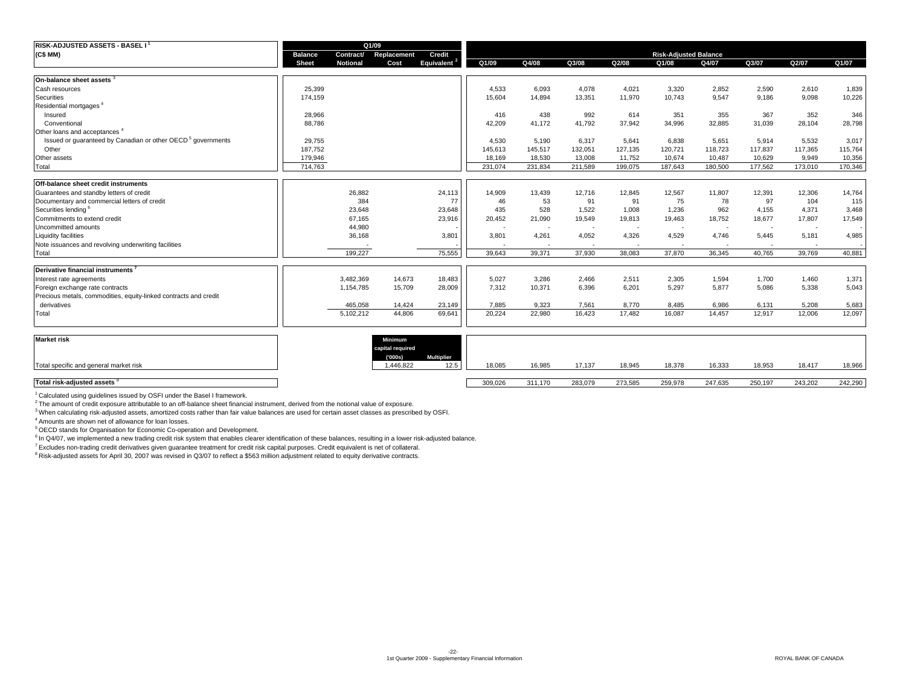| RISK-ADJUSTED ASSETS - BASEL I [1] (C$ MM) | Q1/09 Balance Sheet | Q1/09 Contract/ Notional | Q1/09 Replacement Cost | Q1/09 Credit Equivalent [2] | Risk-Adjusted Balance Q1/09 | Q4/08 | Q3/08 | Q2/08 | Q1/08 | Q4/07 | Q3/07 | Q2/07 | Q1/07 |
|---|---|---|---|---|---|---|---|---|---|---|---|---|---|
| **On-balance sheet assets [3]** | | | | | | | | | | | | | |
| Cash resources | 25,399 | | | | 4,533 | 6,093 | 4,078 | 4,021 | 3,320 | 2,852 | 2,590 | 2,610 | 1,839 |
| Securities | 174,159 | | | | 15,604 | 14,894 | 13,351 | 11,970 | 10,743 | 9,547 | 9,186 | 9,098 | 10,226 |
| Residential mortgages [4] | | | | | | | | | | | | | |
| Insured | 28,966 | | | | 416 | 438 | 992 | 614 | 351 | 355 | 367 | 352 | 346 |
| Conventional | 88,786 | | | | 42,209 | 41,172 | 41,792 | 37,942 | 34,996 | 32,885 | 31,039 | 28,104 | 28,798 |
| Other loans and acceptances [4] | | | | | | | | | | | | | |
| Issued or guaranteed by Canadian or other OECD [5] governments | 29,755 | | | | 4,530 | 5,190 | 6,317 | 5,641 | 6,838 | 5,651 | 5,914 | 5,532 | 3,017 |
| Other | 187,752 | | | | 145,613 | 145,517 | 132,051 | 127,135 | 120,721 | 118,723 | 117,837 | 117,365 | 115,764 |
| Other assets | 179,946 | | | | 18,169 | 18,530 | 13,008 | 11,752 | 10,674 | 10,487 | 10,629 | 9,949 | 10,356 |
| Total | 714,763 | | | | 231,074 | 231,834 | 211,589 | 199,075 | 187,643 | 180,500 | 177,562 | 173,010 | 170,346 |
| **Off-balance sheet credit instruments** | | | | | | | | | | | | | |
| Guarantees and standby letters of credit | | 26,882 | | 24,113 | 14,909 | 13,439 | 12,716 | 12,845 | 12,567 | 11,807 | 12,391 | 12,306 | 14,764 |
| Documentary and commercial letters of credit | | 384 | | 77 | 46 | 53 | 91 | 91 | 75 | 78 | 97 | 104 | 115 |
| Securities lending [6] | | 23,648 | | 23,648 | 435 | 528 | 1,522 | 1,008 | 1,236 | 962 | 4,155 | 4,371 | 3,468 |
| Commitments to extend credit | | 67,165 | | 23,916 | 20,452 | 21,090 | 19,549 | 19,813 | 19,463 | 18,752 | 18,677 | 17,807 | 17,549 |
| Uncommitted amounts | | 44,980 | | - | - | - | - | - | - | - | - | - | - |
| Liquidity facilities | | 36,168 | | 3,801 | 3,801 | 4,261 | 4,052 | 4,326 | 4,529 | 4,746 | 5,445 | 5,181 | 4,985 |
| Note issuances and revolving underwriting facilities | | - | | - | - | - | - | - | - | - | - | - | - |
| Total | | 199,227 | | 75,555 | 39,643 | 39,371 | 37,930 | 38,083 | 37,870 | 36,345 | 40,765 | 39,769 | 40,881 |
| **Derivative financial instruments [7]** | | | | | | | | | | | | | |
| Interest rate agreements | | 3,482,369 | 14,673 | 18,483 | 5,027 | 3,286 | 2,466 | 2,511 | 2,305 | 1,594 | 1,700 | 1,460 | 1,371 |
| Foreign exchange rate contracts | | 1,154,785 | 15,709 | 28,009 | 7,312 | 10,371 | 6,396 | 6,201 | 5,297 | 5,877 | 5,086 | 5,338 | 5,043 |
| Precious metals, commodities, equity-linked contracts and credit derivatives | | 465,058 | 14,424 | 23,149 | 7,885 | 9,323 | 7,561 | 8,770 | 8,485 | 6,986 | 6,131 | 5,208 | 5,683 |
| Total | | 5,102,212 | 44,806 | 69,641 | 20,224 | 22,980 | 16,423 | 17,482 | 16,087 | 14,457 | 12,917 | 12,006 | 12,097 |
| **Market risk** | | | Minimum capital required ('000s) | Multiplier | | | | | | | | | |
| Total specific and general market risk | | | 1,446,822 | 12.5 | 18,085 | 16,985 | 17,137 | 18,945 | 18,378 | 16,333 | 18,953 | 18,417 | 18,966 |
| **Total risk-adjusted assets [8]** | | | | | 309,026 | 311,170 | 283,079 | 273,585 | 259,978 | 247,635 | 250,197 | 243,202 | 242,290 |

[1] Calculated using guidelines issued by OSFI under the Basel I framework.

[2] The amount of credit exposure attributable to an off-balance sheet financial instrument, derived from the notional value of exposure.

[3] When calculating risk-adjusted assets, amortized costs rather than fair value balances are used for certain asset classes as prescribed by OSFI.

[4] Amounts are shown net of allowance for loan losses.

[5] OECD stands for Organisation for Economic Co-operation and Development.

[6] In Q4/07, we implemented a new trading credit risk system that enables clearer identification of these balances, resulting in a lower risk-adjusted balance.

[7] Excludes non-trading credit derivatives given guarantee treatment for credit risk capital purposes. Credit equivalent is net of collateral.

[8] Risk-adjusted assets for April 30, 2007 was revised in Q3/07 to reflect a $563 million adjustment related to equity derivative contracts.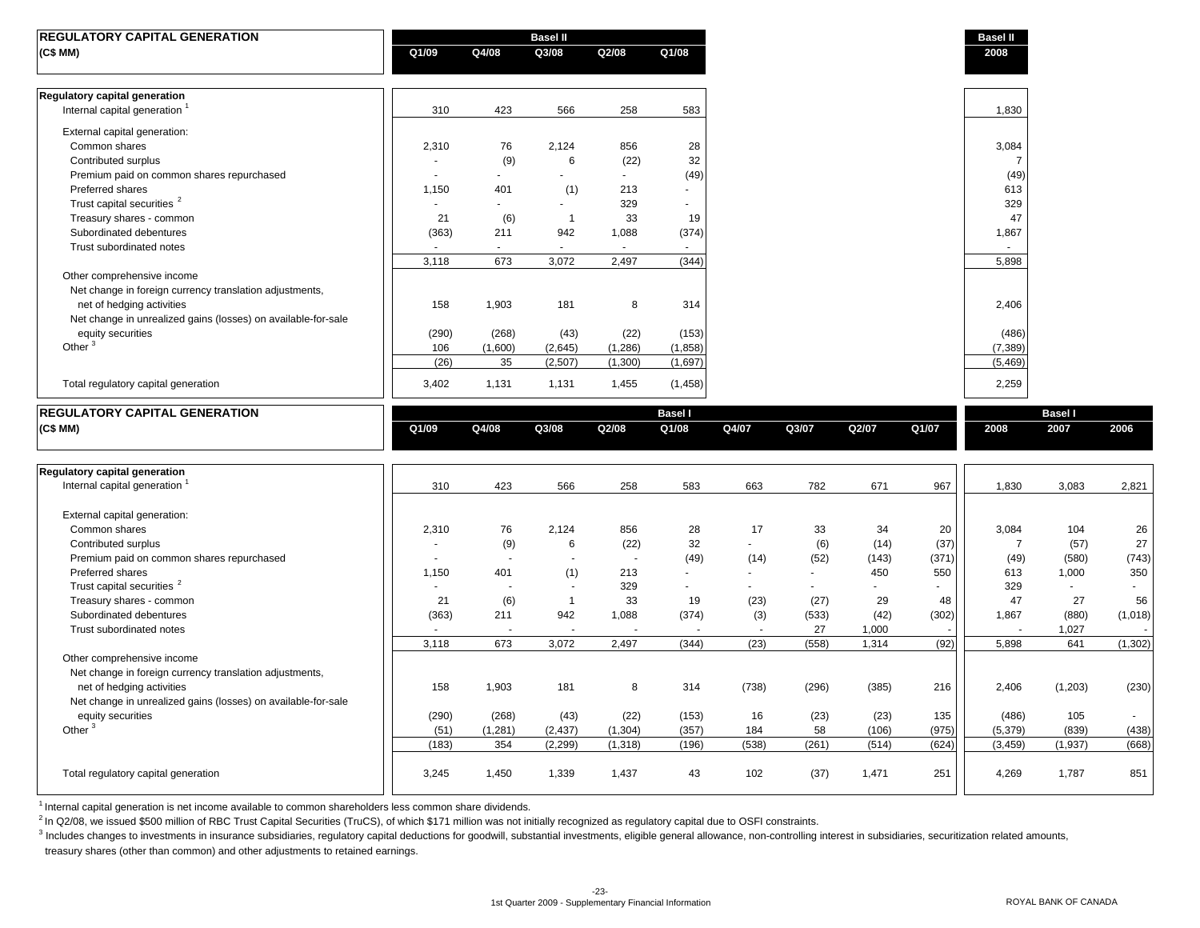## REGULATORY CAPITAL GENERATION

(C$ MM)

| | Basel II | | | | | Basel II |
|---|---|---|---|---|---|---|
| | Q1/09 | Q4/08 | Q3/08 | Q2/08 | Q1/08 | 2008 |
| **Regulatory capital generation** | | | | | | |
| Internal capital generation [1] | 310 | 423 | 566 | 258 | 583 | 1,830 |
| External capital generation: | | | | | | |
| Common shares | 2,310 | 76 | 2,124 | 856 | 28 | 3,084 |
| Contributed surplus | - | (9) | 6 | (22) | 32 | 7 |
| Premium paid on common shares repurchased | - | - | - | - | (49) | (49) |
| Preferred shares | 1,150 | 401 | (1) | 213 | - | 613 |
| Trust capital securities [2] | - | - | - | 329 | - | 329 |
| Treasury shares - common | 21 | (6) | 1 | 33 | 19 | 47 |
| Subordinated debentures | (363) | 211 | 942 | 1,088 | (374) | 1,867 |
| Trust subordinated notes | - | - | - | - | - | - |
| | 3,118 | 673 | 3,072 | 2,497 | (344) | 5,898 |
| Other comprehensive income | | | | | | |
| Net change in foreign currency translation adjustments, net of hedging activities | 158 | 1,903 | 181 | 8 | 314 | 2,406 |
| Net change in unrealized gains (losses) on available-for-sale equity securities | (290) | (268) | (43) | (22) | (153) | (486) |
| Other [3] | 106 | (1,600) | (2,645) | (1,286) | (1,858) | (7,389) |
| | (26) | 35 | (2,507) | (1,300) | (1,697) | (5,469) |
| Total regulatory capital generation | 3,402 | 1,131 | 1,131 | 1,455 | (1,458) | 2,259 |

## REGULATORY CAPITAL GENERATION

(C$ MM)

| | Basel I | | | | | | | | | Basel I | | |
|---|---|---|---|---|---|---|---|---|---|---|---|---|
| | Q1/09 | Q4/08 | Q3/08 | Q2/08 | Q1/08 | Q4/07 | Q3/07 | Q2/07 | Q1/07 | 2008 | 2007 | 2006 |
| **Regulatory capital generation** | | | | | | | | | | | | |
| Internal capital generation [1] | 310 | 423 | 566 | 258 | 583 | 663 | 782 | 671 | 967 | 1,830 | 3,083 | 2,821 |
| External capital generation: | | | | | | | | | | | | |
| Common shares | 2,310 | 76 | 2,124 | 856 | 28 | 17 | 33 | 34 | 20 | 3,084 | 104 | 26 |
| Contributed surplus | - | (9) | 6 | (22) | 32 | - | (6) | (14) | (37) | 7 | (57) | 27 |
| Premium paid on common shares repurchased | - | - | - | - | (49) | (14) | (52) | (143) | (371) | (49) | (580) | (743) |
| Preferred shares | 1,150 | 401 | (1) | 213 | - | - | - | 450 | 550 | 613 | 1,000 | 350 |
| Trust capital securities [2] | - | - | - | 329 | - | - | - | - | - | 329 | - | - |
| Treasury shares - common | 21 | (6) | 1 | 33 | 19 | (23) | (27) | 29 | 48 | 47 | 27 | 56 |
| Subordinated debentures | (363) | 211 | 942 | 1,088 | (374) | (3) | (533) | (42) | (302) | 1,867 | (880) | (1,018) |
| Trust subordinated notes | - | - | - | - | - | - | 27 | 1,000 | - | - | 1,027 | - |
| | 3,118 | 673 | 3,072 | 2,497 | (344) | (23) | (558) | 1,314 | (92) | 5,898 | 641 | (1,302) |
| Other comprehensive income | | | | | | | | | | | | |
| Net change in foreign currency translation adjustments, net of hedging activities | 158 | 1,903 | 181 | 8 | 314 | (738) | (296) | (385) | 216 | 2,406 | (1,203) | (230) |
| Net change in unrealized gains (losses) on available-for-sale equity securities | (290) | (268) | (43) | (22) | (153) | 16 | (23) | (23) | 135 | (486) | 105 | - |
| Other [3] | (51) | (1,281) | (2,437) | (1,304) | (357) | 184 | 58 | (106) | (975) | (5,379) | (839) | (438) |
| | (183) | 354 | (2,299) | (1,318) | (196) | (538) | (261) | (514) | (624) | (3,459) | (1,937) | (668) |
| Total regulatory capital generation | 3,245 | 1,450 | 1,339 | 1,437 | 43 | 102 | (37) | 1,471 | 251 | 4,269 | 1,787 | 851 |

[1] Internal capital generation is net income available to common shareholders less common share dividends.

[2] In Q2/08, we issued $500 million of RBC Trust Capital Securities (TruCS), of which $171 million was not initially recognized as regulatory capital due to OSFI constraints.

[3] Includes changes to investments in insurance subsidiaries, regulatory capital deductions for goodwill, substantial investments, eligible general allowance, non-controlling interest in subsidiaries, securitization related amounts, treasury shares (other than common) and other adjustments to retained earnings.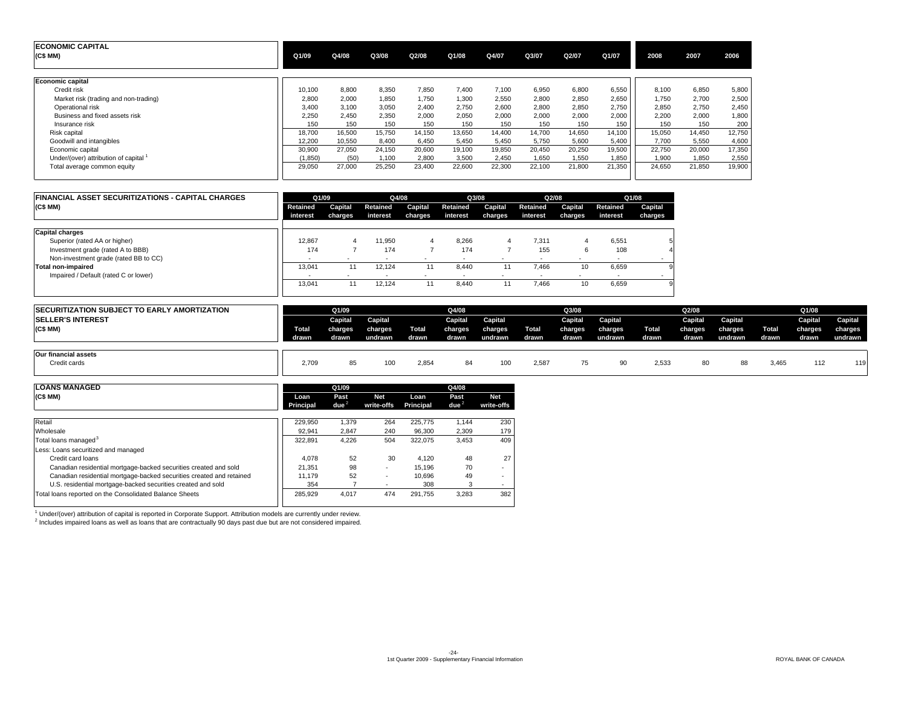## ECONOMIC CAPITAL

| (C$ MM) | Q1/09 | Q4/08 | Q3/08 | Q2/08 | Q1/08 | Q4/07 | Q3/07 | Q2/07 | Q1/07 | 2008 | 2007 | 2006 |
|---|---|---|---|---|---|---|---|---|---|---|---|---|
| **Economic capital** | | | | | | | | | | | | |
| Credit risk | 10,100 | 8,800 | 8,350 | 7,850 | 7,400 | 7,100 | 6,950 | 6,800 | 6,550 | 8,100 | 6,850 | 5,800 |
| Market risk (trading and non-trading) | 2,800 | 2,000 | 1,850 | 1,750 | 1,300 | 2,550 | 2,800 | 2,850 | 2,650 | 1,750 | 2,700 | 2,500 |
| Operational risk | 3,400 | 3,100 | 3,050 | 2,400 | 2,750 | 2,600 | 2,800 | 2,850 | 2,750 | 2,850 | 2,750 | 2,450 |
| Business and fixed assets risk | 2,250 | 2,450 | 2,350 | 2,000 | 2,050 | 2,000 | 2,000 | 2,000 | 2,000 | 2,200 | 2,000 | 1,800 |
| Insurance risk | 150 | 150 | 150 | 150 | 150 | 150 | 150 | 150 | 150 | 150 | 150 | 200 |
| Risk capital | 18,700 | 16,500 | 15,750 | 14,150 | 13,650 | 14,400 | 14,700 | 14,650 | 14,100 | 15,050 | 14,450 | 12,750 |
| Goodwill and intangibles | 12,200 | 10,550 | 8,400 | 6,450 | 5,450 | 5,450 | 5,750 | 5,600 | 5,400 | 7,700 | 5,550 | 4,600 |
| Economic capital | 30,900 | 27,050 | 24,150 | 20,600 | 19,100 | 19,850 | 20,450 | 20,250 | 19,500 | 22,750 | 20,000 | 17,350 |
| Under/(over) attribution of capital [1] | (1,850) | (50) | 1,100 | 2,800 | 3,500 | 2,450 | 1,650 | 1,550 | 1,850 | 1,900 | 1,850 | 2,550 |
| Total average common equity | 29,050 | 27,000 | 25,250 | 23,400 | 22,600 | 22,300 | 22,100 | 21,800 | 21,350 | 24,650 | 21,850 | 19,900 |

## FINANCIAL ASSET SECURITIZATIONS - CAPITAL CHARGES

| (C$ MM) | Q1/09 | | Q4/08 | | Q3/08 | | Q2/08 | | Q1/08 | |
|---|---|---|---|---|---|---|---|---|---|---|
| | Retained interest | Capital charges | Retained interest | Capital charges | Retained interest | Capital charges | Retained interest | Capital charges | Retained interest | Capital charges |
| **Capital charges** | | | | | | | | | | |
| Superior (rated AA or higher) | 12,867 | 4 | 11,950 | 4 | 8,266 | 4 | 7,311 | 4 | 6,551 | 5 |
| Investment grade (rated A to BBB) | 174 | 7 | 174 | 7 | 174 | 7 | 155 | 6 | 108 | 4 |
| Non-investment grade (rated BB to CC) | - | - | - | - | - | - | - | - | - | - |
| **Total non-impaired** | 13,041 | 11 | 12,124 | 11 | 8,440 | 11 | 7,466 | 10 | 6,659 | 9 |
| Impaired / Default (rated C or lower) | - | - | - | - | - | - | - | - | - | - |
| | 13,041 | 11 | 12,124 | 11 | 8,440 | 11 | 7,466 | 10 | 6,659 | 9 |

## SECURITIZATION SUBJECT TO EARLY AMORTIZATION SELLER'S INTEREST

| (C$ MM) | Q1/09 | | | Q4/08 | | | Q3/08 | | | Q2/08 | | | Q1/08 | | |
|---|---|---|---|---|---|---|---|---|---|---|---|---|---|---|---|
| | Total drawn | Capital charges drawn | Capital charges undrawn | Total drawn | Capital charges drawn | Capital charges undrawn | Total drawn | Capital charges drawn | Capital charges undrawn | Total drawn | Capital charges drawn | Capital charges undrawn | Total drawn | Capital charges drawn | Capital charges undrawn |
| **Our financial assets** | | | | | | | | | | | | | | | |
| Credit cards | 2,709 | 85 | 100 | 2,854 | 84 | 100 | 2,587 | 75 | 90 | 2,533 | 80 | 88 | 3,465 | 112 | 119 |

## LOANS MANAGED

| (C$ MM) | Q1/09 | | | Q4/08 | | |
|---|---|---|---|---|---|---|
| | Loan Principal | Past due [2] | Net write-offs | Loan Principal | Past due [2] | Net write-offs |
| Retail | 229,950 | 1,379 | 264 | 225,775 | 1,144 | 230 |
| Wholesale | 92,941 | 2,847 | 240 | 96,300 | 2,309 | 179 |
| Total loans managed [3] | 322,891 | 4,226 | 504 | 322,075 | 3,453 | 409 |
| Less: Loans securitized and managed | | | | | | |
| Credit card loans | 4,078 | 52 | 30 | 4,120 | 48 | 27 |
| Canadian residential mortgage-backed securities created and sold | 21,351 | 98 | - | 15,196 | 70 | - |
| Canadian residential mortgage-backed securities created and retained | 11,179 | 52 | - | 10,696 | 49 | - |
| U.S. residential mortgage-backed securities created and sold | 354 | 7 | - | 308 | 3 | - |
| Total loans reported on the Consolidated Balance Sheets | 285,929 | 4,017 | 474 | 291,755 | 3,283 | 382 |

[1] Under/(over) attribution of capital is reported in Corporate Support. Attribution models are currently under review.
[2] Includes impaired loans as well as loans that are contractually 90 days past due but are not considered impaired.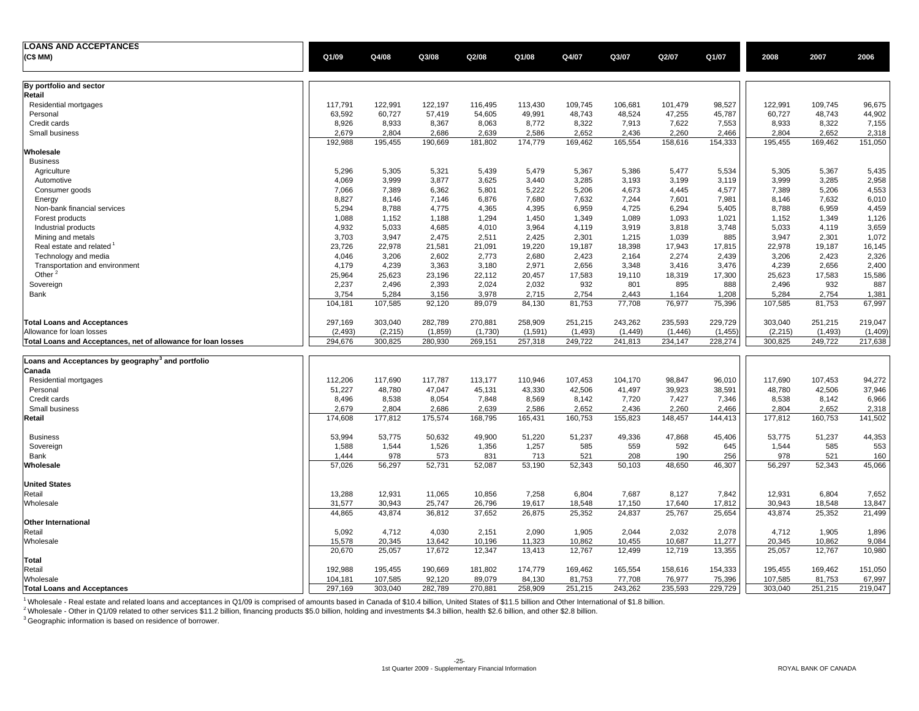**LOANS AND ACCEPTANCES**

| (C$ MM) | Q1/09 | Q4/08 | Q3/08 | Q2/08 | Q1/08 | Q4/07 | Q3/07 | Q2/07 | Q1/07 | 2008 | 2007 | 2006 |
|---|---|---|---|---|---|---|---|---|---|---|---|---|
| **By portfolio and sector** | | | | | | | | | | | | |
| **Retail** | | | | | | | | | | | | |
| Residential mortgages | 117,791 | 122,991 | 122,197 | 116,495 | 113,430 | 109,745 | 106,681 | 101,479 | 98,527 | 122,991 | 109,745 | 96,675 |
| Personal | 63,592 | 60,727 | 57,419 | 54,605 | 49,991 | 48,743 | 48,524 | 47,255 | 45,787 | 60,727 | 48,743 | 44,902 |
| Credit cards | 8,926 | 8,933 | 8,367 | 8,063 | 8,772 | 8,322 | 7,913 | 7,622 | 7,553 | 8,933 | 8,322 | 7,155 |
| Small business | 2,679 | 2,804 | 2,686 | 2,639 | 2,586 | 2,652 | 2,436 | 2,260 | 2,466 | 2,804 | 2,652 | 2,318 |
| | 192,988 | 195,455 | 190,669 | 181,802 | 174,779 | 169,462 | 165,554 | 158,616 | 154,333 | 195,455 | 169,462 | 151,050 |
| **Wholesale** | | | | | | | | | | | | |
| Business | | | | | | | | | | | | |
| Agriculture | 5,296 | 5,305 | 5,321 | 5,439 | 5,479 | 5,367 | 5,386 | 5,477 | 5,534 | 5,305 | 5,367 | 5,435 |
| Automotive | 4,069 | 3,999 | 3,877 | 3,625 | 3,440 | 3,285 | 3,193 | 3,199 | 3,119 | 3,999 | 3,285 | 2,958 |
| Consumer goods | 7,066 | 7,389 | 6,362 | 5,801 | 5,222 | 5,206 | 4,673 | 4,445 | 4,577 | 7,389 | 5,206 | 4,553 |
| Energy | 8,827 | 8,146 | 7,146 | 6,876 | 7,680 | 7,632 | 7,244 | 7,601 | 7,981 | 8,146 | 7,632 | 6,010 |
| Non-bank financial services | 5,294 | 8,788 | 4,775 | 4,365 | 4,395 | 6,959 | 4,725 | 6,294 | 5,405 | 8,788 | 6,959 | 4,459 |
| Forest products | 1,088 | 1,152 | 1,188 | 1,294 | 1,450 | 1,349 | 1,089 | 1,093 | 1,021 | 1,152 | 1,349 | 1,126 |
| Industrial products | 4,932 | 5,033 | 4,685 | 4,010 | 3,964 | 4,119 | 3,919 | 3,818 | 3,748 | 5,033 | 4,119 | 3,659 |
| Mining and metals | 3,703 | 3,947 | 2,475 | 2,511 | 2,425 | 2,301 | 1,215 | 1,039 | 885 | 3,947 | 2,301 | 1,072 |
| Real estate and related [1] | 23,726 | 22,978 | 21,581 | 21,091 | 19,220 | 19,187 | 18,398 | 17,943 | 17,815 | 22,978 | 19,187 | 16,145 |
| Technology and media | 4,046 | 3,206 | 2,602 | 2,773 | 2,680 | 2,423 | 2,164 | 2,274 | 2,439 | 3,206 | 2,423 | 2,326 |
| Transportation and environment | 4,179 | 4,239 | 3,363 | 3,180 | 2,971 | 2,656 | 3,348 | 3,416 | 3,476 | 4,239 | 2,656 | 2,400 |
| Other [2] | 25,964 | 25,623 | 23,196 | 22,112 | 20,457 | 17,583 | 19,110 | 18,319 | 17,300 | 25,623 | 17,583 | 15,586 |
| Sovereign | 2,237 | 2,496 | 2,393 | 2,024 | 2,032 | 932 | 801 | 895 | 888 | 2,496 | 932 | 887 |
| Bank | 3,754 | 5,284 | 3,156 | 3,978 | 2,715 | 2,754 | 2,443 | 1,164 | 1,208 | 5,284 | 2,754 | 1,381 |
| | 104,181 | 107,585 | 92,120 | 89,079 | 84,130 | 81,753 | 77,708 | 76,977 | 75,396 | 107,585 | 81,753 | 67,997 |
| **Total Loans and Acceptances** | 297,169 | 303,040 | 282,789 | 270,881 | 258,909 | 251,215 | 243,262 | 235,593 | 229,729 | 303,040 | 251,215 | 219,047 |
| Allowance for loan losses | (2,493) | (2,215) | (1,859) | (1,730) | (1,591) | (1,493) | (1,449) | (1,446) | (1,455) | (2,215) | (1,493) | (1,409) |
| **Total Loans and Acceptances, net of allowance for loan losses** | 294,676 | 300,825 | 280,930 | 269,151 | 257,318 | 249,722 | 241,813 | 234,147 | 228,274 | 300,825 | 249,722 | 217,638 |
| **Loans and Acceptances by geography [3] and portfolio** | | | | | | | | | | | | |
| **Canada** | | | | | | | | | | | | |
| Residential mortgages | 112,206 | 117,690 | 117,787 | 113,177 | 110,946 | 107,453 | 104,170 | 98,847 | 96,010 | 117,690 | 107,453 | 94,272 |
| Personal | 51,227 | 48,780 | 47,047 | 45,131 | 43,330 | 42,506 | 41,497 | 39,923 | 38,591 | 48,780 | 42,506 | 37,946 |
| Credit cards | 8,496 | 8,538 | 8,054 | 7,848 | 8,569 | 8,142 | 7,720 | 7,427 | 7,346 | 8,538 | 8,142 | 6,966 |
| Small business | 2,679 | 2,804 | 2,686 | 2,639 | 2,586 | 2,652 | 2,436 | 2,260 | 2,466 | 2,804 | 2,652 | 2,318 |
| **Retail** | 174,608 | 177,812 | 175,574 | 168,795 | 165,431 | 160,753 | 155,823 | 148,457 | 144,413 | 177,812 | 160,753 | 141,502 |
| Business | 53,994 | 53,775 | 50,632 | 49,900 | 51,220 | 51,237 | 49,336 | 47,868 | 45,406 | 53,775 | 51,237 | 44,353 |
| Sovereign | 1,588 | 1,544 | 1,526 | 1,356 | 1,257 | 585 | 559 | 592 | 645 | 1,544 | 585 | 553 |
| Bank | 1,444 | 978 | 573 | 831 | 713 | 521 | 208 | 190 | 256 | 978 | 521 | 160 |
| **Wholesale** | 57,026 | 56,297 | 52,731 | 52,087 | 53,190 | 52,343 | 50,103 | 48,650 | 46,307 | 56,297 | 52,343 | 45,066 |
| **United States** | | | | | | | | | | | | |
| Retail | 13,288 | 12,931 | 11,065 | 10,856 | 7,258 | 6,804 | 7,687 | 8,127 | 7,842 | 12,931 | 6,804 | 7,652 |
| Wholesale | 31,577 | 30,943 | 25,747 | 26,796 | 19,617 | 18,548 | 17,150 | 17,640 | 17,812 | 30,943 | 18,548 | 13,847 |
| | 44,865 | 43,874 | 36,812 | 37,652 | 26,875 | 25,352 | 24,837 | 25,767 | 25,654 | 43,874 | 25,352 | 21,499 |
| **Other International** | | | | | | | | | | | | |
| Retail | 5,092 | 4,712 | 4,030 | 2,151 | 2,090 | 1,905 | 2,044 | 2,032 | 2,078 | 4,712 | 1,905 | 1,896 |
| Wholesale | 15,578 | 20,345 | 13,642 | 10,196 | 11,323 | 10,862 | 10,455 | 10,687 | 11,277 | 20,345 | 10,862 | 9,084 |
| | 20,670 | 25,057 | 17,672 | 12,347 | 13,413 | 12,767 | 12,499 | 12,719 | 13,355 | 25,057 | 12,767 | 10,980 |
| **Total** | | | | | | | | | | | | |
| Retail | 192,988 | 195,455 | 190,669 | 181,802 | 174,779 | 169,462 | 165,554 | 158,616 | 154,333 | 195,455 | 169,462 | 151,050 |
| Wholesale | 104,181 | 107,585 | 92,120 | 89,079 | 84,130 | 81,753 | 77,708 | 76,977 | 75,396 | 107,585 | 81,753 | 67,997 |
| **Total Loans and Acceptances** | 297,169 | 303,040 | 282,789 | 270,881 | 258,909 | 251,215 | 243,262 | 235,593 | 229,729 | 303,040 | 251,215 | 219,047 |

[1] Wholesale - Real estate and related loans and acceptances in Q1/09 is comprised of amounts based in Canada of $10.4 billion, United States of $11.5 billion and Other International of $1.8 billion.

[2] Wholesale - Other in Q1/09 related to other services $11.2 billion, financing products $5.0 billion, holding and investments $4.3 billion, health $2.6 billion, and other $2.8 billion.

[3] Geographic information is based on residence of borrower.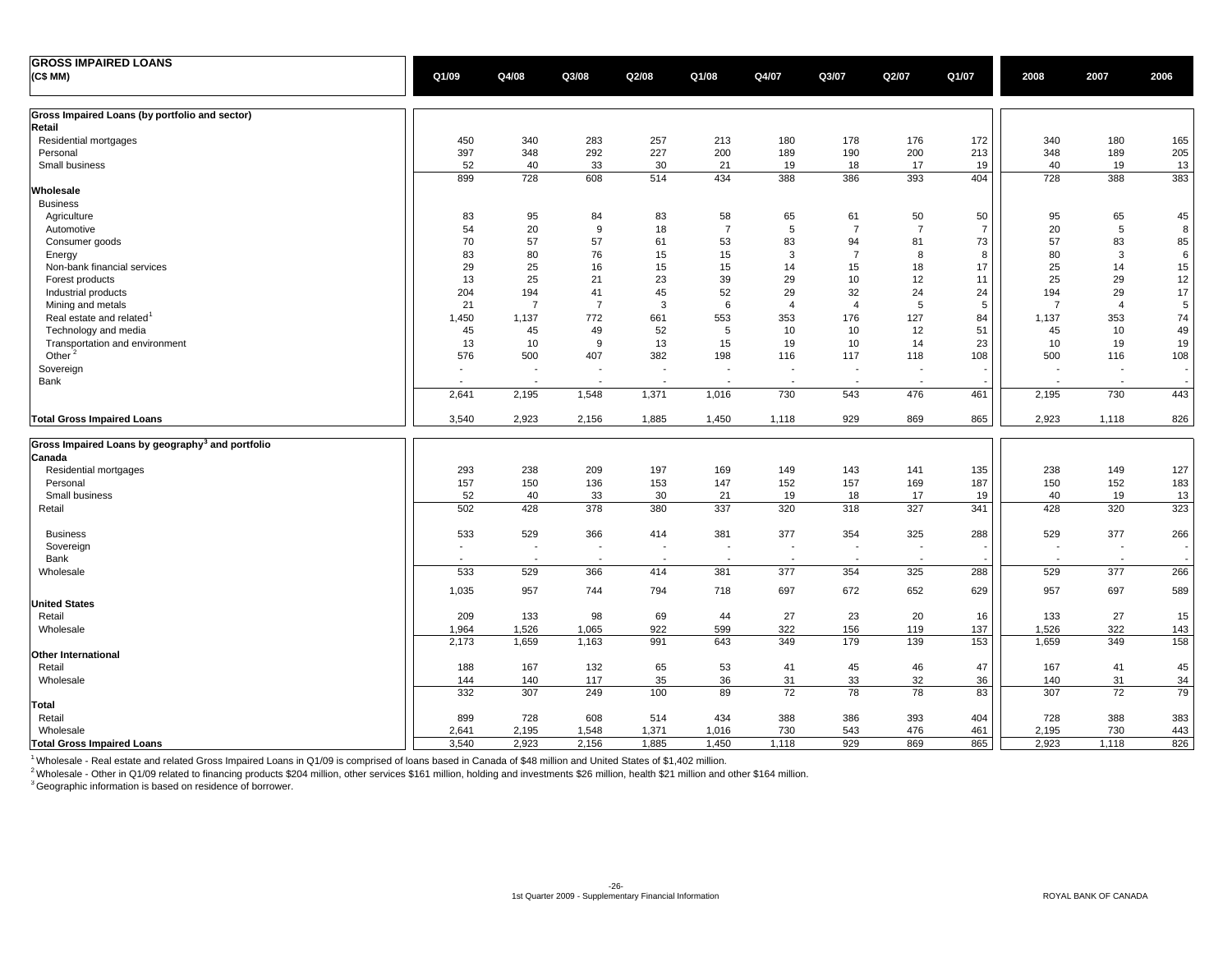# GROSS IMPAIRED LOANS

| (C$ MM) | Q1/09 | Q4/08 | Q3/08 | Q2/08 | Q1/08 | Q4/07 | Q3/07 | Q2/07 | Q1/07 | 2008 | 2007 | 2006 |
|---|---|---|---|---|---|---|---|---|---|---|---|---|
| **Gross Impaired Loans (by portfolio and sector)** | | | | | | | | | | | | |
| **Retail** | | | | | | | | | | | | |
| Residential mortgages | 450 | 340 | 283 | 257 | 213 | 180 | 178 | 176 | 172 | 340 | 180 | 165 |
| Personal | 397 | 348 | 292 | 227 | 200 | 189 | 190 | 200 | 213 | 348 | 189 | 205 |
| Small business | 52 | 40 | 33 | 30 | 21 | 19 | 18 | 17 | 19 | 40 | 19 | 13 |
| | 899 | 728 | 608 | 514 | 434 | 388 | 386 | 393 | 404 | 728 | 388 | 383 |
| **Wholesale** | | | | | | | | | | | | |
| Business | | | | | | | | | | | | |
| Agriculture | 83 | 95 | 84 | 83 | 58 | 65 | 61 | 50 | 50 | 95 | 65 | 45 |
| Automotive | 54 | 20 | 9 | 18 | 7 | 5 | 7 | 7 | 7 | 20 | 5 | 8 |
| Consumer goods | 70 | 57 | 57 | 61 | 53 | 83 | 94 | 81 | 73 | 57 | 83 | 85 |
| Energy | 83 | 80 | 76 | 15 | 15 | 3 | 7 | 8 | 8 | 80 | 3 | 6 |
| Non-bank financial services | 29 | 25 | 16 | 15 | 15 | 14 | 15 | 18 | 17 | 25 | 14 | 15 |
| Forest products | 13 | 25 | 21 | 23 | 39 | 29 | 10 | 12 | 11 | 25 | 29 | 12 |
| Industrial products | 204 | 194 | 41 | 45 | 52 | 29 | 32 | 24 | 24 | 194 | 29 | 17 |
| Mining and metals | 21 | 7 | 7 | 3 | 6 | 4 | 4 | 5 | 5 | 7 | 4 | 5 |
| Real estate and related [1] | 1,450 | 1,137 | 772 | 661 | 553 | 353 | 176 | 127 | 84 | 1,137 | 353 | 74 |
| Technology and media | 45 | 45 | 49 | 52 | 5 | 10 | 10 | 12 | 51 | 45 | 10 | 49 |
| Transportation and environment | 13 | 10 | 9 | 13 | 15 | 19 | 10 | 14 | 23 | 10 | 19 | 19 |
| Other [2] | 576 | 500 | 407 | 382 | 198 | 116 | 117 | 118 | 108 | 500 | 116 | 108 |
| Sovereign | - | - | - | - | - | - | - | - | - | - | - | - |
| Bank | - | - | - | - | - | - | - | - | - | - | - | - |
| | 2,641 | 2,195 | 1,548 | 1,371 | 1,016 | 730 | 543 | 476 | 461 | 2,195 | 730 | 443 |
| **Total Gross Impaired Loans** | 3,540 | 2,923 | 2,156 | 1,885 | 1,450 | 1,118 | 929 | 869 | 865 | 2,923 | 1,118 | 826 |
| **Gross Impaired Loans by geography [3] and portfolio** | | | | | | | | | | | | |
| **Canada** | | | | | | | | | | | | |
| Residential mortgages | 293 | 238 | 209 | 197 | 169 | 149 | 143 | 141 | 135 | 238 | 149 | 127 |
| Personal | 157 | 150 | 136 | 153 | 147 | 152 | 157 | 169 | 187 | 150 | 152 | 183 |
| Small business | 52 | 40 | 33 | 30 | 21 | 19 | 18 | 17 | 19 | 40 | 19 | 13 |
| Retail | 502 | 428 | 378 | 380 | 337 | 320 | 318 | 327 | 341 | 428 | 320 | 323 |
| Business | 533 | 529 | 366 | 414 | 381 | 377 | 354 | 325 | 288 | 529 | 377 | 266 |
| Sovereign | - | - | - | - | - | - | - | - | - | - | - | - |
| Bank | - | - | - | - | - | - | - | - | - | - | - | - |
| Wholesale | 533 | 529 | 366 | 414 | 381 | 377 | 354 | 325 | 288 | 529 | 377 | 266 |
| | 1,035 | 957 | 744 | 794 | 718 | 697 | 672 | 652 | 629 | 957 | 697 | 589 |
| **United States** | | | | | | | | | | | | |
| Retail | 209 | 133 | 98 | 69 | 44 | 27 | 23 | 20 | 16 | 133 | 27 | 15 |
| Wholesale | 1,964 | 1,526 | 1,065 | 922 | 599 | 322 | 156 | 119 | 137 | 1,526 | 322 | 143 |
| | 2,173 | 1,659 | 1,163 | 991 | 643 | 349 | 179 | 139 | 153 | 1,659 | 349 | 158 |
| **Other International** | | | | | | | | | | | | |
| Retail | 188 | 167 | 132 | 65 | 53 | 41 | 45 | 46 | 47 | 167 | 41 | 45 |
| Wholesale | 144 | 140 | 117 | 35 | 36 | 31 | 33 | 32 | 36 | 140 | 31 | 34 |
| | 332 | 307 | 249 | 100 | 89 | 72 | 78 | 78 | 83 | 307 | 72 | 79 |
| **Total** | | | | | | | | | | | | |
| Retail | 899 | 728 | 608 | 514 | 434 | 388 | 386 | 393 | 404 | 728 | 388 | 383 |
| Wholesale | 2,641 | 2,195 | 1,548 | 1,371 | 1,016 | 730 | 543 | 476 | 461 | 2,195 | 730 | 443 |
| **Total Gross Impaired Loans** | 3,540 | 2,923 | 2,156 | 1,885 | 1,450 | 1,118 | 929 | 869 | 865 | 2,923 | 1,118 | 826 |

[1] Wholesale - Real estate and related Gross Impaired Loans in Q1/09 is comprised of loans based in Canada of $48 million and United States of $1,402 million.

[2] Wholesale - Other in Q1/09 related to financing products $204 million, other services $161 million, holding and investments $26 million, health $21 million and other $164 million.

[3] Geographic information is based on residence of borrower.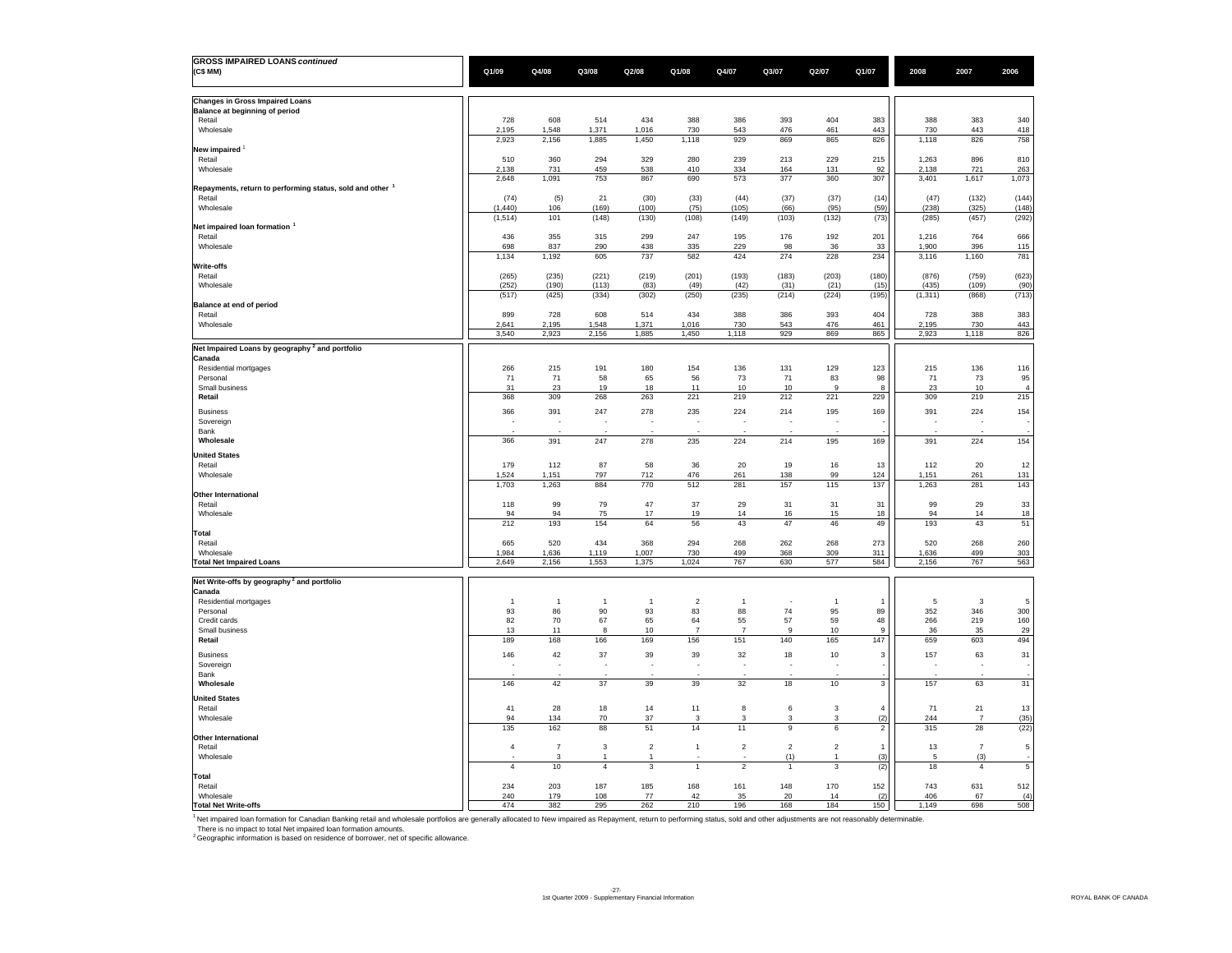| **GROSS IMPAIRED LOANS *continued*** (C$ MM) | Q1/09 | Q4/08 | Q3/08 | Q2/08 | Q1/08 | Q4/07 | Q3/07 | Q2/07 | Q1/07 | 2008 | 2007 | 2006 |
|---|---|---|---|---|---|---|---|---|---|---|---|---|
| **Changes in Gross Impaired Loans** | | | | | | | | | | | | |
| **Balance at beginning of period** | | | | | | | | | | | | |
| Retail | 728 | 608 | 514 | 434 | 388 | 386 | 393 | 404 | 383 | 388 | 383 | 340 |
| Wholesale | 2,195 | 1,548 | 1,371 | 1,016 | 730 | 543 | 476 | 461 | 443 | 730 | 443 | 418 |
| | 2,923 | 2,156 | 1,885 | 1,450 | 1,118 | 929 | 869 | 865 | 826 | 1,118 | 826 | 758 |
| **New impaired** [1] | | | | | | | | | | | | |
| Retail | 510 | 360 | 294 | 329 | 280 | 239 | 213 | 229 | 215 | 1,263 | 896 | 810 |
| Wholesale | 2,138 | 731 | 459 | 538 | 410 | 334 | 164 | 131 | 92 | 2,138 | 721 | 263 |
| | 2,648 | 1,091 | 753 | 867 | 690 | 573 | 377 | 360 | 307 | 3,401 | 1,617 | 1,073 |
| **Repayments, return to performing status, sold and other** [1] | | | | | | | | | | | | |
| Retail | (74) | (5) | 21 | (30) | (33) | (44) | (37) | (37) | (14) | (47) | (132) | (144) |
| Wholesale | (1,440) | 106 | (169) | (100) | (75) | (105) | (66) | (95) | (59) | (238) | (325) | (148) |
| | (1,514) | 101 | (148) | (130) | (108) | (149) | (103) | (132) | (73) | (285) | (457) | (292) |
| **Net impaired loan formation** [1] | | | | | | | | | | | | |
| Retail | 436 | 355 | 315 | 299 | 247 | 195 | 176 | 192 | 201 | 1,216 | 764 | 666 |
| Wholesale | 698 | 837 | 290 | 438 | 335 | 229 | 98 | 36 | 33 | 1,900 | 396 | 115 |
| | 1,134 | 1,192 | 605 | 737 | 582 | 424 | 274 | 228 | 234 | 3,116 | 1,160 | 781 |
| **Write-offs** | | | | | | | | | | | | |
| Retail | (265) | (235) | (221) | (219) | (201) | (193) | (183) | (203) | (180) | (876) | (759) | (623) |
| Wholesale | (252) | (190) | (113) | (83) | (49) | (42) | (31) | (21) | (15) | (435) | (109) | (90) |
| | (517) | (425) | (334) | (302) | (250) | (235) | (214) | (224) | (195) | (1,311) | (868) | (713) |
| **Balance at end of period** | | | | | | | | | | | | |
| Retail | 899 | 728 | 608 | 514 | 434 | 388 | 386 | 393 | 404 | 728 | 388 | 383 |
| Wholesale | 2,641 | 2,195 | 1,548 | 1,371 | 1,016 | 730 | 543 | 476 | 461 | 2,195 | 730 | 443 |
| | 3,540 | 2,923 | 2,156 | 1,885 | 1,450 | 1,118 | 929 | 869 | 865 | 2,923 | 1,118 | 826 |
| **Net Impaired Loans by geography** [2] **and portfolio** | | | | | | | | | | | | |
| **Canada** | | | | | | | | | | | | |
| Residential mortgages | 266 | 215 | 191 | 180 | 154 | 136 | 131 | 129 | 123 | 215 | 136 | 116 |
| Personal | 71 | 71 | 58 | 65 | 56 | 73 | 71 | 83 | 98 | 71 | 73 | 95 |
| Small business | 31 | 23 | 19 | 18 | 11 | 10 | 10 | 9 | 8 | 23 | 10 | 4 |
| **Retail** | 368 | 309 | 268 | 263 | 221 | 219 | 212 | 221 | 229 | 309 | 219 | 215 |
| Business | 366 | 391 | 247 | 278 | 235 | 224 | 214 | 195 | 169 | 391 | 224 | 154 |
| Sovereign | - | - | - | - | - | - | - | - | - | - | - | - |
| Bank | - | - | - | - | - | - | - | - | - | - | - | - |
| **Wholesale** | 366 | 391 | 247 | 278 | 235 | 224 | 214 | 195 | 169 | 391 | 224 | 154 |
| **United States** | | | | | | | | | | | | |
| Retail | 179 | 112 | 87 | 58 | 36 | 20 | 19 | 16 | 13 | 112 | 20 | 12 |
| Wholesale | 1,524 | 1,151 | 797 | 712 | 476 | 261 | 138 | 99 | 124 | 1,151 | 261 | 131 |
| | 1,703 | 1,263 | 884 | 770 | 512 | 281 | 157 | 115 | 137 | 1,263 | 281 | 143 |
| **Other International** | | | | | | | | | | | | |
| Retail | 118 | 99 | 79 | 47 | 37 | 29 | 31 | 31 | 31 | 99 | 29 | 33 |
| Wholesale | 94 | 94 | 75 | 17 | 19 | 14 | 16 | 15 | 18 | 94 | 14 | 18 |
| | 212 | 193 | 154 | 64 | 56 | 43 | 47 | 46 | 49 | 193 | 43 | 51 |
| **Total** | | | | | | | | | | | | |
| Retail | 665 | 520 | 434 | 368 | 294 | 268 | 262 | 268 | 273 | 520 | 268 | 260 |
| Wholesale | 1,984 | 1,636 | 1,119 | 1,007 | 730 | 499 | 368 | 309 | 311 | 1,636 | 499 | 303 |
| **Total Net Impaired Loans** | 2,649 | 2,156 | 1,553 | 1,375 | 1,024 | 767 | 630 | 577 | 584 | 2,156 | 767 | 563 |
| **Net Write-offs by geography** [2] **and portfolio** | | | | | | | | | | | | |
| **Canada** | | | | | | | | | | | | |
| Residential mortgages | 1 | 1 | 1 | 1 | 2 | 1 | - | 1 | 1 | 5 | 3 | 5 |
| Personal | 93 | 86 | 90 | 93 | 83 | 88 | 74 | 95 | 89 | 352 | 346 | 300 |
| Credit cards | 82 | 70 | 67 | 65 | 64 | 55 | 57 | 59 | 48 | 266 | 219 | 160 |
| Small business | 13 | 11 | 8 | 10 | 7 | 7 | 9 | 10 | 9 | 36 | 35 | 29 |
| **Retail** | 189 | 168 | 166 | 169 | 156 | 151 | 140 | 165 | 147 | 659 | 603 | 494 |
| Business | 146 | 42 | 37 | 39 | 39 | 32 | 18 | 10 | 3 | 157 | 63 | 31 |
| Sovereign | - | - | - | - | - | - | - | - | - | - | - | - |
| Bank | - | - | - | - | - | - | - | - | - | - | - | - |
| **Wholesale** | 146 | 42 | 37 | 39 | 39 | 32 | 18 | 10 | 3 | 157 | 63 | 31 |
| **United States** | | | | | | | | | | | | |
| Retail | 41 | 28 | 18 | 14 | 11 | 8 | 6 | 3 | 4 | 71 | 21 | 13 |
| Wholesale | 94 | 134 | 70 | 37 | 3 | 3 | 3 | 3 | (2) | 244 | 7 | (35) |
| | 135 | 162 | 88 | 51 | 14 | 11 | 9 | 6 | 2 | 315 | 28 | (22) |
| **Other International** | | | | | | | | | | | | |
| Retail | 4 | 7 | 3 | 2 | 1 | 2 | 2 | 2 | 1 | 13 | 7 | 5 |
| Wholesale | - | 3 | 1 | 1 | - | - | (1) | 1 | (3) | 5 | (3) | - |
| | 4 | 10 | 4 | 3 | 1 | 2 | 1 | 3 | (2) | 18 | 4 | 5 |
| **Total** | | | | | | | | | | | | |
| Retail | 234 | 203 | 187 | 185 | 168 | 161 | 148 | 170 | 152 | 743 | 631 | 512 |
| Wholesale | 240 | 179 | 108 | 77 | 42 | 35 | 20 | 14 | (2) | 406 | 67 | (4) |
| **Total Net Write-offs** | 474 | 382 | 295 | 262 | 210 | 196 | 168 | 184 | 150 | 1,149 | 698 | 508 |

[1] Net impaired loan formation for Canadian Banking retail and wholesale portfolios are generally allocated to New impaired as Repayment, return to performing status, sold and other adjustments are not reasonably determinable. There is no impact to total Net impaired loan formation amounts.

[2] Geographic information is based on residence of borrower, net of specific allowance.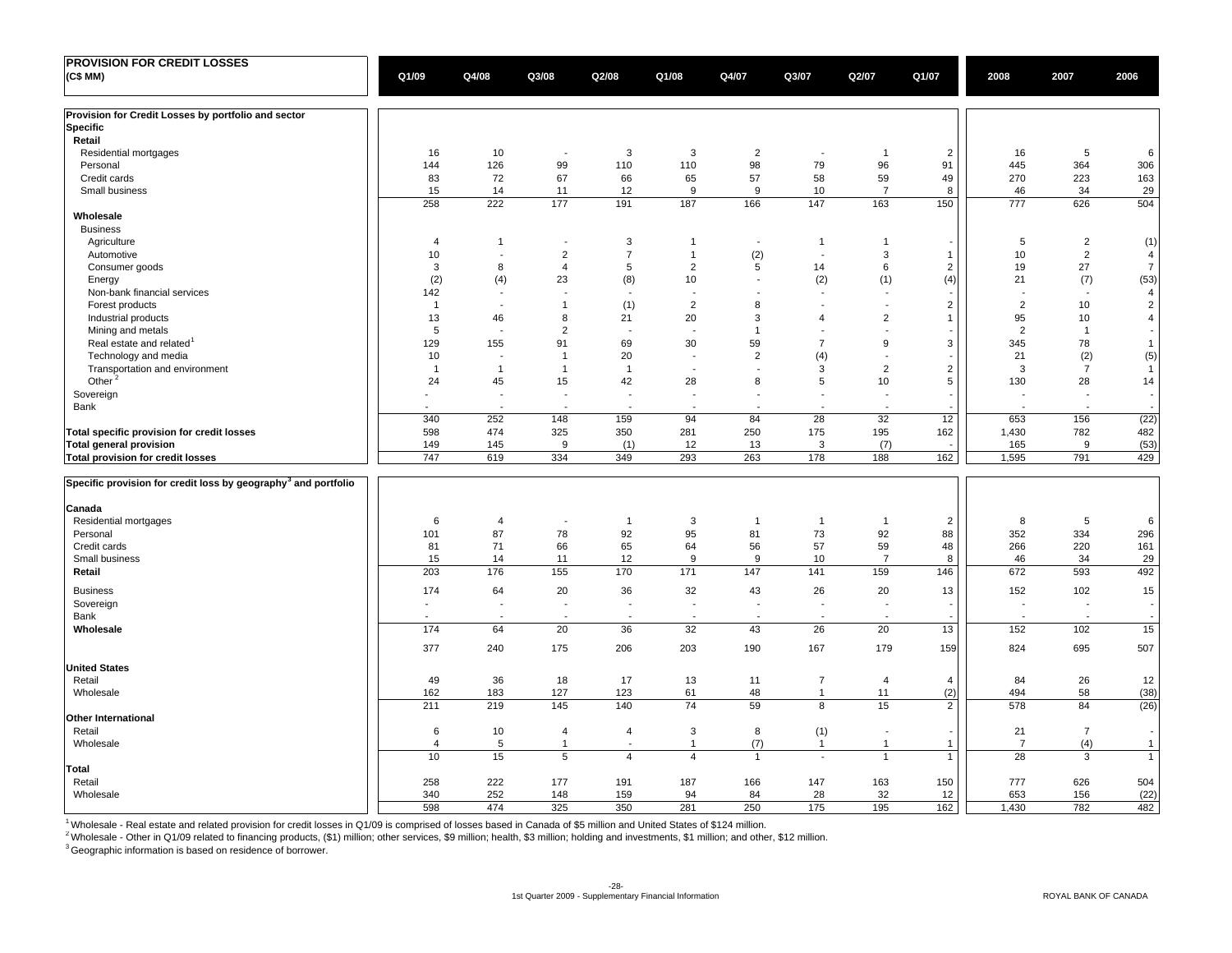# PROVISION FOR CREDIT LOSSES

| (C$ MM) | Q1/09 | Q4/08 | Q3/08 | Q2/08 | Q1/08 | Q4/07 | Q3/07 | Q2/07 | Q1/07 | 2008 | 2007 | 2006 |
|---|---|---|---|---|---|---|---|---|---|---|---|---|
| **Provision for Credit Losses by portfolio and sector** | | | | | | | | | | | | |
| **Specific** | | | | | | | | | | | | |
| **Retail** | | | | | | | | | | | | |
| Residential mortgages | 16 | 10 | - | 3 | 3 | 2 | - | 1 | 2 | 16 | 5 | 6 |
| Personal | 144 | 126 | 99 | 110 | 110 | 98 | 79 | 96 | 91 | 445 | 364 | 306 |
| Credit cards | 83 | 72 | 67 | 66 | 65 | 57 | 58 | 59 | 49 | 270 | 223 | 163 |
| Small business | 15 | 14 | 11 | 12 | 9 | 9 | 10 | 7 | 8 | 46 | 34 | 29 |
| | 258 | 222 | 177 | 191 | 187 | 166 | 147 | 163 | 150 | 777 | 626 | 504 |
| **Wholesale** | | | | | | | | | | | | |
| Business | | | | | | | | | | | | |
| Agriculture | 4 | 1 | - | 3 | 1 | - | 1 | 1 | - | 5 | 2 | (1) |
| Automotive | 10 | - | 2 | 7 | 1 | (2) | - | 3 | 1 | 10 | 2 | 4 |
| Consumer goods | 3 | 8 | 4 | 5 | 2 | 5 | 14 | 6 | 2 | 19 | 27 | 7 |
| Energy | (2) | (4) | 23 | (8) | 10 | - | (2) | (1) | (4) | 21 | (7) | (53) |
| Non-bank financial services | 142 | - | - | - | - | - | - | - | - | - | - | 4 |
| Forest products | 1 | - | 1 | (1) | 2 | 8 | - | - | 2 | 2 | 10 | 2 |
| Industrial products | 13 | 46 | 8 | 21 | 20 | 3 | 4 | 2 | 1 | 95 | 10 | 4 |
| Mining and metals | 5 | - | 2 | - | - | 1 | - | - | - | 2 | 1 | - |
| Real estate and related[1] | 129 | 155 | 91 | 69 | 30 | 59 | 7 | 9 | 3 | 345 | 78 | 1 |
| Technology and media | 10 | - | 1 | 20 | - | 2 | (4) | - | - | 21 | (2) | (5) |
| Transportation and environment | 1 | 1 | 1 | 1 | - | - | 3 | 2 | 2 | 3 | 7 | 1 |
| Other[2] | 24 | 45 | 15 | 42 | 28 | 8 | 5 | 10 | 5 | 130 | 28 | 14 |
| Sovereign | - | - | - | - | - | - | - | - | - | - | - | - |
| Bank | - | - | - | - | - | - | - | - | - | - | - | - |
| | 340 | 252 | 148 | 159 | 94 | 84 | 28 | 32 | 12 | 653 | 156 | (22) |
| **Total specific provision for credit losses** | 598 | 474 | 325 | 350 | 281 | 250 | 175 | 195 | 162 | 1,430 | 782 | 482 |
| **Total general provision** | 149 | 145 | 9 | (1) | 12 | 13 | 3 | (7) | - | 165 | 9 | (53) |
| **Total provision for credit losses** | 747 | 619 | 334 | 349 | 293 | 263 | 178 | 188 | 162 | 1,595 | 791 | 429 |

| **Specific provision for credit loss by geography[3] and portfolio** | Q1/09 | Q4/08 | Q3/08 | Q2/08 | Q1/08 | Q4/07 | Q3/07 | Q2/07 | Q1/07 | 2008 | 2007 | 2006 |
|---|---|---|---|---|---|---|---|---|---|---|---|---|
| **Canada** | | | | | | | | | | | | |
| Residential mortgages | 6 | 4 | - | 1 | 3 | 1 | 1 | 1 | 2 | 8 | 5 | 6 |
| Personal | 101 | 87 | 78 | 92 | 95 | 81 | 73 | 92 | 88 | 352 | 334 | 296 |
| Credit cards | 81 | 71 | 66 | 65 | 64 | 56 | 57 | 59 | 48 | 266 | 220 | 161 |
| Small business | 15 | 14 | 11 | 12 | 9 | 9 | 10 | 7 | 8 | 46 | 34 | 29 |
| **Retail** | 203 | 176 | 155 | 170 | 171 | 147 | 141 | 159 | 146 | 672 | 593 | 492 |
| Business | 174 | 64 | 20 | 36 | 32 | 43 | 26 | 20 | 13 | 152 | 102 | 15 |
| Sovereign | - | - | - | - | - | - | - | - | - | - | - | - |
| Bank | - | - | - | - | - | - | - | - | - | - | - | - |
| **Wholesale** | 174 | 64 | 20 | 36 | 32 | 43 | 26 | 20 | 13 | 152 | 102 | 15 |
| | 377 | 240 | 175 | 206 | 203 | 190 | 167 | 179 | 159 | 824 | 695 | 507 |
| **United States** | | | | | | | | | | | | |
| Retail | 49 | 36 | 18 | 17 | 13 | 11 | 7 | 4 | 4 | 84 | 26 | 12 |
| Wholesale | 162 | 183 | 127 | 123 | 61 | 48 | 1 | 11 | (2) | 494 | 58 | (38) |
| | 211 | 219 | 145 | 140 | 74 | 59 | 8 | 15 | 2 | 578 | 84 | (26) |
| **Other International** | | | | | | | | | | | | |
| Retail | 6 | 10 | 4 | 4 | 3 | 8 | (1) | - | - | 21 | 7 | - |
| Wholesale | 4 | 5 | 1 | - | 1 | (7) | 1 | 1 | 1 | 7 | (4) | 1 |
| | 10 | 15 | 5 | 4 | 4 | 1 | - | 1 | 1 | 28 | 3 | 1 |
| **Total** | | | | | | | | | | | | |
| Retail | 258 | 222 | 177 | 191 | 187 | 166 | 147 | 163 | 150 | 777 | 626 | 504 |
| Wholesale | 340 | 252 | 148 | 159 | 94 | 84 | 28 | 32 | 12 | 653 | 156 | (22) |
| | 598 | 474 | 325 | 350 | 281 | 250 | 175 | 195 | 162 | 1,430 | 782 | 482 |

[1] Wholesale - Real estate and related provision for credit losses in Q1/09 is comprised of losses based in Canada of $5 million and United States of $124 million.

[2] Wholesale - Other in Q1/09 related to financing products, ($1) million; other services, $9 million; health, $3 million; holding and investments, $1 million; and other, $12 million.

[3] Geographic information is based on residence of borrower.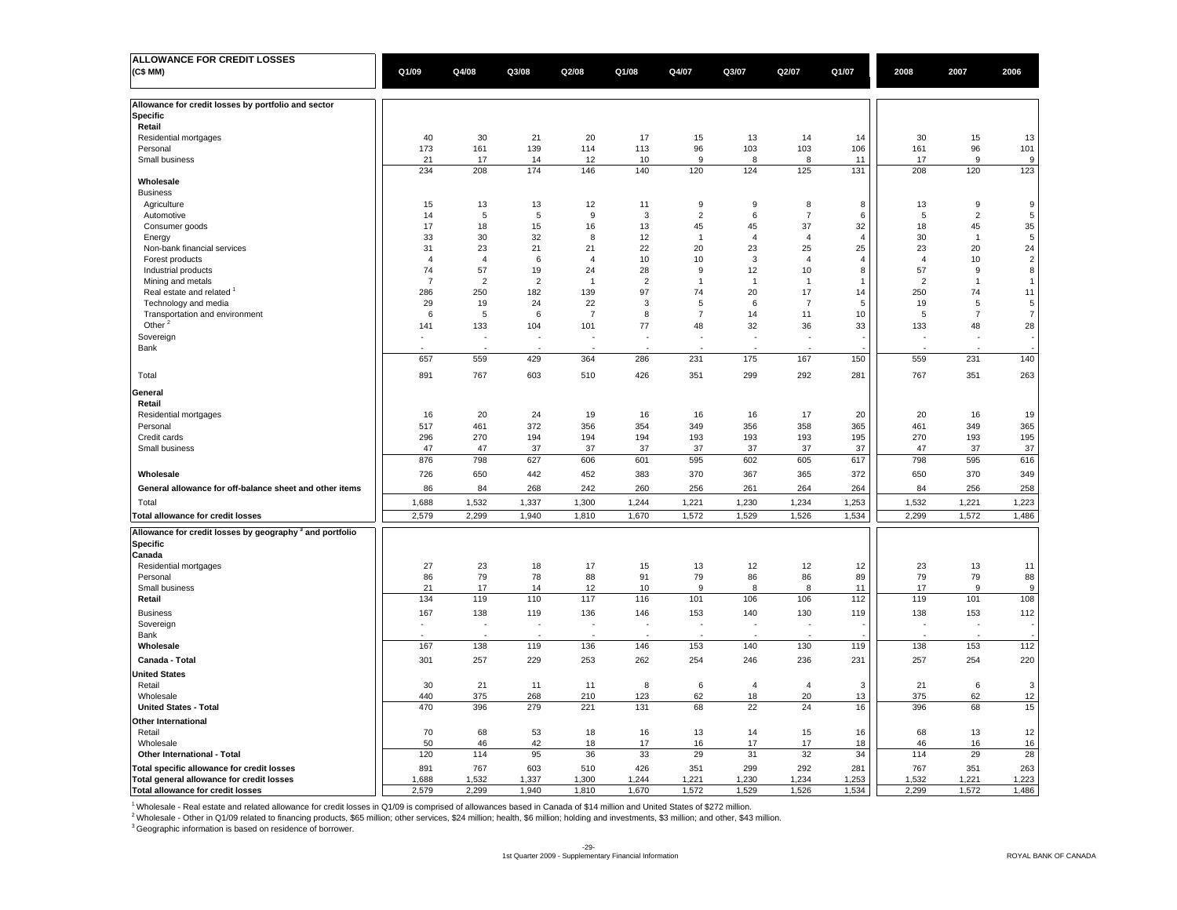| ALLOWANCE FOR CREDIT LOSSES (C$ MM) | Q1/09 | Q4/08 | Q3/08 | Q2/08 | Q1/08 | Q4/07 | Q3/07 | Q2/07 | Q1/07 | 2008 | 2007 | 2006 |
|---|---|---|---|---|---|---|---|---|---|---|---|---|
| **Allowance for credit losses by portfolio and sector** | | | | | | | | | | | | |
| **Specific** | | | | | | | | | | | | |
| **Retail** | | | | | | | | | | | | |
| Residential mortgages | 40 | 30 | 21 | 20 | 17 | 15 | 13 | 14 | 14 | 30 | 15 | 13 |
| Personal | 173 | 161 | 139 | 114 | 113 | 96 | 103 | 103 | 106 | 161 | 96 | 101 |
| Small business | 21 | 17 | 14 | 12 | 10 | 9 | 8 | 8 | 11 | 17 | 9 | 9 |
| | 234 | 208 | 174 | 146 | 140 | 120 | 124 | 125 | 131 | 208 | 120 | 123 |
| **Wholesale** | | | | | | | | | | | | |
| Business | | | | | | | | | | | | |
| Agriculture | 15 | 13 | 13 | 12 | 11 | 9 | 9 | 8 | 8 | 13 | 9 | 9 |
| Automotive | 14 | 5 | 5 | 9 | 3 | 2 | 6 | 7 | 6 | 5 | 2 | 5 |
| Consumer goods | 17 | 18 | 15 | 16 | 13 | 45 | 45 | 37 | 32 | 18 | 45 | 35 |
| Energy | 33 | 30 | 32 | 8 | 12 | 1 | 4 | 4 | 4 | 30 | 1 | 5 |
| Non-bank financial services | 31 | 23 | 21 | 21 | 22 | 20 | 23 | 25 | 25 | 23 | 20 | 24 |
| Forest products | 4 | 4 | 6 | 4 | 10 | 10 | 3 | 4 | 4 | 4 | 10 | 2 |
| Industrial products | 74 | 57 | 19 | 24 | 28 | 9 | 12 | 10 | 8 | 57 | 9 | 8 |
| Mining and metals | 7 | 2 | 2 | 1 | 2 | 1 | 1 | 1 | 1 | 2 | 1 | 1 |
| Real estate and related [1] | 286 | 250 | 182 | 139 | 97 | 74 | 20 | 17 | 14 | 250 | 74 | 11 |
| Technology and media | 29 | 19 | 24 | 22 | 3 | 5 | 6 | 7 | 5 | 19 | 5 | 5 |
| Transportation and environment | 6 | 5 | 6 | 7 | 8 | 7 | 14 | 11 | 10 | 5 | 7 | 7 |
| Other [2] | 141 | 133 | 104 | 101 | 77 | 48 | 32 | 36 | 33 | 133 | 48 | 28 |
| Sovereign | - | - | - | - | - | - | - | - | - | - | - | - |
| Bank | - | - | - | - | - | - | - | - | - | - | - | - |
| | 657 | 559 | 429 | 364 | 286 | 231 | 175 | 167 | 150 | 559 | 231 | 140 |
| Total | 891 | 767 | 603 | 510 | 426 | 351 | 299 | 292 | 281 | 767 | 351 | 263 |
| **General** | | | | | | | | | | | | |
| **Retail** | | | | | | | | | | | | |
| Residential mortgages | 16 | 20 | 24 | 19 | 16 | 16 | 16 | 17 | 20 | 20 | 16 | 19 |
| Personal | 517 | 461 | 372 | 356 | 354 | 349 | 356 | 358 | 365 | 461 | 349 | 365 |
| Credit cards | 296 | 270 | 194 | 194 | 194 | 193 | 193 | 193 | 195 | 270 | 193 | 195 |
| Small business | 47 | 47 | 37 | 37 | 37 | 37 | 37 | 37 | 37 | 47 | 37 | 37 |
| | 876 | 798 | 627 | 606 | 601 | 595 | 602 | 605 | 617 | 798 | 595 | 616 |
| **Wholesale** | 726 | 650 | 442 | 452 | 383 | 370 | 367 | 365 | 372 | 650 | 370 | 349 |
| **General allowance for off-balance sheet and other items** | 86 | 84 | 268 | 242 | 260 | 256 | 261 | 264 | 264 | 84 | 256 | 258 |
| Total | 1,688 | 1,532 | 1,337 | 1,300 | 1,244 | 1,221 | 1,230 | 1,234 | 1,253 | 1,532 | 1,221 | 1,223 |
| **Total allowance for credit losses** | 2,579 | 2,299 | 1,940 | 1,810 | 1,670 | 1,572 | 1,529 | 1,526 | 1,534 | 2,299 | 1,572 | 1,486 |
| **Allowance for credit losses by geography [3] and portfolio** | | | | | | | | | | | | |
| **Specific** | | | | | | | | | | | | |
| **Canada** | | | | | | | | | | | | |
| Residential mortgages | 27 | 23 | 18 | 17 | 15 | 13 | 12 | 12 | 12 | 23 | 13 | 11 |
| Personal | 86 | 79 | 78 | 88 | 91 | 79 | 86 | 86 | 89 | 79 | 79 | 88 |
| Small business | 21 | 17 | 14 | 12 | 10 | 9 | 8 | 8 | 11 | 17 | 9 | 9 |
| **Retail** | 134 | 119 | 110 | 117 | 116 | 101 | 106 | 106 | 112 | 119 | 101 | 108 |
| Business | 167 | 138 | 119 | 136 | 146 | 153 | 140 | 130 | 119 | 138 | 153 | 112 |
| Sovereign | - | - | - | - | - | - | - | - | - | - | - | - |
| Bank | - | - | - | - | - | - | - | - | - | - | - | - |
| **Wholesale** | 167 | 138 | 119 | 136 | 146 | 153 | 140 | 130 | 119 | 138 | 153 | 112 |
| **Canada - Total** | 301 | 257 | 229 | 253 | 262 | 254 | 246 | 236 | 231 | 257 | 254 | 220 |
| **United States** | | | | | | | | | | | | |
| Retail | 30 | 21 | 11 | 11 | 8 | 6 | 4 | 4 | 3 | 21 | 6 | 3 |
| Wholesale | 440 | 375 | 268 | 210 | 123 | 62 | 18 | 20 | 13 | 375 | 62 | 12 |
| **United States - Total** | 470 | 396 | 279 | 221 | 131 | 68 | 22 | 24 | 16 | 396 | 68 | 15 |
| **Other International** | | | | | | | | | | | | |
| Retail | 70 | 68 | 53 | 18 | 16 | 13 | 14 | 15 | 16 | 68 | 13 | 12 |
| Wholesale | 50 | 46 | 42 | 18 | 17 | 16 | 17 | 17 | 18 | 46 | 16 | 16 |
| **Other International - Total** | 120 | 114 | 95 | 36 | 33 | 29 | 31 | 32 | 34 | 114 | 29 | 28 |
| **Total specific allowance for credit losses** | 891 | 767 | 603 | 510 | 426 | 351 | 299 | 292 | 281 | 767 | 351 | 263 |
| **Total general allowance for credit losses** | 1,688 | 1,532 | 1,337 | 1,300 | 1,244 | 1,221 | 1,230 | 1,234 | 1,253 | 1,532 | 1,221 | 1,223 |
| **Total allowance for credit losses** | 2,579 | 2,299 | 1,940 | 1,810 | 1,670 | 1,572 | 1,529 | 1,526 | 1,534 | 2,299 | 1,572 | 1,486 |

[1] Wholesale - Real estate and related allowance for credit losses in Q1/09 is comprised of allowances based in Canada of $14 million and United States of $272 million.

[2] Wholesale - Other in Q1/09 related to financing products, $65 million; other services, $24 million; health, $6 million; holding and investments, $3 million; and other, $43 million.

[3] Geographic information is based on residence of borrower.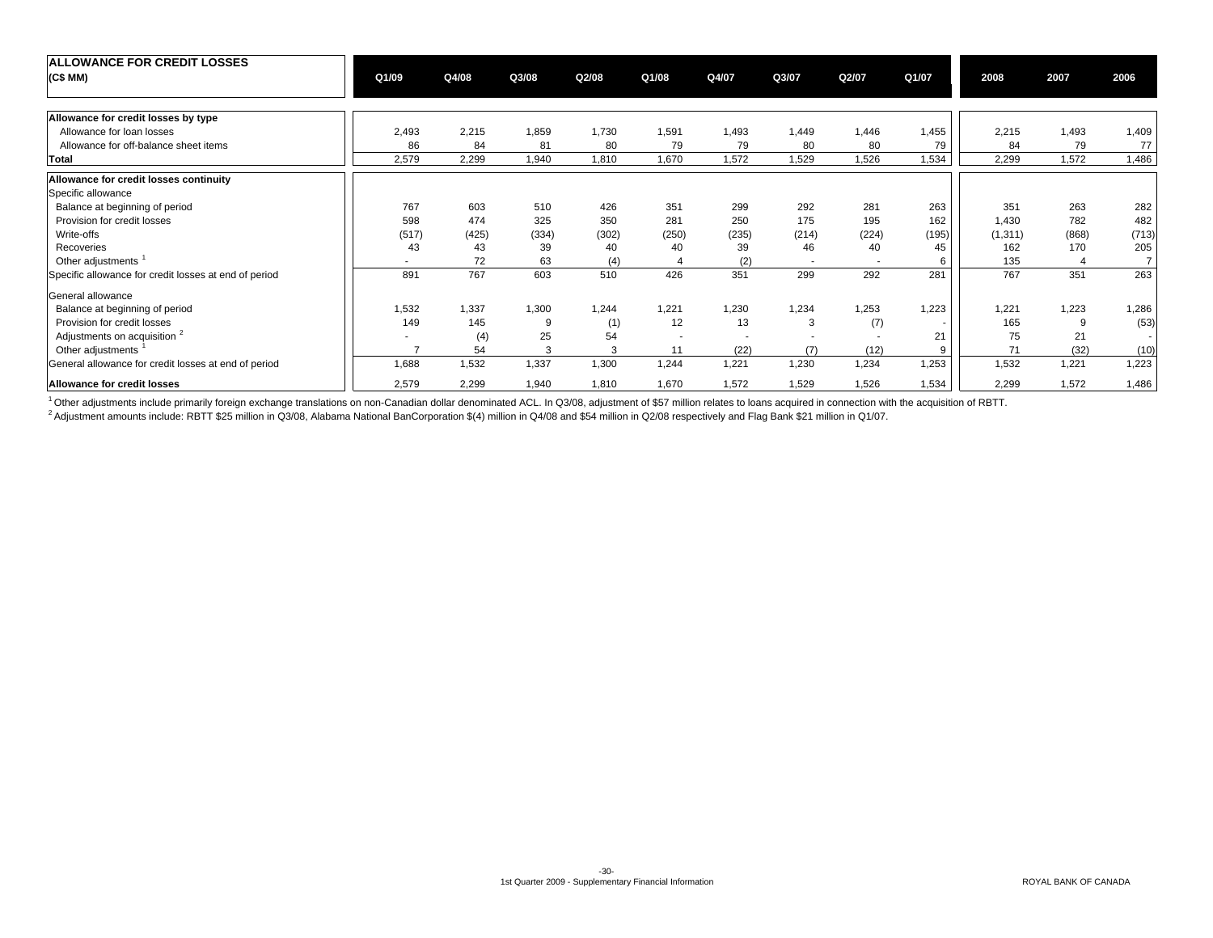| ALLOWANCE FOR CREDIT LOSSES (C$ MM) | Q1/09 | Q4/08 | Q3/08 | Q2/08 | Q1/08 | Q4/07 | Q3/07 | Q2/07 | Q1/07 | 2008 | 2007 | 2006 |
|---|---|---|---|---|---|---|---|---|---|---|---|---|
| **Allowance for credit losses by type** | | | | | | | | | | | | |
| Allowance for loan losses | 2,493 | 2,215 | 1,859 | 1,730 | 1,591 | 1,493 | 1,449 | 1,446 | 1,455 | 2,215 | 1,493 | 1,409 |
| Allowance for off-balance sheet items | 86 | 84 | 81 | 80 | 79 | 79 | 80 | 80 | 79 | 84 | 79 | 77 |
| **Total** | 2,579 | 2,299 | 1,940 | 1,810 | 1,670 | 1,572 | 1,529 | 1,526 | 1,534 | 2,299 | 1,572 | 1,486 |
| **Allowance for credit losses continuity** | | | | | | | | | | | | |
| Specific allowance | | | | | | | | | | | | |
| Balance at beginning of period | 767 | 603 | 510 | 426 | 351 | 299 | 292 | 281 | 263 | 351 | 263 | 282 |
| Provision for credit losses | 598 | 474 | 325 | 350 | 281 | 250 | 175 | 195 | 162 | 1,430 | 782 | 482 |
| Write-offs | (517) | (425) | (334) | (302) | (250) | (235) | (214) | (224) | (195) | (1,311) | (868) | (713) |
| Recoveries | 43 | 43 | 39 | 40 | 40 | 39 | 46 | 40 | 45 | 162 | 170 | 205 |
| Other adjustments [1] | - | 72 | 63 | (4) | 4 | (2) | - | - | 6 | 135 | 4 | 7 |
| Specific allowance for credit losses at end of period | 891 | 767 | 603 | 510 | 426 | 351 | 299 | 292 | 281 | 767 | 351 | 263 |
| General allowance | | | | | | | | | | | | |
| Balance at beginning of period | 1,532 | 1,337 | 1,300 | 1,244 | 1,221 | 1,230 | 1,234 | 1,253 | 1,223 | 1,221 | 1,223 | 1,286 |
| Provision for credit losses | 149 | 145 | 9 | (1) | 12 | 13 | 3 | (7) | - | 165 | 9 | (53) |
| Adjustments on acquisition [2] | - | (4) | 25 | 54 | - | - | - | - | 21 | 75 | 21 | - |
| Other adjustments [1] | 7 | 54 | 3 | 3 | 11 | (22) | (7) | (12) | 9 | 71 | (32) | (10) |
| General allowance for credit losses at end of period | 1,688 | 1,532 | 1,337 | 1,300 | 1,244 | 1,221 | 1,230 | 1,234 | 1,253 | 1,532 | 1,221 | 1,223 |
| **Allowance for credit losses** | 2,579 | 2,299 | 1,940 | 1,810 | 1,670 | 1,572 | 1,529 | 1,526 | 1,534 | 2,299 | 1,572 | 1,486 |

[1] Other adjustments include primarily foreign exchange translations on non-Canadian dollar denominated ACL. In Q3/08, adjustment of $57 million relates to loans acquired in connection with the acquisition of RBTT.

[2] Adjustment amounts include: RBTT $25 million in Q3/08, Alabama National BanCorporation $(4) million in Q4/08 and $54 million in Q2/08 respectively and Flag Bank $21 million in Q1/07.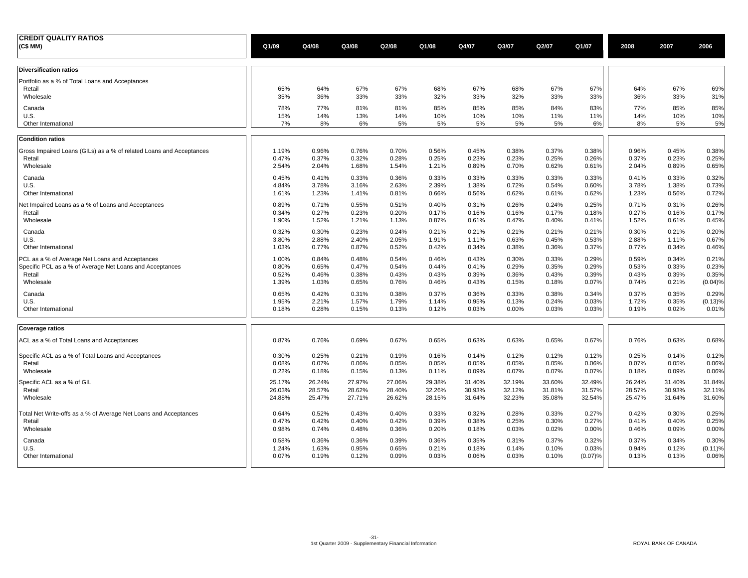| CREDIT QUALITY RATIOS (C$ MM) | Q1/09 | Q4/08 | Q3/08 | Q2/08 | Q1/08 | Q4/07 | Q3/07 | Q2/07 | Q1/07 | 2008 | 2007 | 2006 |
|---|---|---|---|---|---|---|---|---|---|---|---|---|
| **Diversification ratios** | | | | | | | | | | | | |
| Portfolio as a % of Total Loans and Acceptances | | | | | | | | | | | | |
| Retail | 65% | 64% | 67% | 67% | 68% | 67% | 68% | 67% | 67% | 64% | 67% | 69% |
| Wholesale | 35% | 36% | 33% | 33% | 32% | 33% | 32% | 33% | 33% | 36% | 33% | 31% |
| Canada | 78% | 77% | 81% | 81% | 85% | 85% | 85% | 84% | 83% | 77% | 85% | 85% |
| U.S. | 15% | 14% | 13% | 14% | 10% | 10% | 10% | 11% | 11% | 14% | 10% | 10% |
| Other International | 7% | 8% | 6% | 5% | 5% | 5% | 5% | 5% | 6% | 8% | 5% | 5% |
| **Condition ratios** | | | | | | | | | | | | |
| Gross Impaired Loans (GILs) as a % of related Loans and Acceptances | 1.19% | 0.96% | 0.76% | 0.70% | 0.56% | 0.45% | 0.38% | 0.37% | 0.38% | 0.96% | 0.45% | 0.38% |
| Retail | 0.47% | 0.37% | 0.32% | 0.28% | 0.25% | 0.23% | 0.23% | 0.25% | 0.26% | 0.37% | 0.23% | 0.25% |
| Wholesale | 2.54% | 2.04% | 1.68% | 1.54% | 1.21% | 0.89% | 0.70% | 0.62% | 0.61% | 2.04% | 0.89% | 0.65% |
| Canada | 0.45% | 0.41% | 0.33% | 0.36% | 0.33% | 0.33% | 0.33% | 0.33% | 0.33% | 0.41% | 0.33% | 0.32% |
| U.S. | 4.84% | 3.78% | 3.16% | 2.63% | 2.39% | 1.38% | 0.72% | 0.54% | 0.60% | 3.78% | 1.38% | 0.73% |
| Other International | 1.61% | 1.23% | 1.41% | 0.81% | 0.66% | 0.56% | 0.62% | 0.61% | 0.62% | 1.23% | 0.56% | 0.72% |
| Net Impaired Loans as a % of Loans and Acceptances | 0.89% | 0.71% | 0.55% | 0.51% | 0.40% | 0.31% | 0.26% | 0.24% | 0.25% | 0.71% | 0.31% | 0.26% |
| Retail | 0.34% | 0.27% | 0.23% | 0.20% | 0.17% | 0.16% | 0.16% | 0.17% | 0.18% | 0.27% | 0.16% | 0.17% |
| Wholesale | 1.90% | 1.52% | 1.21% | 1.13% | 0.87% | 0.61% | 0.47% | 0.40% | 0.41% | 1.52% | 0.61% | 0.45% |
| Canada | 0.32% | 0.30% | 0.23% | 0.24% | 0.21% | 0.21% | 0.21% | 0.21% | 0.21% | 0.30% | 0.21% | 0.20% |
| U.S. | 3.80% | 2.88% | 2.40% | 2.05% | 1.91% | 1.11% | 0.63% | 0.45% | 0.53% | 2.88% | 1.11% | 0.67% |
| Other International | 1.03% | 0.77% | 0.87% | 0.52% | 0.42% | 0.34% | 0.38% | 0.36% | 0.37% | 0.77% | 0.34% | 0.46% |
| PCL as a % of Average Net Loans and Acceptances | 1.00% | 0.84% | 0.48% | 0.54% | 0.46% | 0.43% | 0.30% | 0.33% | 0.29% | 0.59% | 0.34% | 0.21% |
| Specific PCL as a % of Average Net Loans and Acceptances | 0.80% | 0.65% | 0.47% | 0.54% | 0.44% | 0.41% | 0.29% | 0.35% | 0.29% | 0.53% | 0.33% | 0.23% |
| Retail | 0.52% | 0.46% | 0.38% | 0.43% | 0.43% | 0.39% | 0.36% | 0.43% | 0.39% | 0.43% | 0.39% | 0.35% |
| Wholesale | 1.39% | 1.03% | 0.65% | 0.76% | 0.46% | 0.43% | 0.15% | 0.18% | 0.07% | 0.74% | 0.21% | (0.04)% |
| Canada | 0.65% | 0.42% | 0.31% | 0.38% | 0.37% | 0.36% | 0.33% | 0.38% | 0.34% | 0.37% | 0.35% | 0.29% |
| U.S. | 1.95% | 2.21% | 1.57% | 1.79% | 1.14% | 0.95% | 0.13% | 0.24% | 0.03% | 1.72% | 0.35% | (0.13)% |
| Other International | 0.18% | 0.28% | 0.15% | 0.13% | 0.12% | 0.03% | 0.00% | 0.03% | 0.03% | 0.19% | 0.02% | 0.01% |
| **Coverage ratios** | | | | | | | | | | | | |
| ACL as a % of Total Loans and Acceptances | 0.87% | 0.76% | 0.69% | 0.67% | 0.65% | 0.63% | 0.63% | 0.65% | 0.67% | 0.76% | 0.63% | 0.68% |
| Specific ACL as a % of Total Loans and Acceptances | 0.30% | 0.25% | 0.21% | 0.19% | 0.16% | 0.14% | 0.12% | 0.12% | 0.12% | 0.25% | 0.14% | 0.12% |
| Retail | 0.08% | 0.07% | 0.06% | 0.05% | 0.05% | 0.05% | 0.05% | 0.05% | 0.06% | 0.07% | 0.05% | 0.06% |
| Wholesale | 0.22% | 0.18% | 0.15% | 0.13% | 0.11% | 0.09% | 0.07% | 0.07% | 0.07% | 0.18% | 0.09% | 0.06% |
| Specific ACL as a % of GIL | 25.17% | 26.24% | 27.97% | 27.06% | 29.38% | 31.40% | 32.19% | 33.60% | 32.49% | 26.24% | 31.40% | 31.84% |
| Retail | 26.03% | 28.57% | 28.62% | 28.40% | 32.26% | 30.93% | 32.12% | 31.81% | 31.57% | 28.57% | 30.93% | 32.11% |
| Wholesale | 24.88% | 25.47% | 27.71% | 26.62% | 28.15% | 31.64% | 32.23% | 35.08% | 32.54% | 25.47% | 31.64% | 31.60% |
| Total Net Write-offs as a % of Average Net Loans and Acceptances | 0.64% | 0.52% | 0.43% | 0.40% | 0.33% | 0.32% | 0.28% | 0.33% | 0.27% | 0.42% | 0.30% | 0.25% |
| Retail | 0.47% | 0.42% | 0.40% | 0.42% | 0.39% | 0.38% | 0.25% | 0.30% | 0.27% | 0.41% | 0.40% | 0.25% |
| Wholesale | 0.98% | 0.74% | 0.48% | 0.36% | 0.20% | 0.18% | 0.03% | 0.02% | 0.00% | 0.46% | 0.09% | 0.00% |
| Canada | 0.58% | 0.36% | 0.36% | 0.39% | 0.36% | 0.35% | 0.31% | 0.37% | 0.32% | 0.37% | 0.34% | 0.30% |
| U.S. | 1.24% | 1.63% | 0.95% | 0.65% | 0.21% | 0.18% | 0.14% | 0.10% | 0.03% | 0.94% | 0.12% | (0.11)% |
| Other International | 0.07% | 0.19% | 0.12% | 0.09% | 0.03% | 0.06% | 0.03% | 0.10% | (0.07)% | 0.13% | 0.13% | 0.06% |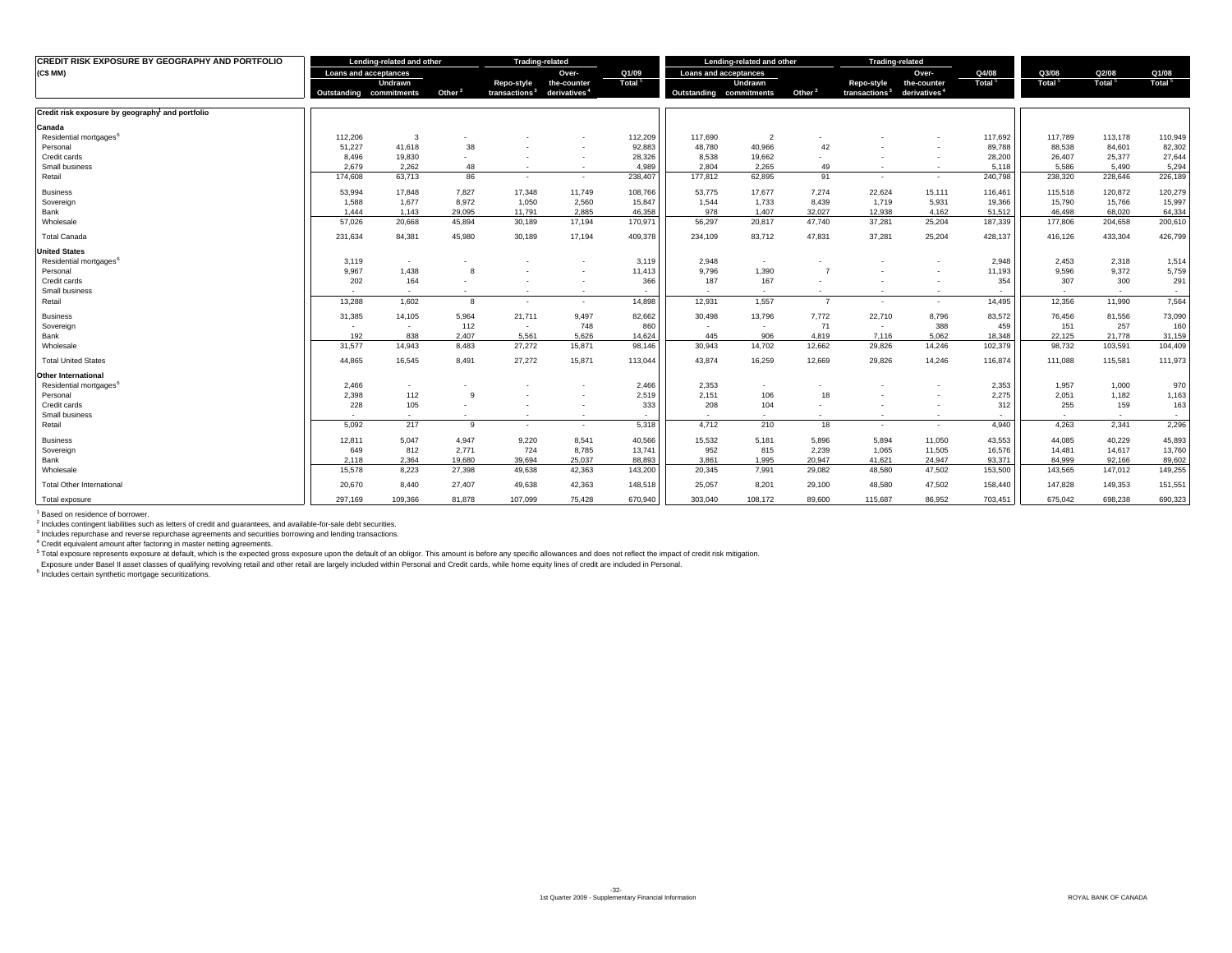| CREDIT RISK EXPOSURE BY GEOGRAPHY AND PORTFOLIO (C$ MM) | Lending-related and other | | | Trading-related | | Q1/09 | Lending-related and other | | | Trading-related | | Q4/08 | Q3/08 | Q2/08 | Q1/08 |
|---|---|---|---|---|---|---|---|---|---|---|---|---|---|---|---|
| | Loans and acceptances | | | | | | Loans and acceptances | | | | | | | | |
| | Outstanding | Undrawn commitments | Other [2] | Repo-style transactions [3] | Over-the-counter derivatives [4] | Total [5] | Outstanding | Undrawn commitments | Other [2] | Repo-style transactions [3] | Over-the-counter derivatives [4] | Total [5] | Total [5] | Total [5] | Total [5] |
| **Credit risk exposure by geography[1] and portfolio** | | | | | | | | | | | | | | | |
| **Canada** | | | | | | | | | | | | | | | |
| Residential mortgages [6] | 112,206 | 3 | - | - | - | 112,209 | 117,690 | 2 | - | - | - | 117,692 | 117,789 | 113,178 | 110,949 |
| Personal | 51,227 | 41,618 | 38 | - | - | 92,883 | 48,780 | 40,966 | 42 | - | - | 89,788 | 88,538 | 84,601 | 82,302 |
| Credit cards | 8,496 | 19,830 | - | - | - | 28,326 | 8,538 | 19,662 | - | - | - | 28,200 | 26,407 | 25,377 | 27,644 |
| Small business | 2,679 | 2,262 | 48 | - | - | 4,989 | 2,804 | 2,265 | 49 | - | - | 5,118 | 5,586 | 5,490 | 5,294 |
| Retail | 174,608 | 63,713 | 86 | - | - | 238,407 | 177,812 | 62,895 | 91 | - | - | 240,798 | 238,320 | 228,646 | 226,189 |
| Business | 53,994 | 17,848 | 7,827 | 17,348 | 11,749 | 108,766 | 53,775 | 17,677 | 7,274 | 22,624 | 15,111 | 116,461 | 115,518 | 120,872 | 120,279 |
| Sovereign | 1,588 | 1,677 | 8,972 | 1,050 | 2,560 | 15,847 | 1,544 | 1,733 | 8,439 | 1,719 | 5,931 | 19,366 | 15,790 | 15,766 | 15,997 |
| Bank | 1,444 | 1,143 | 29,095 | 11,791 | 2,885 | 46,358 | 978 | 1,407 | 32,027 | 12,938 | 4,162 | 51,512 | 46,498 | 68,020 | 64,334 |
| Wholesale | 57,026 | 20,668 | 45,894 | 30,189 | 17,194 | 170,971 | 56,297 | 20,817 | 47,740 | 37,281 | 25,204 | 187,339 | 177,806 | 204,658 | 200,610 |
| Total Canada | 231,634 | 84,381 | 45,980 | 30,189 | 17,194 | 409,378 | 234,109 | 83,712 | 47,831 | 37,281 | 25,204 | 428,137 | 416,126 | 433,304 | 426,799 |
| **United States** | | | | | | | | | | | | | | | |
| Residential mortgages [6] | 3,119 | - | - | - | - | 3,119 | 2,948 | - | - | - | - | 2,948 | 2,453 | 2,318 | 1,514 |
| Personal | 9,967 | 1,438 | 8 | - | - | 11,413 | 9,796 | 1,390 | 7 | - | - | 11,193 | 9,596 | 9,372 | 5,759 |
| Credit cards | 202 | 164 | - | - | - | 366 | 187 | 167 | - | - | - | 354 | 307 | 300 | 291 |
| Small business | - | - | - | - | - | - | - | - | - | - | - | - | - | - | - |
| Retail | 13,288 | 1,602 | 8 | - | - | 14,898 | 12,931 | 1,557 | 7 | - | - | 14,495 | 12,356 | 11,990 | 7,564 |
| Business | 31,385 | 14,105 | 5,964 | 21,711 | 9,497 | 82,662 | 30,498 | 13,796 | 7,772 | 22,710 | 8,796 | 83,572 | 76,456 | 81,556 | 73,090 |
| Sovereign | - | - | 112 | - | 748 | 860 | - | - | 71 | - | 388 | 459 | 151 | 257 | 160 |
| Bank | 192 | 838 | 2,407 | 5,561 | 5,626 | 14,624 | 445 | 906 | 4,819 | 7,116 | 5,062 | 18,348 | 22,125 | 21,778 | 31,159 |
| Wholesale | 31,577 | 14,943 | 8,483 | 27,272 | 15,871 | 98,146 | 30,943 | 14,702 | 12,662 | 29,826 | 14,246 | 102,379 | 98,732 | 103,591 | 104,409 |
| Total United States | 44,865 | 16,545 | 8,491 | 27,272 | 15,871 | 113,044 | 43,874 | 16,259 | 12,669 | 29,826 | 14,246 | 116,874 | 111,088 | 115,581 | 111,973 |
| **Other International** | | | | | | | | | | | | | | | |
| Residential mortgages [6] | 2,466 | - | - | - | - | 2,466 | 2,353 | - | - | - | - | 2,353 | 1,957 | 1,000 | 970 |
| Personal | 2,398 | 112 | 9 | - | - | 2,519 | 2,151 | 106 | 18 | - | - | 2,275 | 2,051 | 1,182 | 1,163 |
| Credit cards | 228 | 105 | - | - | - | 333 | 208 | 104 | - | - | - | 312 | 255 | 159 | 163 |
| Small business | - | - | - | - | - | - | - | - | - | - | - | - | - | - | - |
| Retail | 5,092 | 217 | 9 | - | - | 5,318 | 4,712 | 210 | 18 | - | - | 4,940 | 4,263 | 2,341 | 2,296 |
| Business | 12,811 | 5,047 | 4,947 | 9,220 | 8,541 | 40,566 | 15,532 | 5,181 | 5,896 | 5,894 | 11,050 | 43,553 | 44,085 | 40,229 | 45,893 |
| Sovereign | 649 | 812 | 2,771 | 724 | 8,785 | 13,741 | 952 | 815 | 2,239 | 1,065 | 11,505 | 16,576 | 14,481 | 14,617 | 13,760 |
| Bank | 2,118 | 2,364 | 19,680 | 39,694 | 25,037 | 88,893 | 3,861 | 1,995 | 20,947 | 41,621 | 24,947 | 93,371 | 84,999 | 92,166 | 89,602 |
| Wholesale | 15,578 | 8,223 | 27,398 | 49,638 | 42,363 | 143,200 | 20,345 | 7,991 | 29,082 | 48,580 | 47,502 | 153,500 | 143,565 | 147,012 | 149,255 |
| Total Other International | 20,670 | 8,440 | 27,407 | 49,638 | 42,363 | 148,518 | 25,057 | 8,201 | 29,100 | 48,580 | 47,502 | 158,440 | 147,828 | 149,353 | 151,551 |
| Total exposure | 297,169 | 109,366 | 81,878 | 107,099 | 75,428 | 670,940 | 303,040 | 108,172 | 89,600 | 115,687 | 86,952 | 703,451 | 675,042 | 698,238 | 690,323 |

[1] Based on residence of borrower.
[2] Includes contingent liabilities such as letters of credit and guarantees, and available-for-sale debt securities.
[3] Includes repurchase and reverse repurchase agreements and securities borrowing and lending transactions.
[4] Credit equivalent amount after factoring in master netting agreements.
[5] Total exposure represents exposure at default, which is the expected gross exposure upon the default of an obligor. This amount is before any specific allowances and does not reflect the impact of credit risk mitigation.
Exposure under Basel II asset classes of qualifying revolving retail and other retail are largely included within Personal and Credit cards, while home equity lines of credit are included in Personal.
[6] Includes certain synthetic mortgage securitizations.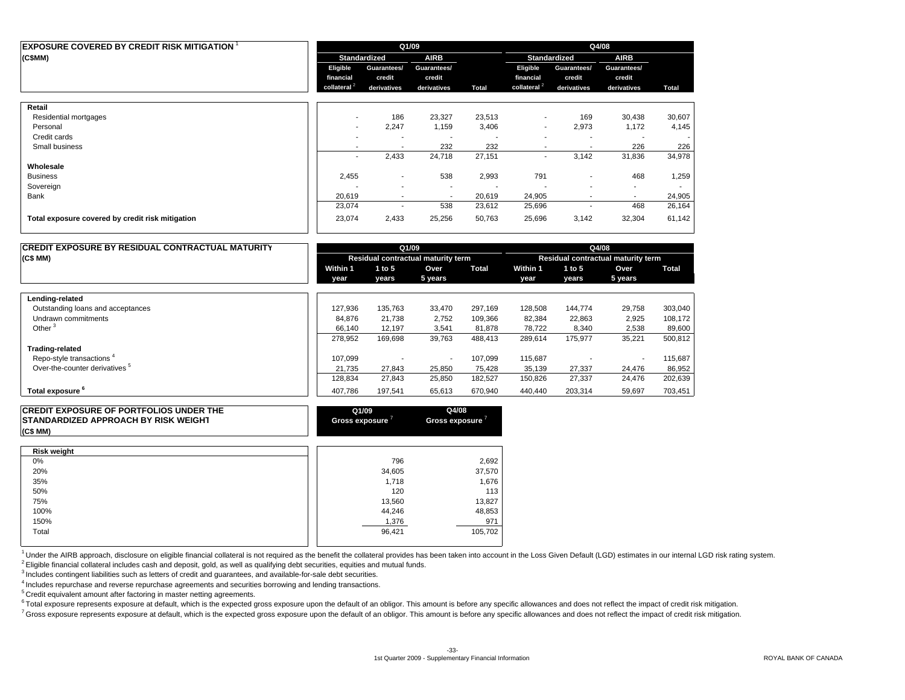## EXPOSURE COVERED BY CREDIT RISK MITIGATION [1]

| (C$MM) | Q1/09 | | | | Q4/08 | | | |
|---|---|---|---|---|---|---|---|---|
| | Standardized | | AIRB | | Standardized | | AIRB | |
| | Eligible financial collateral [2] | Guarantees/ credit derivatives | Guarantees/ credit derivatives | Total | Eligible financial collateral [2] | Guarantees/ credit derivatives | Guarantees/ credit derivatives | Total |
| **Retail** | | | | | | | | |
| Residential mortgages | - | 186 | 23,327 | 23,513 | - | 169 | 30,438 | 30,607 |
| Personal | - | 2,247 | 1,159 | 3,406 | - | 2,973 | 1,172 | 4,145 |
| Credit cards | - | - | - | - | - | - | - | - |
| Small business | - | - | 232 | 232 | - | - | 226 | 226 |
| | - | 2,433 | 24,718 | 27,151 | - | 3,142 | 31,836 | 34,978 |
| **Wholesale** | | | | | | | | |
| Business | 2,455 | - | 538 | 2,993 | 791 | - | 468 | 1,259 |
| Sovereign | - | - | - | - | - | - | - | - |
| Bank | 20,619 | - | - | 20,619 | 24,905 | - | - | 24,905 |
| | 23,074 | - | 538 | 23,612 | 25,696 | - | 468 | 26,164 |
| **Total exposure covered by credit risk mitigation** | 23,074 | 2,433 | 25,256 | 50,763 | 25,696 | 3,142 | 32,304 | 61,142 |

## CREDIT EXPOSURE BY RESIDUAL CONTRACTUAL MATURITY

| (C$ MM) | Q1/09 | | | | Q4/08 | | | |
|---|---|---|---|---|---|---|---|---|
| | Residual contractual maturity term | | | | Residual contractual maturity term | | | |
| | Within 1 year | 1 to 5 years | Over 5 years | Total | Within 1 year | 1 to 5 years | Over 5 years | Total |
| **Lending-related** | | | | | | | | |
| Outstanding loans and acceptances | 127,936 | 135,763 | 33,470 | 297,169 | 128,508 | 144,774 | 29,758 | 303,040 |
| Undrawn commitments | 84,876 | 21,738 | 2,752 | 109,366 | 82,384 | 22,863 | 2,925 | 108,172 |
| Other [3] | 66,140 | 12,197 | 3,541 | 81,878 | 78,722 | 8,340 | 2,538 | 89,600 |
| | 278,952 | 169,698 | 39,763 | 488,413 | 289,614 | 175,977 | 35,221 | 500,812 |
| **Trading-related** | | | | | | | | |
| Repo-style transactions [4] | 107,099 | - | - | 107,099 | 115,687 | - | - | 115,687 |
| Over-the-counter derivatives [5] | 21,735 | 27,843 | 25,850 | 75,428 | 35,139 | 27,337 | 24,476 | 86,952 |
| | 128,834 | 27,843 | 25,850 | 182,527 | 150,826 | 27,337 | 24,476 | 202,639 |
| **Total exposure [6]** | 407,786 | 197,541 | 65,613 | 670,940 | 440,440 | 203,314 | 59,697 | 703,451 |

## CREDIT EXPOSURE OF PORTFOLIOS UNDER THE STANDARDIZED APPROACH BY RISK WEIGHT

| (C$ MM) | Q1/09 Gross exposure [7] | Q4/08 Gross exposure [7] |
|---|---|---|
| **Risk weight** | | |
| 0% | 796 | 2,692 |
| 20% | 34,605 | 37,570 |
| 35% | 1,718 | 1,676 |
| 50% | 120 | 113 |
| 75% | 13,560 | 13,827 |
| 100% | 44,246 | 48,853 |
| 150% | 1,376 | 971 |
| Total | 96,421 | 105,702 |

[1] Under the AIRB approach, disclosure on eligible financial collateral is not required as the benefit the collateral provides has been taken into account in the Loss Given Default (LGD) estimates in our internal LGD risk rating system.

[2] Eligible financial collateral includes cash and deposit, gold, as well as qualifying debt securities, equities and mutual funds.

[3] Includes contingent liabilities such as letters of credit and guarantees, and available-for-sale debt securities.

[4] Includes repurchase and reverse repurchase agreements and securities borrowing and lending transactions.

[5] Credit equivalent amount after factoring in master netting agreements.

[6] Total exposure represents exposure at default, which is the expected gross exposure upon the default of an obligor. This amount is before any specific allowances and does not reflect the impact of credit risk mitigation.

[7] Gross exposure represents exposure at default, which is the expected gross exposure upon the default of an obligor. This amount is before any specific allowances and does not reflect the impact of credit risk mitigation.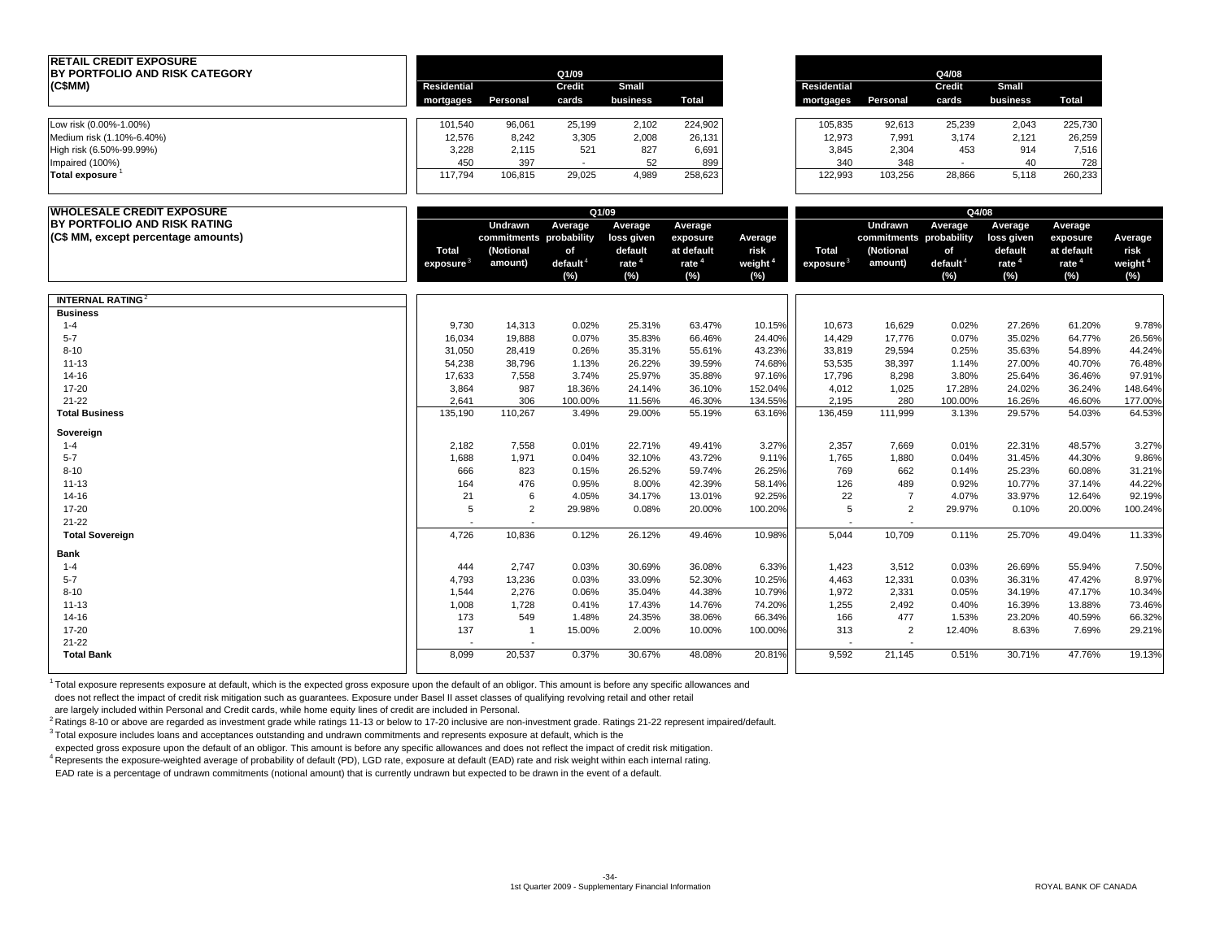## RETAIL CREDIT EXPOSURE BY PORTFOLIO AND RISK CATEGORY (C$MM)

| | Q1/09 | | | | | Q4/08 | | | | |
|---|---|---|---|---|---|---|---|---|---|---|
| | Residential mortgages | Personal | Credit cards | Small business | Total | Residential mortgages | Personal | Credit cards | Small business | Total |
| Low risk (0.00%-1.00%) | 101,540 | 96,061 | 25,199 | 2,102 | 224,902 | 105,835 | 92,613 | 25,239 | 2,043 | 225,730 |
| Medium risk (1.10%-6.40%) | 12,576 | 8,242 | 3,305 | 2,008 | 26,131 | 12,973 | 7,991 | 3,174 | 2,121 | 26,259 |
| High risk (6.50%-99.99%) | 3,228 | 2,115 | 521 | 827 | 6,691 | 3,845 | 2,304 | 453 | 914 | 7,516 |
| Impaired (100%) | 450 | 397 | - | 52 | 899 | 340 | 348 | - | 40 | 728 |
| **Total exposure** [1] | 117,794 | 106,815 | 29,025 | 4,989 | 258,623 | 122,993 | 103,256 | 28,866 | 5,118 | 260,233 |

## WHOLESALE CREDIT EXPOSURE BY PORTFOLIO AND RISK RATING (C$ MM, except percentage amounts)

| | Q1/09 | | | | | | Q4/08 | | | | | |
|---|---|---|---|---|---|---|---|---|---|---|---|---|
| | Total exposure [3] | Undrawn commitments (Notional amount) | Average probability of default [4] (%) | Average loss given default rate [4] (%) | Average exposure at default rate [4] (%) | Average risk weight [4] (%) | Total exposure [3] | Undrawn commitments (Notional amount) | Average probability of default [4] (%) | Average loss given default rate [4] (%) | Average exposure at default rate [4] (%) | Average risk weight [4] (%) |
| **INTERNAL RATING** [2] | | | | | | | | | | | | |
| **Business** | | | | | | | | | | | | |
| 1-4 | 9,730 | 14,313 | 0.02% | 25.31% | 63.47% | 10.15% | 10,673 | 16,629 | 0.02% | 27.26% | 61.20% | 9.78% |
| 5-7 | 16,034 | 19,888 | 0.07% | 35.83% | 66.46% | 24.40% | 14,429 | 17,776 | 0.07% | 35.02% | 64.77% | 26.56% |
| 8-10 | 31,050 | 28,419 | 0.26% | 35.31% | 55.61% | 43.23% | 33,819 | 29,594 | 0.25% | 35.63% | 54.89% | 44.24% |
| 11-13 | 54,238 | 38,796 | 1.13% | 26.22% | 39.59% | 74.68% | 53,535 | 38,397 | 1.14% | 27.00% | 40.70% | 76.48% |
| 14-16 | 17,633 | 7,558 | 3.74% | 25.97% | 35.88% | 97.16% | 17,796 | 8,298 | 3.80% | 25.64% | 36.46% | 97.91% |
| 17-20 | 3,864 | 987 | 18.36% | 24.14% | 36.10% | 152.04% | 4,012 | 1,025 | 17.28% | 24.02% | 36.24% | 148.64% |
| 21-22 | 2,641 | 306 | 100.00% | 11.56% | 46.30% | 134.55% | 2,195 | 280 | 100.00% | 16.26% | 46.60% | 177.00% |
| **Total Business** | 135,190 | 110,267 | 3.49% | 29.00% | 55.19% | 63.16% | 136,459 | 111,999 | 3.13% | 29.57% | 54.03% | 64.53% |
| **Sovereign** | | | | | | | | | | | | |
| 1-4 | 2,182 | 7,558 | 0.01% | 22.71% | 49.41% | 3.27% | 2,357 | 7,669 | 0.01% | 22.31% | 48.57% | 3.27% |
| 5-7 | 1,688 | 1,971 | 0.04% | 32.10% | 43.72% | 9.11% | 1,765 | 1,880 | 0.04% | 31.45% | 44.30% | 9.86% |
| 8-10 | 666 | 823 | 0.15% | 26.52% | 59.74% | 26.25% | 769 | 662 | 0.14% | 25.23% | 60.08% | 31.21% |
| 11-13 | 164 | 476 | 0.95% | 8.00% | 42.39% | 58.14% | 126 | 489 | 0.92% | 10.77% | 37.14% | 44.22% |
| 14-16 | 21 | 6 | 4.05% | 34.17% | 13.01% | 92.25% | 22 | 7 | 4.07% | 33.97% | 12.64% | 92.19% |
| 17-20 | 5 | 2 | 29.98% | 0.08% | 20.00% | 100.20% | 5 | 2 | 29.97% | 0.10% | 20.00% | 100.24% |
| 21-22 | - | - | | | | | - | - | | | | |
| **Total Sovereign** | 4,726 | 10,836 | 0.12% | 26.12% | 49.46% | 10.98% | 5,044 | 10,709 | 0.11% | 25.70% | 49.04% | 11.33% |
| **Bank** | | | | | | | | | | | | |
| 1-4 | 444 | 2,747 | 0.03% | 30.69% | 36.08% | 6.33% | 1,423 | 3,512 | 0.03% | 26.69% | 55.94% | 7.50% |
| 5-7 | 4,793 | 13,236 | 0.03% | 33.09% | 52.30% | 10.25% | 4,463 | 12,331 | 0.03% | 36.31% | 47.42% | 8.97% |
| 8-10 | 1,544 | 2,276 | 0.06% | 35.04% | 44.38% | 10.79% | 1,972 | 2,331 | 0.05% | 34.19% | 47.17% | 10.34% |
| 11-13 | 1,008 | 1,728 | 0.41% | 17.43% | 14.76% | 74.20% | 1,255 | 2,492 | 0.40% | 16.39% | 13.88% | 73.46% |
| 14-16 | 173 | 549 | 1.48% | 24.35% | 38.06% | 66.34% | 166 | 477 | 1.53% | 23.20% | 40.59% | 66.32% |
| 17-20 | 137 | 1 | 15.00% | 2.00% | 10.00% | 100.00% | 313 | 2 | 12.40% | 8.63% | 7.69% | 29.21% |
| 21-22 | - | - | | | | | - | - | | | | |
| **Total Bank** | 8,099 | 20,537 | 0.37% | 30.67% | 48.08% | 20.81% | 9,592 | 21,145 | 0.51% | 30.71% | 47.76% | 19.13% |

[1] Total exposure represents exposure at default, which is the expected gross exposure upon the default of an obligor. This amount is before any specific allowances and does not reflect the impact of credit risk mitigation such as guarantees. Exposure under Basel II asset classes of qualifying revolving retail and other retail are largely included within Personal and Credit cards, while home equity lines of credit are included in Personal.

[2] Ratings 8-10 or above are regarded as investment grade while ratings 11-13 or below to 17-20 inclusive are non-investment grade. Ratings 21-22 represent impaired/default.

[3] Total exposure includes loans and acceptances outstanding and undrawn commitments and represents exposure at default, which is the expected gross exposure upon the default of an obligor. This amount is before any specific allowances and does not reflect the impact of credit risk mitigation.

[4] Represents the exposure-weighted average of probability of default (PD), LGD rate, exposure at default (EAD) rate and risk weight within each internal rating. EAD rate is a percentage of undrawn commitments (notional amount) that is currently undrawn but expected to be drawn in the event of a default.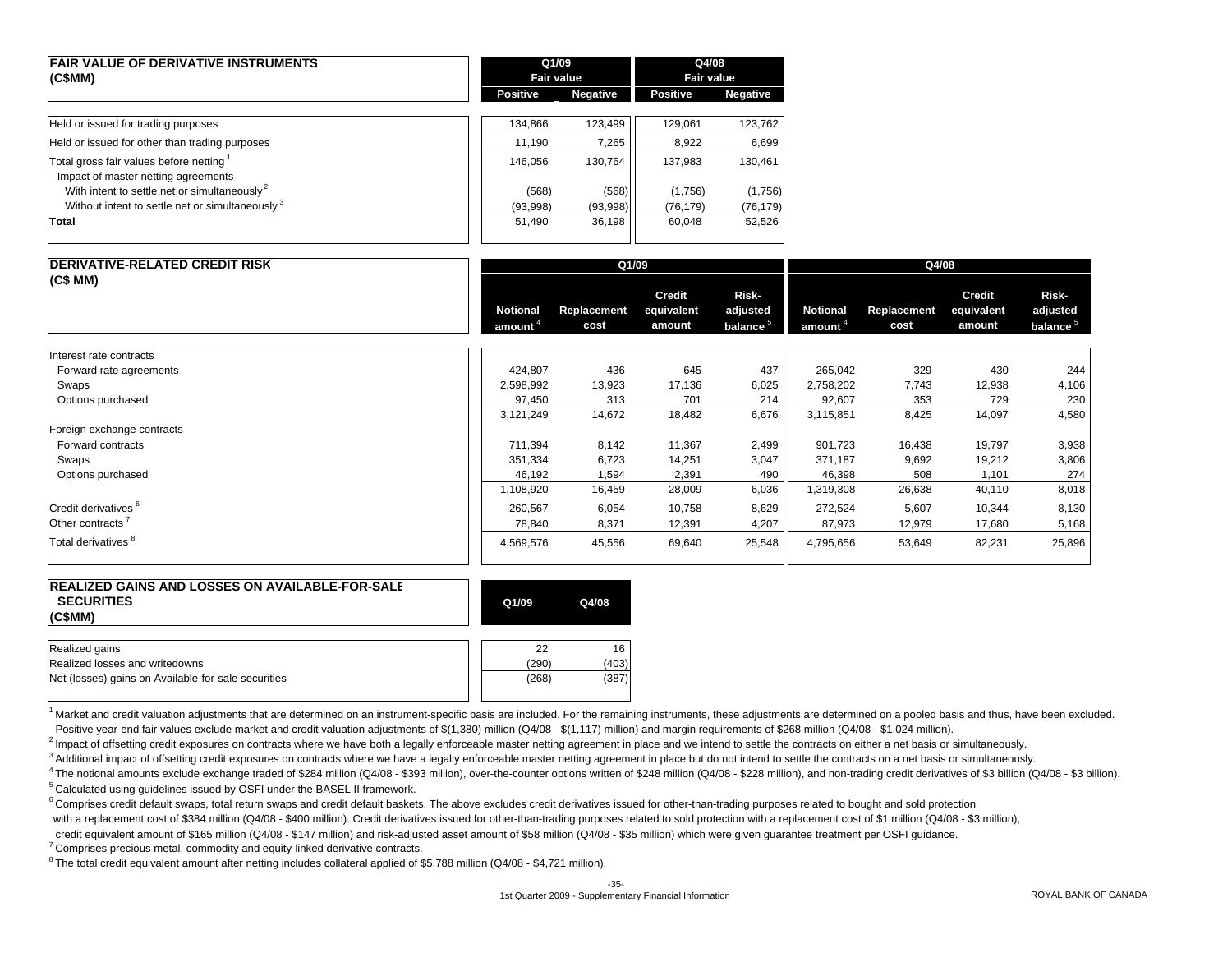## FAIR VALUE OF DERIVATIVE INSTRUMENTS (C$MM)

| | Q1/09 Fair value | | Q4/08 Fair value | |
|---|---|---|---|---|
| | Positive | Negative | Positive | Negative |
| Held or issued for trading purposes | 134,866 | 123,499 | 129,061 | 123,762 |
| Held or issued for other than trading purposes | 11,190 | 7,265 | 8,922 | 6,699 |
| Total gross fair values before netting [1] | 146,056 | 130,764 | 137,983 | 130,461 |
| Impact of master netting agreements | | | | |
| With intent to settle net or simultaneously [2] | (568) | (568) | (1,756) | (1,756) |
| Without intent to settle net or simultaneously [3] | (93,998) | (93,998) | (76,179) | (76,179) |
| **Total** | 51,490 | 36,198 | 60,048 | 52,526 |

## DERIVATIVE-RELATED CREDIT RISK (C$ MM)

| | Q1/09 | | | | Q4/08 | | | |
|---|---|---|---|---|---|---|---|---|
| | Notional amount [4] | Replacement cost | Credit equivalent amount | Risk-adjusted balance [5] | Notional amount [4] | Replacement cost | Credit equivalent amount | Risk-adjusted balance [5] |
| Interest rate contracts | | | | | | | | |
| Forward rate agreements | 424,807 | 436 | 645 | 437 | 265,042 | 329 | 430 | 244 |
| Swaps | 2,598,992 | 13,923 | 17,136 | 6,025 | 2,758,202 | 7,743 | 12,938 | 4,106 |
| Options purchased | 97,450 | 313 | 701 | 214 | 92,607 | 353 | 729 | 230 |
| | 3,121,249 | 14,672 | 18,482 | 6,676 | 3,115,851 | 8,425 | 14,097 | 4,580 |
| Foreign exchange contracts | | | | | | | | |
| Forward contracts | 711,394 | 8,142 | 11,367 | 2,499 | 901,723 | 16,438 | 19,797 | 3,938 |
| Swaps | 351,334 | 6,723 | 14,251 | 3,047 | 371,187 | 9,692 | 19,212 | 3,806 |
| Options purchased | 46,192 | 1,594 | 2,391 | 490 | 46,398 | 508 | 1,101 | 274 |
| | 1,108,920 | 16,459 | 28,009 | 6,036 | 1,319,308 | 26,638 | 40,110 | 8,018 |
| Credit derivatives [6] | 260,567 | 6,054 | 10,758 | 8,629 | 272,524 | 5,607 | 10,344 | 8,130 |
| Other contracts [7] | 78,840 | 8,371 | 12,391 | 4,207 | 87,973 | 12,979 | 17,680 | 5,168 |
| Total derivatives [8] | 4,569,576 | 45,556 | 69,640 | 25,548 | 4,795,656 | 53,649 | 82,231 | 25,896 |

## REALIZED GAINS AND LOSSES ON AVAILABLE-FOR-SALE SECURITIES (C$MM)

| | Q1/09 | Q4/08 |
|---|---|---|
| Realized gains | 22 | 16 |
| Realized losses and writedowns | (290) | (403) |
| Net (losses) gains on Available-for-sale securities | (268) | (387) |

[1] Market and credit valuation adjustments that are determined on an instrument-specific basis are included. For the remaining instruments, these adjustments are determined on a pooled basis and thus, have been excluded. Positive year-end fair values exclude market and credit valuation adjustments of $(1,380) million (Q4/08 - $(1,117) million) and margin requirements of $268 million (Q4/08 - $1,024 million).

[2] Impact of offsetting credit exposures on contracts where we have both a legally enforceable master netting agreement in place and we intend to settle the contracts on either a net basis or simultaneously.

[3] Additional impact of offsetting credit exposures on contracts where we have a legally enforceable master netting agreement in place but do not intend to settle the contracts on a net basis or simultaneously.

[4] The notional amounts exclude exchange traded of $284 million (Q4/08 - $393 million), over-the-counter options written of $248 million (Q4/08 - $228 million), and non-trading credit derivatives of $3 billion (Q4/08 - $3 billion).

[5] Calculated using guidelines issued by OSFI under the BASEL II framework.

[6] Comprises credit default swaps, total return swaps and credit default baskets. The above excludes credit derivatives issued for other-than-trading purposes related to bought and sold protection with a replacement cost of $384 million (Q4/08 - $400 million). Credit derivatives issued for other-than-trading purposes related to sold protection with a replacement cost of $1 million (Q4/08 - $3 million), credit equivalent amount of $165 million (Q4/08 - $147 million) and risk-adjusted asset amount of $58 million (Q4/08 - $35 million) which were given guarantee treatment per OSFI guidance.

[7] Comprises precious metal, commodity and equity-linked derivative contracts.

[8] The total credit equivalent amount after netting includes collateral applied of $5,788 million (Q4/08 - $4,721 million).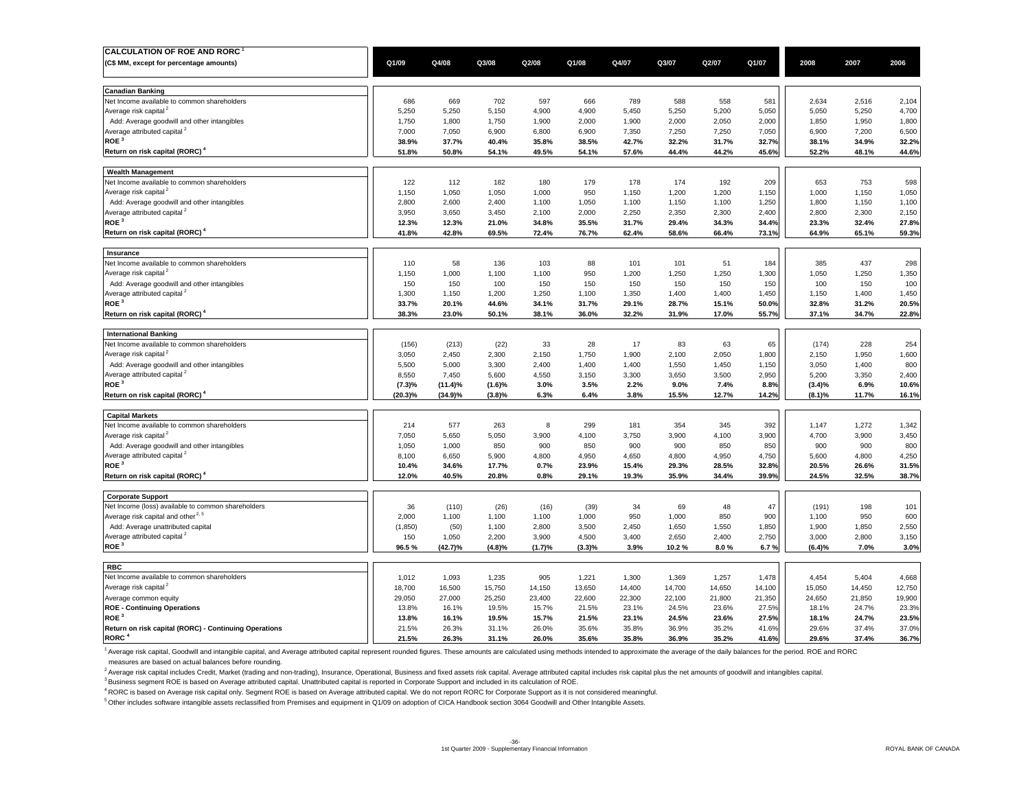| CALCULATION OF ROE AND RORC[1] (C$ MM, except for percentage amounts) | Q1/09 | Q4/08 | Q3/08 | Q2/08 | Q1/08 | Q4/07 | Q3/07 | Q2/07 | Q1/07 | 2008 | 2007 | 2006 |
|---|---|---|---|---|---|---|---|---|---|---|---|---|
| **Canadian Banking** | | | | | | | | | | | | |
| Net Income available to common shareholders | 686 | 669 | 702 | 597 | 666 | 789 | 588 | 558 | 581 | 2,634 | 2,516 | 2,104 |
| Average risk capital[2] | 5,250 | 5,250 | 5,150 | 4,900 | 4,900 | 5,450 | 5,250 | 5,200 | 5,050 | 5,050 | 5,250 | 4,700 |
| Add: Average goodwill and other intangibles | 1,750 | 1,800 | 1,750 | 1,900 | 2,000 | 1,900 | 2,000 | 2,050 | 2,000 | 1,850 | 1,950 | 1,800 |
| Average attributed capital[2] | 7,000 | 7,050 | 6,900 | 6,800 | 6,900 | 7,350 | 7,250 | 7,250 | 7,050 | 6,900 | 7,200 | 6,500 |
| **ROE[3]** | **38.9%** | **37.7%** | **40.4%** | **35.8%** | **38.5%** | **42.7%** | **32.2%** | **31.7%** | **32.7%** | **38.1%** | **34.9%** | **32.2%** |
| **Return on risk capital (RORC)[4]** | **51.8%** | **50.8%** | **54.1%** | **49.5%** | **54.1%** | **57.6%** | **44.4%** | **44.2%** | **45.6%** | **52.2%** | **48.1%** | **44.6%** |
| **Wealth Management** | | | | | | | | | | | | |
| Net Income available to common shareholders | 122 | 112 | 182 | 180 | 179 | 178 | 174 | 192 | 209 | 653 | 753 | 598 |
| Average risk capital[2] | 1,150 | 1,050 | 1,050 | 1,000 | 950 | 1,150 | 1,200 | 1,200 | 1,150 | 1,000 | 1,150 | 1,050 |
| Add: Average goodwill and other intangibles | 2,800 | 2,600 | 2,400 | 1,100 | 1,050 | 1,100 | 1,150 | 1,100 | 1,250 | 1,800 | 1,150 | 1,100 |
| Average attributed capital[2] | 3,950 | 3,650 | 3,450 | 2,100 | 2,000 | 2,250 | 2,350 | 2,300 | 2,400 | 2,800 | 2,300 | 2,150 |
| **ROE[3]** | **12.3%** | **12.3%** | **21.0%** | **34.8%** | **35.5%** | **31.7%** | **29.4%** | **34.3%** | **34.4%** | **23.3%** | **32.4%** | **27.8%** |
| **Return on risk capital (RORC)[4]** | **41.8%** | **42.8%** | **69.5%** | **72.4%** | **76.7%** | **62.4%** | **58.6%** | **66.4%** | **73.1%** | **64.9%** | **65.1%** | **59.3%** |
| **Insurance** | | | | | | | | | | | | |
| Net Income available to common shareholders | 110 | 58 | 136 | 103 | 88 | 101 | 101 | 51 | 184 | 385 | 437 | 298 |
| Average risk capital[2] | 1,150 | 1,000 | 1,100 | 1,100 | 950 | 1,200 | 1,250 | 1,250 | 1,300 | 1,050 | 1,250 | 1,350 |
| Add: Average goodwill and other intangibles | 150 | 150 | 100 | 150 | 150 | 150 | 150 | 150 | 150 | 100 | 150 | 100 |
| Average attributed capital[2] | 1,300 | 1,150 | 1,200 | 1,250 | 1,100 | 1,350 | 1,400 | 1,400 | 1,450 | 1,150 | 1,400 | 1,450 |
| **ROE[3]** | **33.7%** | **20.1%** | **44.6%** | **34.1%** | **31.7%** | **29.1%** | **28.7%** | **15.1%** | **50.0%** | **32.8%** | **31.2%** | **20.5%** |
| **Return on risk capital (RORC)[4]** | **38.3%** | **23.0%** | **50.1%** | **38.1%** | **36.0%** | **32.2%** | **31.9%** | **17.0%** | **55.7%** | **37.1%** | **34.7%** | **22.8%** |
| **International Banking** | | | | | | | | | | | | |
| Net Income available to common shareholders | (156) | (213) | (22) | 33 | 28 | 17 | 83 | 63 | 65 | (174) | 228 | 254 |
| Average risk capital[2] | 3,050 | 2,450 | 2,300 | 2,150 | 1,750 | 1,900 | 2,100 | 2,050 | 1,800 | 2,150 | 1,950 | 1,600 |
| Add: Average goodwill and other intangibles | 5,500 | 5,000 | 3,300 | 2,400 | 1,400 | 1,400 | 1,550 | 1,450 | 1,150 | 3,050 | 1,400 | 800 |
| Average attributed capital[2] | 8,550 | 7,450 | 5,600 | 4,550 | 3,150 | 3,300 | 3,650 | 3,500 | 2,950 | 5,200 | 3,350 | 2,400 |
| **ROE[3]** | **(7.3)%** | **(11.4)%** | **(1.6)%** | **3.0%** | **3.5%** | **2.2%** | **9.0%** | **7.4%** | **8.8%** | **(3.4)%** | **6.9%** | **10.6%** |
| **Return on risk capital (RORC)[4]** | **(20.3)%** | **(34.9)%** | **(3.8)%** | **6.3%** | **6.4%** | **3.8%** | **15.5%** | **12.7%** | **14.2%** | **(8.1)%** | **11.7%** | **16.1%** |
| **Capital Markets** | | | | | | | | | | | | |
| Net Income available to common shareholders | 214 | 577 | 263 | 8 | 299 | 181 | 354 | 345 | 392 | 1,147 | 1,272 | 1,342 |
| Average risk capital[2] | 7,050 | 5,650 | 5,050 | 3,900 | 4,100 | 3,750 | 3,900 | 4,100 | 3,900 | 4,700 | 3,900 | 3,450 |
| Add: Average goodwill and other intangibles | 1,050 | 1,000 | 850 | 900 | 850 | 900 | 900 | 850 | 850 | 900 | 900 | 800 |
| Average attributed capital[2] | 8,100 | 6,650 | 5,900 | 4,800 | 4,950 | 4,650 | 4,800 | 4,950 | 4,750 | 5,600 | 4,800 | 4,250 |
| **ROE[3]** | **10.4%** | **34.6%** | **17.7%** | **0.7%** | **23.9%** | **15.4%** | **29.3%** | **28.5%** | **32.8%** | **20.5%** | **26.6%** | **31.5%** |
| **Return on risk capital (RORC)[4]** | **12.0%** | **40.5%** | **20.8%** | **0.8%** | **29.1%** | **19.3%** | **35.9%** | **34.4%** | **39.9%** | **24.5%** | **32.5%** | **38.7%** |
| **Corporate Support** | | | | | | | | | | | | |
| Net Income (loss) available to common shareholders | 36 | (110) | (26) | (16) | (39) | 34 | 69 | 48 | 47 | (191) | 198 | 101 |
| Average risk capital and other[2, 5] | 2,000 | 1,100 | 1,100 | 1,100 | 1,000 | 950 | 1,000 | 850 | 900 | 1,100 | 950 | 600 |
| Add: Average unattributed capital | (1,850) | (50) | 1,100 | 2,800 | 3,500 | 2,450 | 1,650 | 1,550 | 1,850 | 1,900 | 1,850 | 2,550 |
| Average attributed capital[2] | 150 | 1,050 | 2,200 | 3,900 | 4,500 | 3,400 | 2,650 | 2,400 | 2,750 | 3,000 | 2,800 | 3,150 |
| **ROE[3]** | **96.5 %** | **(42.7)%** | **(4.8)%** | **(1.7)%** | **(3.3)%** | **3.9%** | **10.2 %** | **8.0 %** | **6.7 %** | **(6.4)%** | **7.0%** | **3.0%** |
| **RBC** | | | | | | | | | | | | |
| Net Income available to common shareholders | 1,012 | 1,093 | 1,235 | 905 | 1,221 | 1,300 | 1,369 | 1,257 | 1,478 | 4,454 | 5,404 | 4,668 |
| Average risk capital[2] | 18,700 | 16,500 | 15,750 | 14,150 | 13,650 | 14,400 | 14,700 | 14,650 | 14,100 | 15,050 | 14,450 | 12,750 |
| Average common equity | 29,050 | 27,000 | 25,250 | 23,400 | 22,600 | 22,300 | 22,100 | 21,800 | 21,350 | 24,650 | 21,850 | 19,900 |
| **ROE - Continuing Operations** | 13.8% | 16.1% | 19.5% | 15.7% | 21.5% | 23.1% | 24.5% | 23.6% | 27.5% | 18.1% | 24.7% | 23.3% |
| **ROE[3]** | **13.8%** | **16.1%** | **19.5%** | **15.7%** | **21.5%** | **23.1%** | **24.5%** | **23.6%** | **27.5%** | **18.1%** | **24.7%** | **23.5%** |
| **Return on risk capital (RORC) - Continuing Operations** | 21.5% | 26.3% | 31.1% | 26.0% | 35.6% | 35.8% | 36.9% | 35.2% | 41.6% | 29.6% | 37.4% | 37.0% |
| **RORC[4]** | **21.5%** | **26.3%** | **31.1%** | **26.0%** | **35.6%** | **35.8%** | **36.9%** | **35.2%** | **41.6%** | **29.6%** | **37.4%** | **36.7%** |

[1] Average risk capital, Goodwill and intangible capital, and Average attributed capital represent rounded figures. These amounts are calculated using methods intended to approximate the average of the daily balances for the period. ROE and RORC measures are based on actual balances before rounding.

[2] Average risk capital includes Credit, Market (trading and non-trading), Insurance, Operational, Business and fixed assets risk capital. Average attributed capital includes risk capital plus the net amounts of goodwill and intangibles capital.

[3] Business segment ROE is based on Average attributed capital. Unattributed capital is reported in Corporate Support and included in its calculation of ROE.

[4] RORC is based on Average risk capital only. Segment ROE is based on Average attributed capital. We do not report RORC for Corporate Support as it is not considered meaningful.

[5] Other includes software intangible assets reclassified from Premises and equipment in Q1/09 on adoption of CICA Handbook section 3064 Goodwill and Other Intangible Assets.